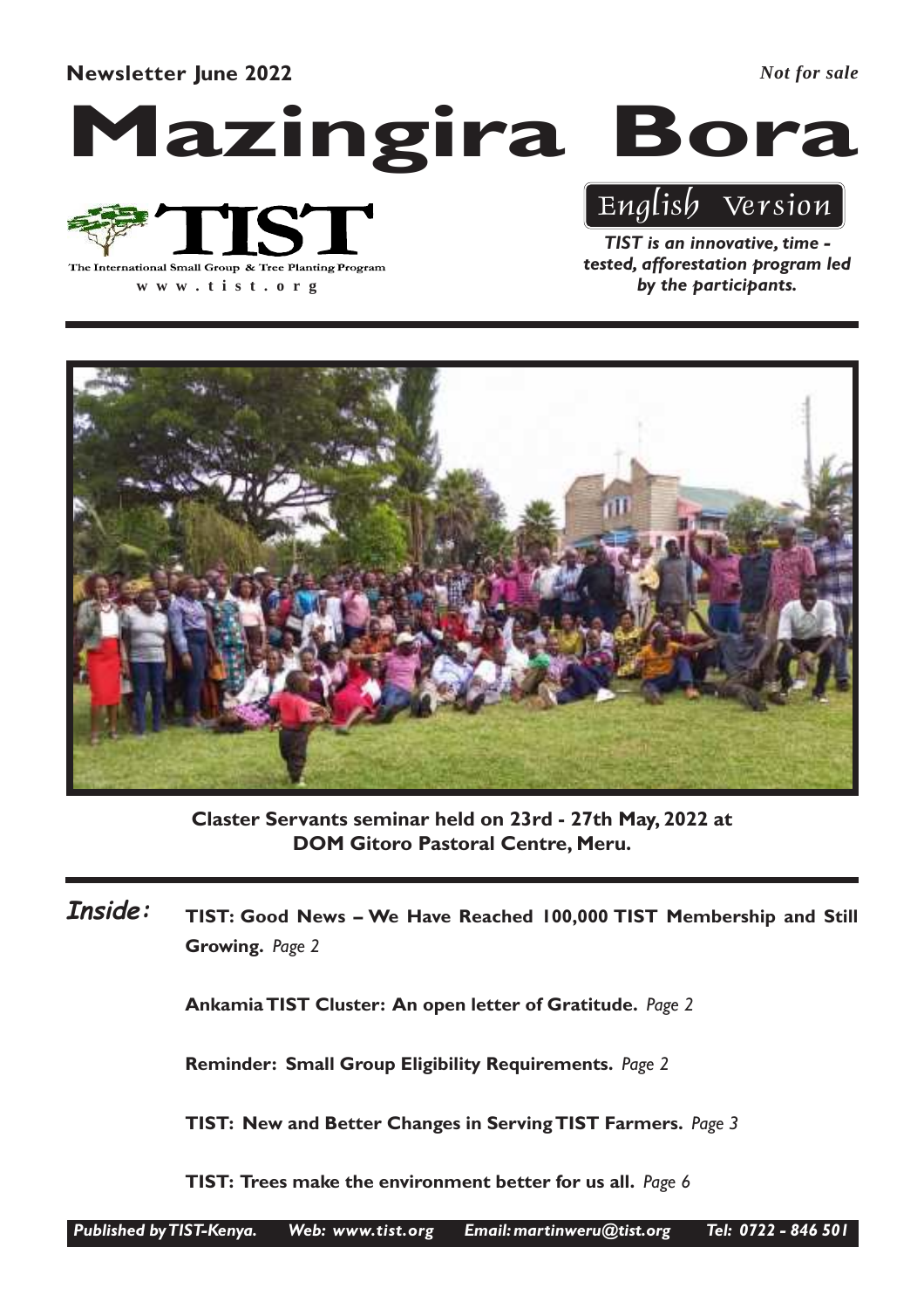**Newsletter June 2022**

*Not for sale*

# Mazingira Bora

TIST

The International Small Group & Tree Planting Program

www.tist.org

English Version

***TIST is an innovative, time - tested, afforestation program led by the participants.***

**Claster Servants seminar held on 23rd - 27th May, 2022 at DOM Gitoro Pastoral Centre, Meru.**

## Inside:

**TIST: Good News – We Have Reached 100,000 TIST Membership and Still Growing.** *Page 2*

**Ankamia TIST Cluster: An open letter of Gratitude.** *Page 2*

**Reminder: Small Group Eligibility Requirements.** *Page 2*

**TIST: New and Better Changes in Serving TIST Farmers.** *Page 3*

**TIST: Trees make the environment better for us all.** *Page 6*

*Published by TIST-Kenya. Web: www.tist.org Email: martinweru@tist.org Tel: 0722 - 846 501*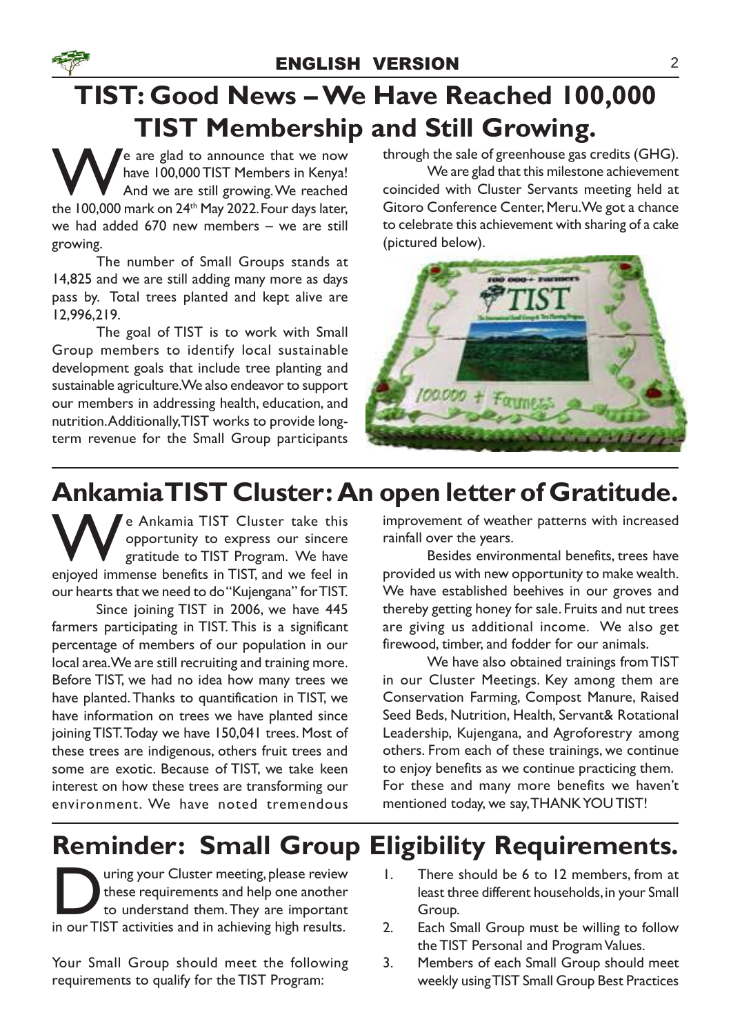## ENGLISH VERSION

# TIST: Good News – We Have Reached 100,000 TIST Membership and Still Growing.

We are glad to announce that we now have 100,000 TIST Members in Kenya! And we are still growing. We reached the 100,000 mark on 24th May 2022. Four days later, we had added 670 new members – we are still growing.

The number of Small Groups stands at 14,825 and we are still adding many more as days pass by. Total trees planted and kept alive are 12,996,219.

The goal of TIST is to work with Small Group members to identify local sustainable development goals that include tree planting and sustainable agriculture. We also endeavor to support our members in addressing health, education, and nutrition. Additionally, TIST works to provide long-term revenue for the Small Group participants through the sale of greenhouse gas credits (GHG).

We are glad that this milestone achievement coincided with Cluster Servants meeting held at Gitoro Conference Center, Meru. We got a chance to celebrate this achievement with sharing of a cake (pictured below).

# Ankamia TIST Cluster: An open letter of Gratitude.

We Ankamia TIST Cluster take this opportunity to express our sincere gratitude to TIST Program. We have enjoyed immense benefits in TIST, and we feel in our hearts that we need to do "Kujengana" for TIST.

Since joining TIST in 2006, we have 445 farmers participating in TIST. This is a significant percentage of members of our population in our local area. We are still recruiting and training more. Before TIST, we had no idea how many trees we have planted. Thanks to quantification in TIST, we have information on trees we have planted since joining TIST. Today we have 150,041 trees. Most of these trees are indigenous, others fruit trees and some are exotic. Because of TIST, we take keen interest on how these trees are transforming our environment. We have noted tremendous improvement of weather patterns with increased rainfall over the years.

Besides environmental benefits, trees have provided us with new opportunity to make wealth. We have established beehives in our groves and thereby getting honey for sale. Fruits and nut trees are giving us additional income. We also get firewood, timber, and fodder for our animals.

We have also obtained trainings from TIST in our Cluster Meetings. Key among them are Conservation Farming, Compost Manure, Raised Seed Beds, Nutrition, Health, Servant& Rotational Leadership, Kujengana, and Agroforestry among others. From each of these trainings, we continue to enjoy benefits as we continue practicing them. For these and many more benefits we haven't mentioned today, we say, THANK YOU TIST!

# Reminder: Small Group Eligibility Requirements.

During your Cluster meeting, please review these requirements and help one another to understand them. They are important in our TIST activities and in achieving high results.

Your Small Group should meet the following requirements to qualify for the TIST Program:

1. There should be 6 to 12 members, from at least three different households, in your Small Group.
2. Each Small Group must be willing to follow the TIST Personal and Program Values.
3. Members of each Small Group should meet weekly using TIST Small Group Best Practices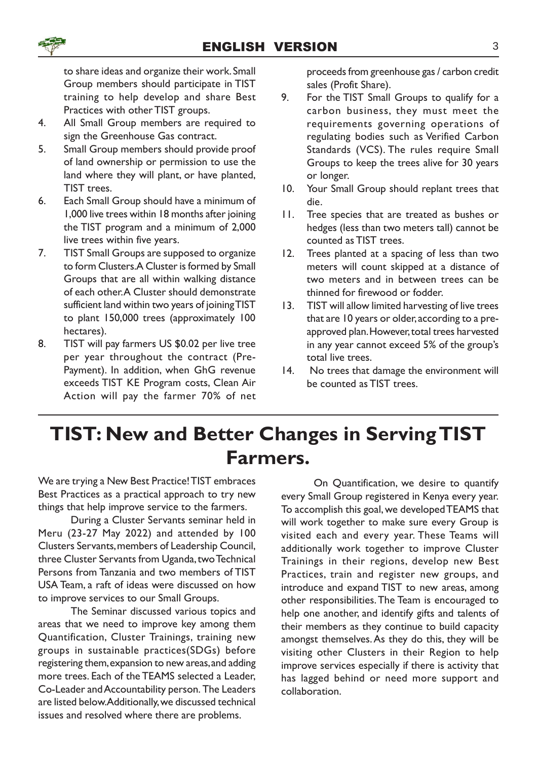to share ideas and organize their work. Small Group members should participate in TIST training to help develop and share Best Practices with other TIST groups.

4. All Small Group members are required to sign the Greenhouse Gas contract.
5. Small Group members should provide proof of land ownership or permission to use the land where they will plant, or have planted, TIST trees.
6. Each Small Group should have a minimum of 1,000 live trees within 18 months after joining the TIST program and a minimum of 2,000 live trees within five years.
7. TIST Small Groups are supposed to organize to form Clusters. A Cluster is formed by Small Groups that are all within walking distance of each other. A Cluster should demonstrate sufficient land within two years of joining TIST to plant 150,000 trees (approximately 100 hectares).
8. TIST will pay farmers US $0.02 per live tree per year throughout the contract (Pre-Payment). In addition, when GhG revenue exceeds TIST KE Program costs, Clean Air Action will pay the farmer 70% of net proceeds from greenhouse gas / carbon credit sales (Profit Share).
9. For the TIST Small Groups to qualify for a carbon business, they must meet the requirements governing operations of regulating bodies such as Verified Carbon Standards (VCS). The rules require Small Groups to keep the trees alive for 30 years or longer.
10. Your Small Group should replant trees that die.
11. Tree species that are treated as bushes or hedges (less than two meters tall) cannot be counted as TIST trees.
12. Trees planted at a spacing of less than two meters will count skipped at a distance of two meters and in between trees can be thinned for firewood or fodder.
13. TIST will allow limited harvesting of live trees that are 10 years or older, according to a pre-approved plan. However, total trees harvested in any year cannot exceed 5% of the group's total live trees.
14. No trees that damage the environment will be counted as TIST trees.

# TIST: New and Better Changes in Serving TIST Farmers.

We are trying a New Best Practice! TIST embraces Best Practices as a practical approach to try new things that help improve service to the farmers.

During a Cluster Servants seminar held in Meru (23-27 May 2022) and attended by 100 Clusters Servants, members of Leadership Council, three Cluster Servants from Uganda, two Technical Persons from Tanzania and two members of TIST USA Team, a raft of ideas were discussed on how to improve services to our Small Groups.

The Seminar discussed various topics and areas that we need to improve key among them Quantification, Cluster Trainings, training new groups in sustainable practices(SDGs) before registering them, expansion to new areas, and adding more trees. Each of the TEAMS selected a Leader, Co-Leader and Accountability person. The Leaders are listed below. Additionally, we discussed technical issues and resolved where there are problems.

On Quantification, we desire to quantify every Small Group registered in Kenya every year. To accomplish this goal, we developed TEAMS that will work together to make sure every Group is visited each and every year. These Teams will additionally work together to improve Cluster Trainings in their regions, develop new Best Practices, train and register new groups, and introduce and expand TIST to new areas, among other responsibilities. The Team is encouraged to help one another, and identify gifts and talents of their members as they continue to build capacity amongst themselves. As they do this, they will be visiting other Clusters in their Region to help improve services especially if there is activity that has lagged behind or need more support and collaboration.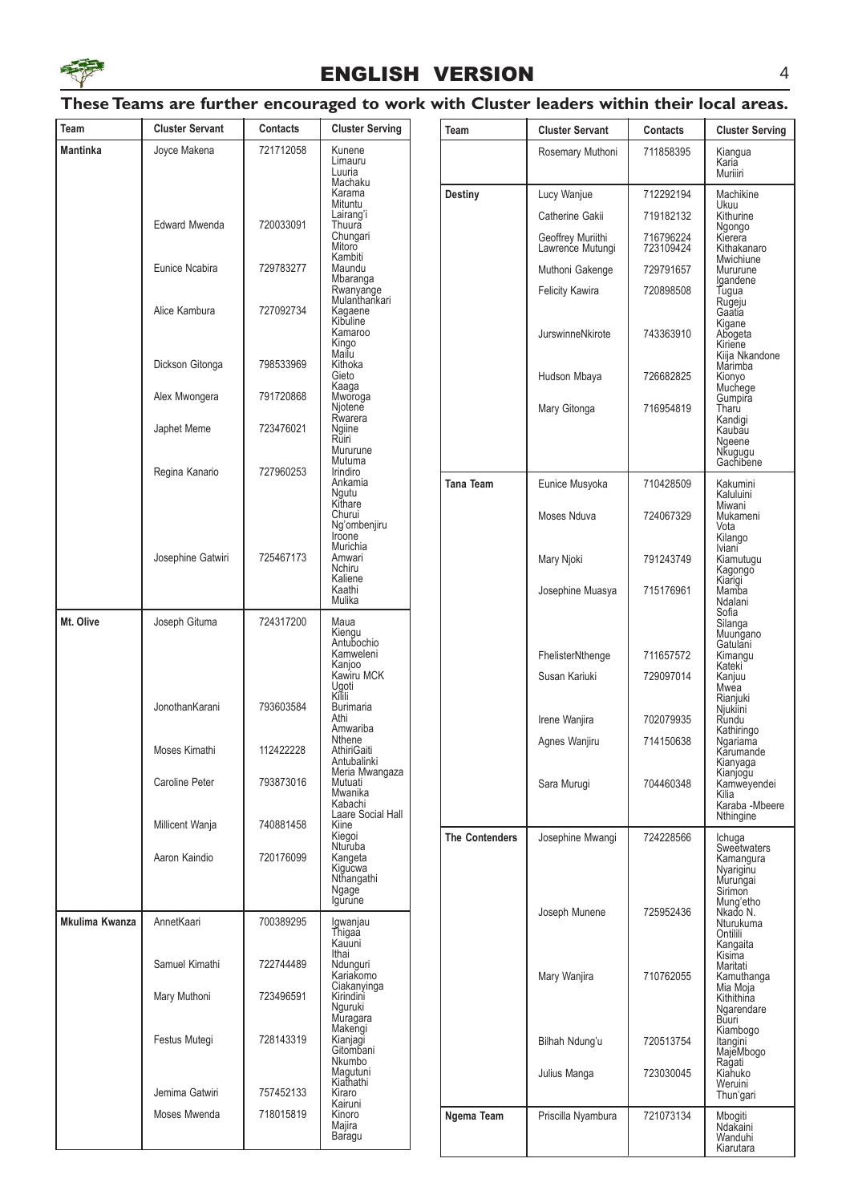## ENGLISH VERSION

## These Teams are further encouraged to work with Cluster leaders within their local areas.

| Team | Cluster Servant | Contacts | Cluster Serving |
|---|---|---|---|
| Mantinka | Joyce Makena | 721712058 | Kunene Limauru Luuria Machaku Karama Mituntu Lairang'i |
| | Edward Mwenda | 720033091 | Thuura Chungari Mitoro Kambiti |
| | Eunice Ncabira | 729783277 | Maundu Mbaranga Rwanyange Mulanthankari |
| | Alice Kambura | 727092734 | Kagaene Kibuline Kamaroo Kingo Mailu |
| | Dickson Gitonga | 798533969 | Kithoka Gieto Kaaga |
| | Alex Mwongera | 791720868 | Mworoga Njotene Rwarera |
| | Japhet Meme | 723476021 | Ngiine Ruiri Mururune Mutuma |
| | Regina Kanario | 727960253 | Irindiro Ankamia Ngutu Kithare Churui Ng'ombenjiru Iroone Murichia |
| | Josephine Gatwiri | 725467173 | Amwari Nchiru Kaliene Kaathi Mulika |
| Mt. Olive | Joseph Gituma | 724317200 | Maua Kiengu Antubochio Kamweleni Kanjoo Kawiru MCK Ugoti Kiili |
| | JonothanKarani | 793603584 | Burimaria Athi Amwariba Nthene |
| | Moses Kimathi | 112422228 | AthiriGaiti Antubalinki Meria Mwangaza |
| | Caroline Peter | 793873016 | Mutuati Mwanika Kabachi Laare Social Hall |
| | Millicent Wanja | 740881458 | Kiine Kiegoi Nturuba |
| | Aaron Kaindio | 720176099 | Kangeta Kigucwa Nthangathi Ngage Igurune |
| Mkulima Kwanza | AnnetKaari | 700389295 | Igwanjau Thigaa Kauuni Ithai |
| | Samuel Kimathi | 722744489 | Ndunguri Kariakomo Ciakanyinga |
| | Mary Muthoni | 723496591 | Kirindini Nguruki Muragara Makengi |
| | Festus Mutegi | 728143319 | Kianjagi Gitombani Nkumbo Magutuni Kiathathi |
| | Jemima Gatwiri | 757452133 | Kiraro Kairuni |
| | Moses Mwenda | 718015819 | Kinoro Majira Baragu |
| | Rosemary Muthoni | 711858395 | Kiangua Karia Muriiri |
| Destiny | Lucy Wanjue | 712292194 | Machikine Ukuu |
| | Catherine Gakii | 719182132 | Kithurine Ngongo |
| | Geoffrey Muriithi Lawrence Mutungi | 716796224 723109424 | Kierera Kithakanaro Mwichiune |
| | Muthoni Gakenge | 729791657 | Mururune Igandene |
| | Felicity Kawira | 720898508 | Tugua Rugeju Gaatia Kigane |
| | JurswinneNkirote | 743363910 | Abogeta Kiriene Kiija Nkandone Marimba |
| | Hudson Mbaya | 726682825 | Kionyo Muchege Gumpira |
| | Mary Gitonga | 716954819 | Tharu Kandigi Kaubau Ngeene Nkugugu Gachibene |
| Tana Team | Eunice Musyoka | 710428509 | Kakumini Kaluluini Miwani |
| | Moses Nduva | 724067329 | Mukameni Vota Kilango Iviani |
| | Mary Njoki | 791243749 | Kiamutugu Kagongo Kiarigi |
| | Josephine Muasya | 715176961 | Mamba Ndalani Sofia Silanga Muungano Gatulani |
| | FhelisterNthenge | 711657572 | Kimangu Kateki |
| | Susan Kariuki | 729097014 | Kanjuu Mwea Rianjuki Njukiini |
| | Irene Wanjira | 702079935 | Rundu Kathiringo |
| | Agnes Wanjiru | 714150638 | Ngariama Karumande Kianyaga Kianjogu |
| | Sara Murugi | 704460348 | Kamweyendei Kilia Karaba -Mbeere Nthingine |
| The Contenders | Josephine Mwangi | 724228566 | Ichuga Sweetwaters Kamangura Nyariginu Murungai Sirimon Mung'etho |
| | Joseph Munene | 725952436 | Nkado N. Nturukuma Ontilili Kangaita Kisima Maritati |
| | Mary Wanjira | 710762055 | Kamuthanga Mia Moja Kithithina Ngarendare Buuri Kiambogo |
| | Bilhah Ndung'u | 720513754 | Itangini MajeMbogo Ragati |
| | Julius Manga | 723030045 | Kiahuko Weruini Thun'gari |
| Ngema Team | Priscilla Nyambura | 721073134 | Mbogiti Ndakaini Wanduhi Kiarutara |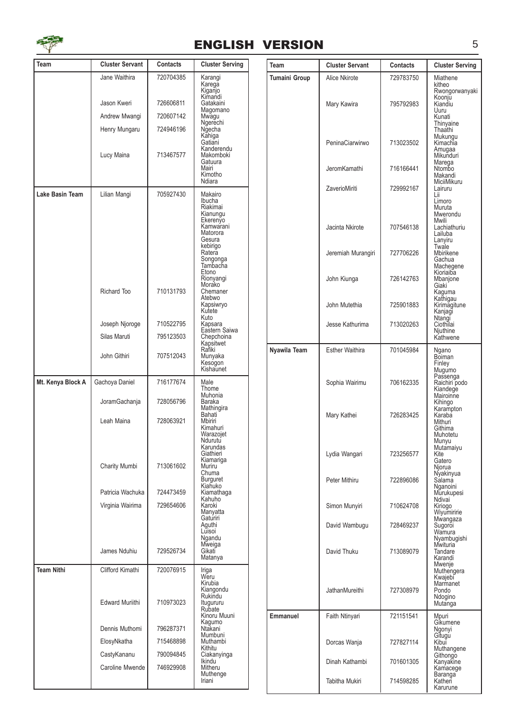| Team | Cluster Servant | Contacts | Cluster Serving |
|---|---|---|---|
| | Jane Waithira | 720704385 | Karangi<br>Karega<br>Kiganjo<br>Kimandi |
| | Jason Kweri | 726606811 | Gatakaini<br>Magomano |
| | Andrew Mwangi | 720607142 | Mwagu<br>Ngerechi |
| | Henry Mungaru | 724946196 | Ngecha<br>Kahiga<br>Gatiani<br>Kanderendu |
| | Lucy Maina | 713467577 | Makomboki<br>Gatuura<br>Mairi<br>Kimotho<br>Ndiara |
| **Lake Basin Team** | Lilian Mangi | 705927430 | Makairo<br>Ibucha<br>Riakimai<br>Kianungu<br>Ekerenyo<br>Kamwarani<br>Matorora<br>Gesura<br>kebirigo<br>Ratera<br>Songonga<br>Tambacha<br>Etono<br>Rionyangi<br>Morako |
| | Richard Too | 710131793 | Chemaner<br>Atebwo<br>Kapsiwryo<br>Kutete<br>Kuto |
| | Joseph Njoroge | 710522795 | Kapsara<br>Eastern Saiwa |
| | Silas Maruti | 795123503 | Chepchoina<br>Kapsitwet<br>Rafiki |
| | John Githiri | 707512043 | Munyaka<br>Kesogon<br>Kishaunet |
| **Mt. Kenya Block A** | Gachoya Daniel | 716177674 | Male<br>Thome<br>Muhonia |
| | JoramGachanja | 728056796 | Baraka<br>Mathingira<br>Bahati |
| | Leah Maina | 728063921 | Mbiriri<br>Kimahuri<br>Warazojet<br>Ndurutu<br>Karundas<br>Giathieri<br>Kiamariga |
| | Charity Mumbi | 713061602 | Muriru<br>Chuma<br>Burguret<br>Kiahuko |
| | Patricia Wachuka | 724473459 | Kiamathaga<br>Kahuho |
| | Virginia Wairima | 729654606 | Karoki<br>Manyatta<br>Gaturiri<br>Aguthi<br>Luisoi<br>Ngandu<br>Mweiga |
| | James Nduhiu | 729526734 | Gikati<br>Matanya |
| **Team Nithi** | Clifford Kimathi | 720076915 | Iriga<br>Weru<br>Kirubia<br>Kiangondu<br>Rukindu |
| | Edward Muriithi | 710973023 | Itugururu<br>Rubate<br>Kinoru Muuni<br>Kagumo |
| | Dennis Muthomi | 796287371 | Ntakani<br>Mumbuni |
| | ElosyNkatha | 715468898 | Muthambi<br>Kithitu |
| | CastyKananu | 790094845 | Ciakanyinga<br>Ikindu |
| | Caroline Mwende | 746929908 | Mitheru<br>Muthenge<br>Iriani |
| **Tumaini Group** | Alice Nkirote | 729783750 | Miathene<br>kitheo<br>Rwongorwanyaki<br>Koonju |
| | Mary Kawira | 795792983 | Kiandiu<br>Uuru<br>Kunati<br>Thinyaine<br>Thaathi<br>Mukungu |
| | PeninaCiarwirwo | 713023502 | Kimachia<br>Amugaa<br>Mikunduri<br>Marega |
| | JeromKamathi | 716166441 | Ntombo<br>Makandi<br>MiciiMikuru |
| | ZaverioMiriti | 729992167 | Lairuru<br>Lii<br>Limoro<br>Muruta<br>Mwerondu<br>Mwili |
| | Jacinta Nkirote | 707546138 | Lachiathuriu<br>Lailuba<br>Lanyiru<br>Twale |
| | Jeremiah Murangiri | 727706226 | Mbirikene<br>Gachua<br>Machegene<br>Kioriaiba |
| | John Kiunga | 726142763 | Mbanjone<br>Giaki<br>Kaguma<br>Kathigau |
| | John Mutethia | 725901883 | Kirimagitune<br>Kanjagi<br>Ntangi |
| | Jesse Kathurima | 713020263 | Ciothilai<br>Njuthine<br>Kathwene |
| **Nyawila Team** | Esther Waithira | 701045984 | Ngano<br>Boiman<br>Finley<br>Mugumo<br>Passenga |
| | Sophia Wairimu | 706162335 | Raichiri podo<br>Kiandege<br>Mairoinne<br>Kihingo<br>Karampton |
| | Mary Kathei | 726283425 | Karaba<br>Mithuri<br>Githima<br>Muhotetu<br>Munyu<br>Mutamaiyu |
| | Lydia Wangari | 723256577 | Kite<br>Gatero<br>Njorua<br>Nyakinyua |
| | Peter Mithiru | 722896086 | Salama<br>Nganoini<br>Murukupesi<br>Ndivai |
| | Simon Munyiri | 710624708 | Kiriogo<br>Wiyumiririe<br>Mwangaza |
| | David Wambugu | 728469237 | Sugoroi<br>Wamura<br>Nyambugishi<br>Mwituria |
| | David Thuku | 713089079 | Tandare<br>Karandi<br>Mwenje<br>Muthengera<br>Kwajebi<br>Marmanet |
| | JathanMureithi | 727308979 | Pondo<br>Ndogino<br>Mutanga |
| **Emmanuel** | Faith Ntinyari | 721151541 | Mpuri<br>Gikumene<br>Ngonyi<br>Gitugu |
| | Dorcas Wanja | 727827114 | Kibui<br>Muthangene<br>Githongo |
| | Dinah Kathambi | 701601305 | Kanyakine<br>Kamacege<br>Baranga |
| | Tabitha Mukiri | 714598285 | Katheri<br>Karurune |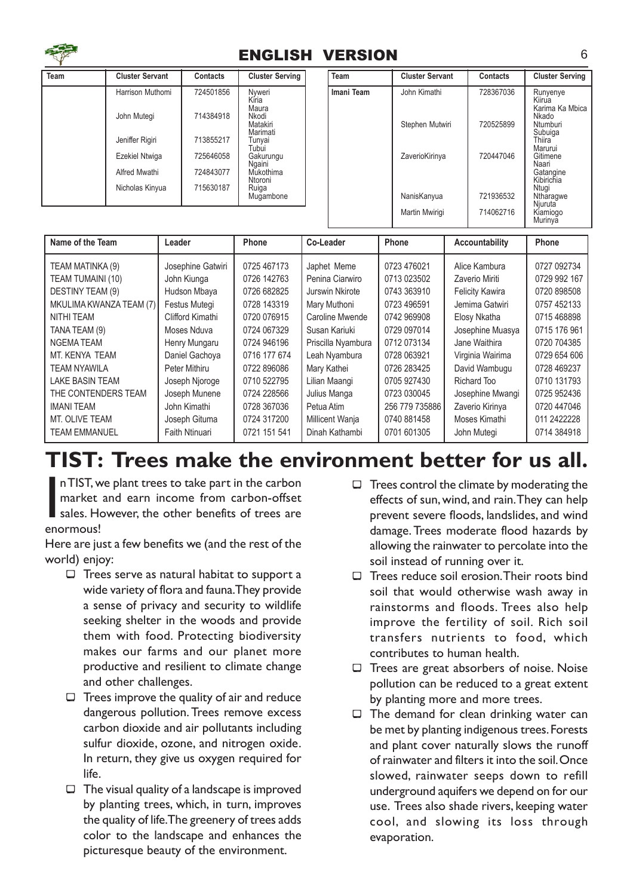## ENGLISH VERSION

| Team | Cluster Servant | Contacts | Cluster Serving |
|---|---|---|---|
| | Harrison Muthomi | 724501856 | Nyweri Kiria Maura |
| | John Mutegi | 714384918 | Nkodi Matakiri Marimati |
| | Jeniffer Rigiri | 713855217 | Tunyai Tubui |
| | Ezekiel Ntwiga | 725646058 | Gakurungu Ngaini |
| | Alfred Mwathi | 724843077 | Mukothima Ntoroni |
| | Nicholas Kinyua | 715630187 | Ruiga Mugambone |

| Team | Cluster Servant | Contacts | Cluster Serving |
|---|---|---|---|
| Imani Team | John Kimathi | 728367036 | Runyenye Kiirua Karima Ka Mbica Nkado |
| | Stephen Mutwiri | 720525899 | Ntumburi Subuiga Thiira Marurui |
| | ZaverioKirinya | 720447046 | Gitimene Naari Gatangine Kibirichia Ntugi |
| | NanisKanyua | 721936532 | Ntharagwe Njuruta |
| | Martin Mwirigi | 714062716 | Kiamiogo Murinya |

| Name of the Team | Leader | Phone | Co-Leader | Phone | Accountability | Phone |
|---|---|---|---|---|---|---|
| TEAM MATINKA (9) | Josephine Gatwiri | 0725 467173 | Japhet Meme | 0723 476021 | Alice Kambura | 0727 092734 |
| TEAM TUMAINI (10) | John Kiunga | 0726 142763 | Penina Ciarwiro | 0713 023502 | Zaverio Miriti | 0729 992 167 |
| DESTINY TEAM (9) | Hudson Mbaya | 0726 682825 | Jurswin Nkirote | 0743 363910 | Felicity Kawira | 0720 898508 |
| MKULIMA KWANZA TEAM (7) | Festus Mutegi | 0728 143319 | Mary Muthoni | 0723 496591 | Jemima Gatwiri | 0757 452133 |
| NITHI TEAM | Clifford Kimathi | 0720 076915 | Caroline Mwende | 0742 969908 | Elosy Nkatha | 0715 468898 |
| TANA TEAM (9) | Moses Nduva | 0724 067329 | Susan Kariuki | 0729 097014 | Josephine Muasya | 0715 176 961 |
| NGEMA TEAM | Henry Mungaru | 0724 946196 | Priscilla Nyambura | 0712 073134 | Jane Waithira | 0720 704385 |
| MT. KENYA TEAM | Daniel Gachoya | 0716 177 674 | Leah Nyambura | 0728 063921 | Virginia Wairima | 0729 654 606 |
| TEAM NYAWILA | Peter Mithiru | 0722 896086 | Mary Kathei | 0726 283425 | David Wambugu | 0728 469237 |
| LAKE BASIN TEAM | Joseph Njoroge | 0710 522795 | Lilian Maangi | 0705 927430 | Richard Too | 0710 131793 |
| THE CONTENDERS TEAM | Joseph Munene | 0724 228566 | Julius Manga | 0723 030045 | Josephine Mwangi | 0725 952436 |
| IMANI TEAM | John Kimathi | 0728 367036 | Petua Atim | 256 779 735886 | Zaverio Kirinya | 0720 447046 |
| MT. OLIVE TEAM | Joseph Gituma | 0724 317200 | Millicent Wanja | 0740 881458 | Moses Kimathi | 011 2422228 |
| TEAM EMMANUEL | Faith Ntinuari | 0721 151 541 | Dinah Kathambi | 0701 601305 | John Mutegi | 0714 384918 |

# TIST: Trees make the environment better for us all.

In TIST, we plant trees to take part in the carbon market and earn income from carbon-offset sales. However, the other benefits of trees are enormous!

Here are just a few benefits we (and the rest of the world) enjoy:

- Trees serve as natural habitat to support a wide variety of flora and fauna. They provide a sense of privacy and security to wildlife seeking shelter in the woods and provide them with food. Protecting biodiversity makes our farms and our planet more productive and resilient to climate change and other challenges.
- Trees improve the quality of air and reduce dangerous pollution. Trees remove excess carbon dioxide and air pollutants including sulfur dioxide, ozone, and nitrogen oxide. In return, they give us oxygen required for life.
- The visual quality of a landscape is improved by planting trees, which, in turn, improves the quality of life. The greenery of trees adds color to the landscape and enhances the picturesque beauty of the environment.
- Trees control the climate by moderating the effects of sun, wind, and rain. They can help prevent severe floods, landslides, and wind damage. Trees moderate flood hazards by allowing the rainwater to percolate into the soil instead of running over it.
- Trees reduce soil erosion. Their roots bind soil that would otherwise wash away in rainstorms and floods. Trees also help improve the fertility of soil. Rich soil transfers nutrients to food, which contributes to human health.
- Trees are great absorbers of noise. Noise pollution can be reduced to a great extent by planting more and more trees.
- The demand for clean drinking water can be met by planting indigenous trees. Forests and plant cover naturally slows the runoff of rainwater and filters it into the soil. Once slowed, rainwater seeps down to refill underground aquifers we depend on for our use. Trees also shade rivers, keeping water cool, and slowing its loss through evaporation.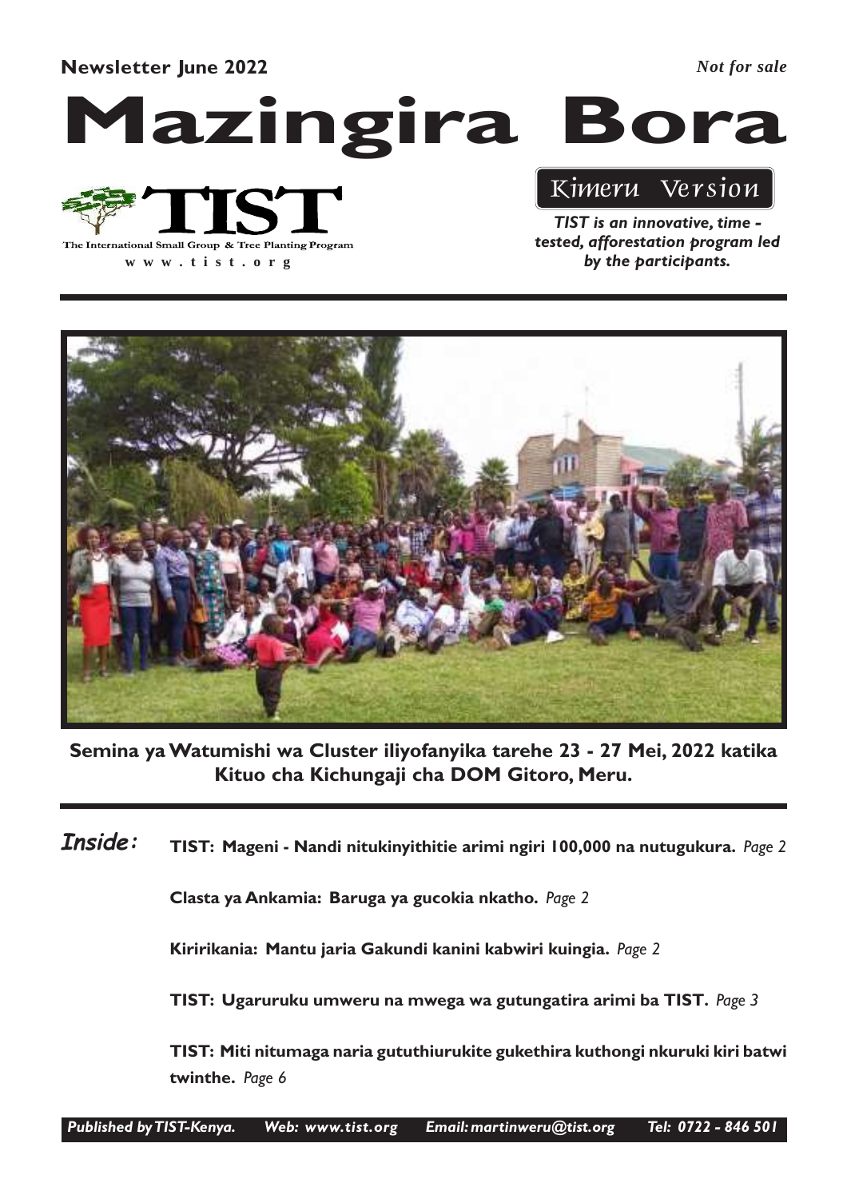**Newsletter June 2022** *Not for sale*

# Mazingira Bora

The International Small Group & Tree Planting Program

www.tist.org

Kimeru Version

***TIST is an innovative, time - tested, afforestation program led by the participants.***

**Semina ya Watumishi wa Cluster iliyofanyika tarehe 23 - 27 Mei, 2022 katika Kituo cha Kichungaji cha DOM Gitoro, Meru.**

***Inside:***

**TIST: Mageni - Nandi nitukinyithitie arimi ngiri 100,000 na nutugukura.** *Page 2*

**Clasta ya Ankamia: Baruga ya gucokia nkatho.** *Page 2*

**Kiririkania: Mantu jaria Gakundi kanini kabwiri kuingia.** *Page 2*

**TIST: Ugaruruku umweru na mwega wa gutungatira arimi ba TIST.** *Page 3*

**TIST: Miti nitumaga naria gututhiurukite gukethira kuthongi nkuruki kiri batwi twinthe.** *Page 6*

*Published by TIST-Kenya. Web: www.tist.org Email: martinweru@tist.org Tel: 0722 - 846 501*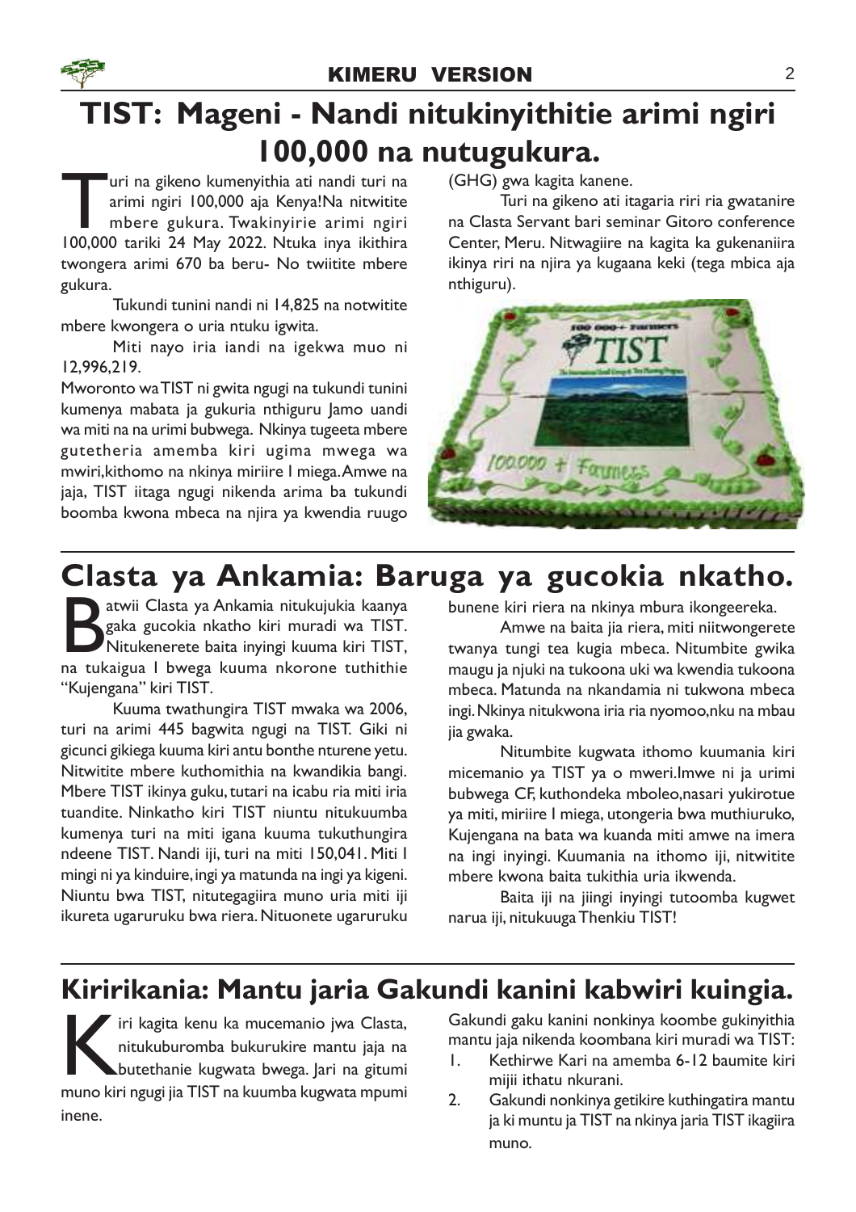# TIST: Mageni - Nandi nitukinyithitie arimi ngiri 100,000 na nutugukura.

Turi na gikeno kumenyithia ati nandi turi na arimi ngiri 100,000 aja Kenya!Na nitwitite mbere gukura. Twakinyirie arimi ngiri 100,000 tariki 24 May 2022. Ntuka inya ikithira twongera arimi 670 ba beru- No twiitite mbere gukura.

Tukundi tunini nandi ni 14,825 na notwitite mbere kwongera o uria ntuku igwita.

Miti nayo iria iandi na igekwa muo ni 12,996,219.

Mworonto wa TIST ni gwita ngugi na tukundi tunini kumenya mabata ja gukuria nthiguru Jamo uandi wa miti na na urimi bubwega. Nkinya tugeeta mbere gutetheria amemba kiri ugima mwega wa mwiri,kithomo na nkinya miriire I miega. Amwe na jaja, TIST iitaga ngugi nikenda arima ba tukundi boomba kwona mbeca na njira ya kwendia ruugo (GHG) gwa kagita kanene.

Turi na gikeno ati itagaria riri ria gwatanire na Clasta Servant bari seminar Gitoro conference Center, Meru. Nitwagiire na kagita ka gukenaniira ikinya riri na njira ya kugaana keki (tega mbica aja nthiguru).

# Clasta ya Ankamia: Baruga ya gucokia nkatho.

Batwii Clasta ya Ankamia nitukujukia kaanya gaka gucokia nkatho kiri muradi wa TIST. Nitukenerete baita inyingi kuuma kiri TIST, na tukaigua I bwega kuuma nkorone tuthithie "Kujengana" kiri TIST.

Kuuma twathungira TIST mwaka wa 2006, turi na arimi 445 bagwita ngugi na TIST. Giki ni gicunci gikiega kuuma kiri antu bonthe nturene yetu. Nitwitite mbere kuthomithia na kwandikia bangi. Mbere TIST ikinya guku, tutari na icabu ria miti iria tuandite. Ninkatho kiri TIST niuntu nitukuumba kumenya turi na miti igana kuuma tukuthungira ndeene TIST. Nandi iji, turi na miti 150,041. Miti I mingi ni ya kinduire, ingi ya matunda na ingi ya kigeni. Niuntu bwa TIST, nitutegagiira muno uria miti iji ikureta ugaruruku bwa riera. Nituonete ugaruruku bunene kiri riera na nkinya mbura ikongeereka.

Amwe na baita jia riera, miti niitwongerete twanya tungi tea kugia mbeca. Nitumbite gwika maugu ja njuki na tukoona uki wa kwendia tukoona mbeca. Matunda na nkandamia ni tukwona mbeca ingi. Nkinya nitukwona iria ria nyomoo,nku na mbau jia gwaka.

Nitumbite kugwata ithomo kuumania kiri micemanio ya TIST ya o mweri.Imwe ni ja urimi bubwega CF, kuthondeka mboleo,nasari yukirotue ya miti, miriire I miega, utongeria bwa muthiuruko, Kujengana na bata wa kuanda miti amwe na imera na ingi inyingi. Kuumania na ithomo iji, nitwitite mbere kwona baita tukithia uria ikwenda.

Baita iji na jiingi inyingi tutoomba kugwet narua iji, nitukuuga Thenkiu TIST!

# Kiririkania: Mantu jaria Gakundi kanini kabwiri kuingia.

Kiri kagita kenu ka mucemanio jwa Clasta, nitukuburomba bukurukire mantu jaja na butethanie kugwata bwega. Jari na gitumi muno kiri ngugi jia TIST na kuumba kugwata mpumi inene.

Gakundi gaku kanini nonkinya koombe gukinyithia mantu jaja nikenda koombana kiri muradi wa TIST:

1. Kethirwe Kari na amemba 6-12 baumite kiri mijii ithatu nkurani.
2. Gakundi nonkinya getikire kuthingatira mantu ja ki muntu ja TIST na nkinya jaria TIST ikagiira muno.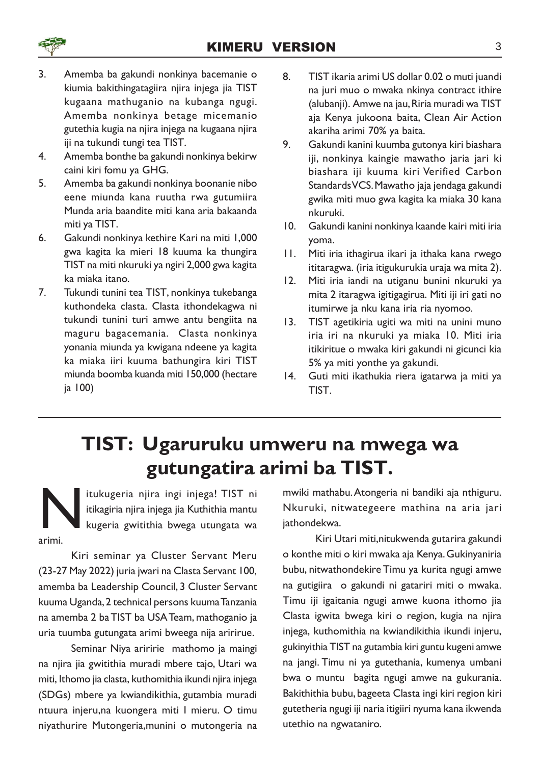3. Amemba ba gakundi nonkinya bacemanie o kiumia bakithingatagiira njira injega jia TIST kugaana mathuganio na kubanga ngugi. Amemba nonkinya betage micemanio gutethia kugia na njira injega na kugaana njira iji na tukundi tungi tea TIST.
4. Amemba bonthe ba gakundi nonkinya bekirw caini kiri fomu ya GHG.
5. Amemba ba gakundi nonkinya boonanie nibo eene miunda kana ruutha rwa gutumiira Munda aria baandite miti kana aria bakaanda miti ya TIST.
6. Gakundi nonkinya kethire Kari na miti 1,000 gwa kagita ka mieri 18 kuuma ka thungira TIST na miti nkuruki ya ngiri 2,000 gwa kagita ka miaka itano.
7. Tukundi tunini tea TIST, nonkinya tukebanga kuthondeka clasta. Clasta ithondekagwa ni tukundi tunini turi amwe antu bengiita na maguru bagacemania. Clasta nonkinya yonania miunda ya kwigana ndeene ya kagita ka miaka iiri kuuma bathungira kiri TIST miunda boomba kuanda miti 150,000 (hectare ja 100)
8. TIST ikaria arimi US dollar 0.02 o muti juandi na juri muo o mwaka nkinya contract ithire (alubanji). Amwe na jau, Riria muradi wa TIST aja Kenya jukoona baita, Clean Air Action akariha arimi 70% ya baita.
9. Gakundi kanini kuumba gutonya kiri biashara iji, nonkinya kaingie mawatho jaria jari ki biashara iji kuuma kiri Verified Carbon Standards VCS. Mawatho jaja jendaga gakundi gwika miti muo gwa kagita ka miaka 30 kana nkuruki.
10. Gakundi kanini nonkinya kaande kairi miti iria yoma.
11. Miti iria ithagirua ikari ja ithaka kana rwego ititaragwa. (iria itigukurukia uraja wa mita 2).
12. Miti iria iandi na utiganu bunini nkuruki ya mita 2 itaragwa igitigagirua. Miti iji iri gati no itumirwe ja nku kana iria ria nyomoo.
13. TIST agetikiria ugiti wa miti na unini muno iria iri na nkuruki ya miaka 10. Miti iria itikiritue o mwaka kiri gakundi ni gicunci kia 5% ya miti yonthe ya gakundi.
14. Guti miti ikathukia riera igatarwa ja miti ya TIST.

# TIST: Ugaruruku umweru na mwega wa gutungatira arimi ba TIST.

Nitukugeria njira ingi injega! TIST ni itikagiria njira injega jia Kuthithia mantu kugeria gwitithia bwega utungata wa arimi.

Kiri seminar ya Cluster Servant Meru (23-27 May 2022) juria jwari na Clasta Servant 100, amemba ba Leadership Council, 3 Cluster Servant kuuma Uganda, 2 technical persons kuuma Tanzania na amemba 2 ba TIST ba USA Team, mathoganio ja uria tuumba gutungata arimi bweega nija aririrue.

Seminar Niya ariririe mathomo ja maingi na njira jia gwitithia muradi mbere tajo, Utari wa miti, Ithomo jia clasta, kuthomithia ikundi njira injega (SDGs) mbere ya kwiandikithia, gutambia muradi ntuura injeru, na kuongera miti 1 mieru. O timu niyathurire Mutongeria, munini o mutongeria na mwiki mathabu. Atongeria ni bandiki aja nthiguru. Nkuruki, nitwategeere mathina na aria jari jathondekwa.

Kiri Utari miti, nitukwenda gutarira gakundi o konthe miti o kiri mwaka aja Kenya. Gukinyaniria bubu, nitwathondekire Timu ya kurita ngugi amwe na gutigiira o gakundi ni gatariri miti o mwaka. Timu iji igaitania ngugi amwe kuona ithomo jia Clasta igwita bwega kiri o region, kugia na njira injega, kuthomithia na kwiandikithia ikundi injeru, gukinyithia TIST na gutambia kiri guntu kugeni amwe na jangi. Timu ni ya gutethania, kumenya umbani bwa o muntu bagita ngugi amwe na gukurania. Bakithithia bubu, bageeta Clasta ingi kiri region kiri gutetheria ngugi iji naria itigiiri nyuma kana ikwenda utethio na ngwataniro.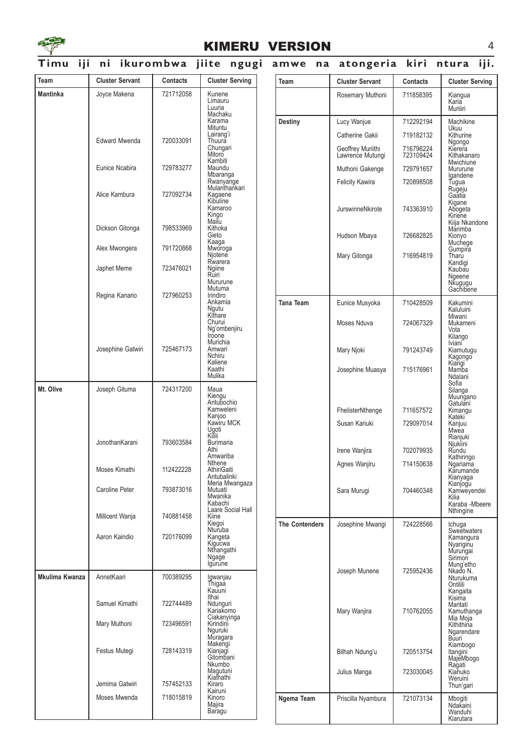# KIMERU VERSION

## Timu iji ni ikurombwa jiite ngugi amwe na atongeria kiri ntura iji.

| Team | Cluster Servant | Contacts | Cluster Serving |
|---|---|---|---|
| Mantinka | Joyce Makena | 721712058 | Kunene, Limauru, Luuria, Machaku, Karama, Mituntu, Lairang'i |
| | Edward Mwenda | 720033091 | Thuura, Chungari, Mitoro, Kambiti |
| | Eunice Ncabira | 729783277 | Maundu, Mbaranga, Rwanyange, Mulanthankari |
| | Alice Kambura | 727092734 | Kagaene, Kibuline, Kamaroo, Kingo, Mailu |
| | Dickson Gitonga | 798533969 | Kithoka, Gieto, Kaaga |
| | Alex Mwongera | 791720868 | Mworoga, Njotene, Rwarera |
| | Japhet Meme | 723476021 | Ngiine, Ruiri, Mururune, Mutuma |
| | Regina Kanario | 727960253 | Irindiro, Ankamia, Ngutu, Kithare, Churui, Ng'ombenjiru, Iroone, Murichia |
| | Josephine Gatwiri | 725467173 | Amwari, Nchiru, Kaliene, Kaathi, Mulika |
| Mt. Olive | Joseph Gituma | 724317200 | Maua, Kiengu, Antubochio, Kamweleni, Kanjoo, Kawiru MCK, Ugoti, Kiili |
| | JonothanKarani | 793603584 | Burimaria, Athi, Amwariba, Nthene |
| | Moses Kimathi | 112422228 | AthiriGaiti, Antubalinki, Meria Mwangaza |
| | Caroline Peter | 793873016 | Mutuati, Mwanika, Kabachi, Laare Social Hall |
| | Millicent Wanja | 740881458 | Kiine, Kiegoi, Nturuba |
| | Aaron Kaindio | 720176099 | Kangeta, Kigucwa, Nthangathi, Ngage, Igurune |
| Mkulima Kwanza | AnnetKaari | 700389295 | Igwanjau, Thigaa, Kauuni, Ithai |
| | Samuel Kimathi | 722744489 | Ndunguri, Kariakomo, Ciakanyinga |
| | Mary Muthoni | 723496591 | Kirindini, Nguruki, Muragara, Makengi |
| | Festus Mutegi | 728143319 | Kianjagi, Gitombani, Nkumbo, Magutuni, Kiathathi |
| | Jemima Gatwiri | 757452133 | Kiraro, Kairuni |
| | Moses Mwenda | 718015819 | Kinoro, Majira, Baragu |
| | Rosemary Muthoni | 711858395 | Kiangua, Karia, Muriiri |
| Destiny | Lucy Wanjue | 712292194 | Machikine, Ukuu |
| | Catherine Gakii | 719182132 | Kithurine, Ngongo |
| | Geoffrey Muriithi<br>Lawrence Mutungi | 716796224<br>723109424 | Kierera, Kithakanaro, Mwichiune |
| | Muthoni Gakenge | 729791657 | Mururune, Igandene |
| | Felicity Kawira | 720898508 | Tugua, Rugeju, Gaatia, Kigane |
| | JurswinneNkirote | 743363910 | Abogeta, Kiriene, Kiija Nkandone, Marimba |
| | Hudson Mbaya | 726682825 | Kionyo, Muchege, Gumpira |
| | Mary Gitonga | 716954819 | Tharu, Kandigi, Kaubau, Ngeene, Nkugugu, Gachibene |
| Tana Team | Eunice Musyoka | 710428509 | Kakumini, Kaluluini, Miwani |
| | Moses Nduva | 724067329 | Mukameni, Vota, Kilango, Iviani |
| | Mary Njoki | 791243749 | Kiamutugu, Kagongo, Kiarigi |
| | Josephine Muasya | 715176961 | Mamba, Ndalani, Sofia, Silanga, Muungano, Gatulani |
| | FhelisterNthenge | 711657572 | Kimangu, Kateki |
| | Susan Kariuki | 729097014 | Kanjuu, Mwea, Rianjuki, Njukiini |
| | Irene Wanjira | 702079935 | Rundu, Kathiringo |
| | Agnes Wanjiru | 714150638 | Ngariama, Karumande, Kianyaga, Kianjogu |
| | Sara Murugi | 704460348 | Kamweyendei, Kilia, Karaba -Mbeere, Nthingine |
| The Contenders | Josephine Mwangi | 724228566 | Ichuga, Sweetwaters, Kamangura, Nyariginu, Murungai, Sirimon, Mung'etho |
| | Joseph Munene | 725952436 | Nkado N., Nturukuma, Ontilili, Kangaita, Kisima, Maritati |
| | Mary Wanjira | 710762055 | Kamuthanga, Mia Moja, Kithithina, Ngarendare, Buuri, Kiambogo |
| | Bilhah Ndung'u | 720513754 | Itangini, MajeMbogo, Ragati |
| | Julius Manga | 723030045 | Kiahuko, Weruini, Thun'gari |
| Ngema Team | Priscilla Nyambura | 721073134 | Mbogiti, Ndakaini, Wanduhi, Kiarutara |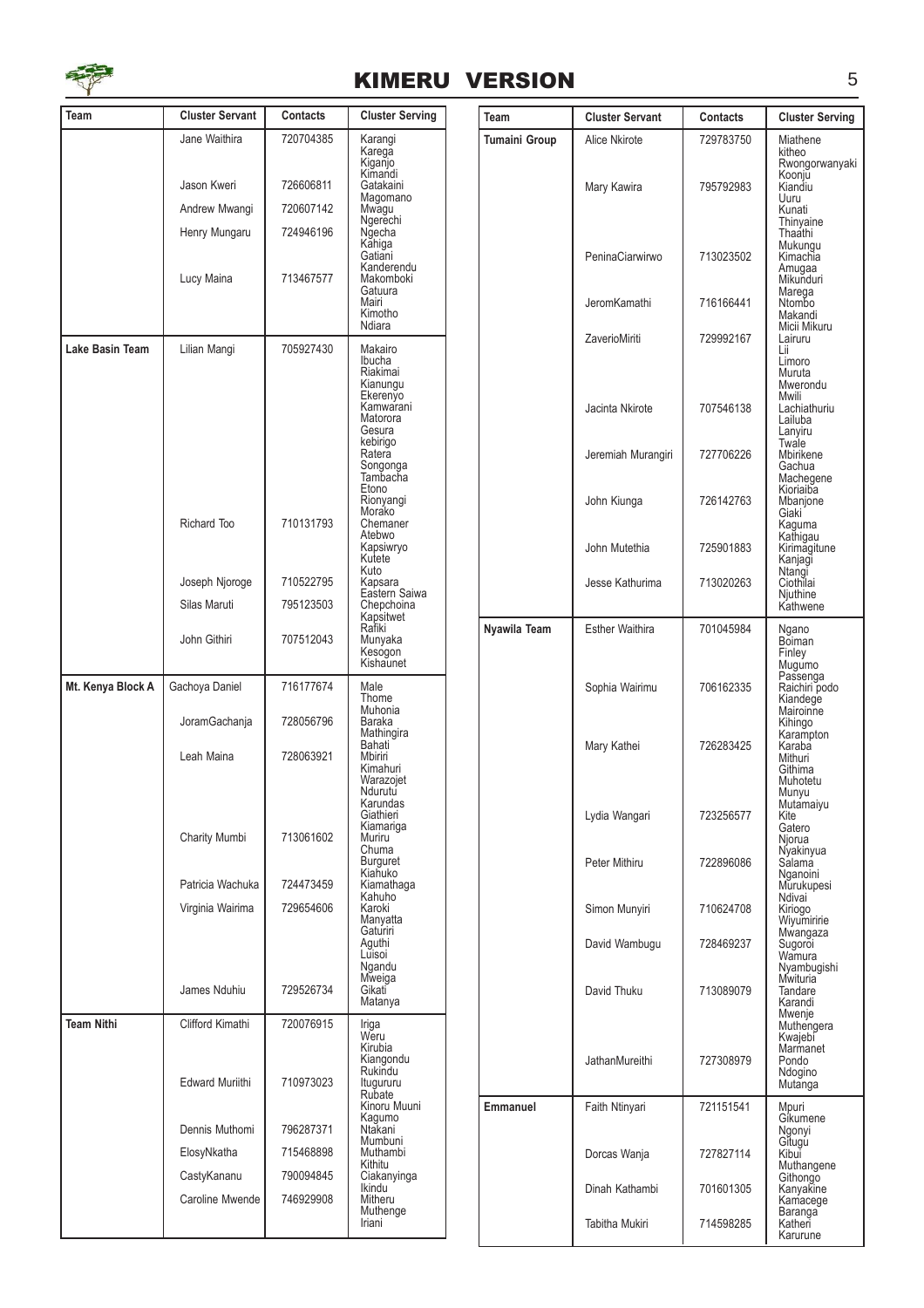# KIMERU VERSION

| Team | Cluster Servant | Contacts | Cluster Serving |
|---|---|---|---|
| | Jane Waithira | 720704385 | Karangi Karega Kiganjo Kimandi |
| | Jason Kweri | 726606811 | Gatakaini Magomano |
| | Andrew Mwangi | 720607142 | Mwagu Ngerechi |
| | Henry Mungaru | 724946196 | Ngecha Kahiga Gatiani Kanderendu |
| | Lucy Maina | 713467577 | Makomboki Gatuura Mairi Kimotho Ndiara |
| **Lake Basin Team** | Lilian Mangi | 705927430 | Makairo Ibucha Riakimai Kianungu Ekerenyo Kamwarani Matorora Gesura kebirigo Ratera Songonga Tambacha Etono Rionyangi Morako |
| | Richard Too | 710131793 | Chemaner Atebwo Kapsiwryo Kutete Kuto |
| | Joseph Njoroge | 710522795 | Kapsara Eastern Saiwa |
| | Silas Maruti | 795123503 | Chepchoina Kapsitwet Rafiki |
| | John Githiri | 707512043 | Munyaka Kesogon Kishaunet |
| **Mt. Kenya Block A** | Gachoya Daniel | 716177674 | Male Thome Muhonia |
| | JoramGachanja | 728056796 | Baraka Mathingira Bahati |
| | Leah Maina | 728063921 | Mbiriri Kimahuri Warazojet Ndurutu Karundas Giathieri Kiamariga |
| | Charity Mumbi | 713061602 | Muriru Chuma Burguret Kiahuko |
| | Patricia Wachuka | 724473459 | Kiamathaga Kahuho |
| | Virginia Wairima | 729654606 | Karoki Manyatta Gaturiri Aguthi Luisoi Ngandu Mweiga |
| | James Nduhiu | 729526734 | Gikati Matanya |
| **Team Nithi** | Clifford Kimathi | 720076915 | Iriga Weru Kirubia Kiangondu Rukindu |
| | Edward Muriithi | 710973023 | Itugururu Rubate Kinoru Muuni Kagumo |
| | Dennis Muthomi | 796287371 | Ntakani Mumbuni |
| | ElosyNkatha | 715468898 | Muthambi Kithitu |
| | CastyKananu | 790094845 | Ciakanyinga Ikindu |
| | Caroline Mwende | 746929908 | Mitheru Muthenge Iriani |
| **Tumaini Group** | Alice Nkirote | 729783750 | Miathene kitheo Rwongorwanyaki Koonju |
| | Mary Kawira | 795792983 | Kiandiu Uuru Kunati Thinyaine Thaathi Mukungu |
| | PeninaCiarwirwo | 713023502 | Kimachia Amugaa Mikunduri Marega |
| | JeromKamathi | 716166441 | Ntombo Makandi Micii Mikuru |
| | ZaverioMiriti | 729992167 | Lairuru Lii Limoro Muruta Mwerondu Mwili |
| | Jacinta Nkirote | 707546138 | Lachiathuriu Lailuba Lanyiru Twale |
| | Jeremiah Murangiri | 727706226 | Mbirikene Gachua Machegene Kioriaiba |
| | John Kiunga | 726142763 | Mbanjone Giaki Kaguma Kathigau |
| | John Mutethia | 725901883 | Kirimagitune Kanjagi Ntangi |
| | Jesse Kathurima | 713020263 | Ciothilai Njuthine Kathwene |
| **Nyawila Team** | Esther Waithira | 701045984 | Ngano Boiman Finley Mugumo Passenga |
| | Sophia Wairimu | 706162335 | Raichiri podo Kiandege Mairoinne Kihingo Karampton |
| | Mary Kathei | 726283425 | Karaba Mithuri Githima Muhotetu Munyu Mutamaiyu |
| | Lydia Wangari | 723256577 | Kite Gatero Njorua Nyakinyua |
| | Peter Mithiru | 722896086 | Salama Nganoini Murukupesi Ndivai |
| | Simon Munyiri | 710624708 | Kiriogo Wiyumiririe Mwangaza |
| | David Wambugu | 728469237 | Sugoroi Wamura Nyambugishi Mwituria |
| | David Thuku | 713089079 | Tandare Karandi Mwenje Muthengera Kwajebi Marmanet |
| | JathanMureithi | 727308979 | Pondo Ndogino Mutanga |
| **Emmanuel** | Faith Ntinyari | 721151541 | Mpuri Gikumene Ngonyi Gitugu |
| | Dorcas Wanja | 727827114 | Kibui Muthangene Githongo |
| | Dinah Kathambi | 701601305 | Kanyakine Kamacege Baranga |
| | Tabitha Mukiri | 714598285 | Katheri Karurune |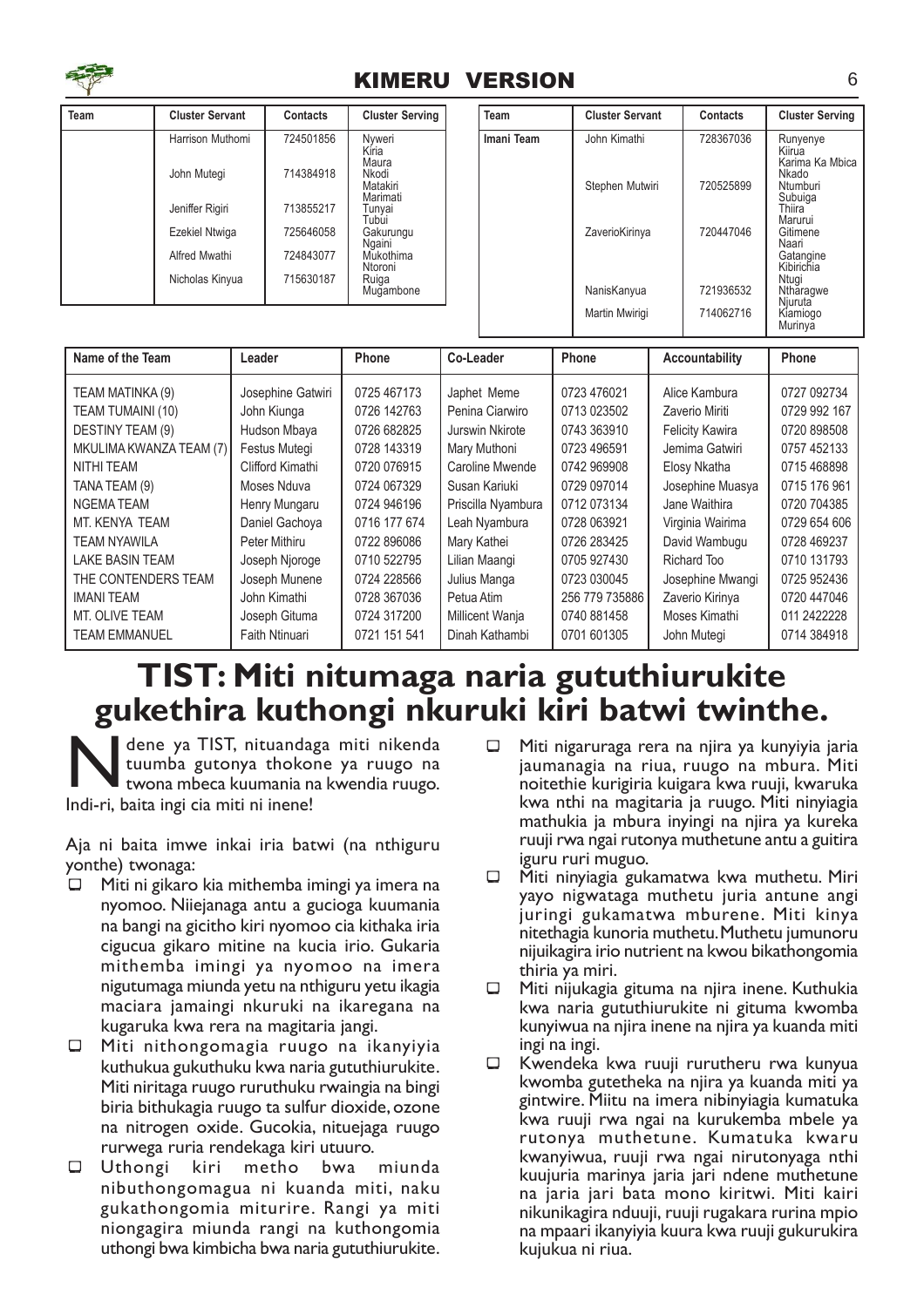| Team | Cluster Servant | Contacts | Cluster Serving |
|---|---|---|---|
| | Harrison Muthomi | 724501856 | Nyweri Kiria Maura |
| | John Mutegi | 714384918 | Nkodi Matakiri Marimati |
| | Jeniffer Rigiri | 713855217 | Tunyai Tubui |
| | Ezekiel Ntwiga | 725646058 | Gakurungu Ngaini |
| | Alfred Mwathi | 724843077 | Mukothima Ntoroni |
| | Nicholas Kinyua | 715630187 | Ruiga Mugambone |

| Team | Cluster Servant | Contacts | Cluster Serving |
|---|---|---|---|
| Imani Team | John Kimathi | 728367036 | Runyenye Kiirua Karima Ka Mbica Nkado |
| | Stephen Mutwiri | 720525899 | Ntumburi Subuiga Thiira Marurui |
| | ZaverioKirinya | 720447046 | Gitimene Naari Gatangine Kibirichia Ntugi |
| | NanisKanyua | 721936532 | Ntharagwe Njuruta |
| | Martin Mwirigi | 714062716 | Kiamiogo Murinya |

| Name of the Team | Leader | Phone | Co-Leader | Phone | Accountability | Phone |
|---|---|---|---|---|---|---|
| TEAM MATINKA (9) | Josephine Gatwiri | 0725 467173 | Japhet Meme | 0723 476021 | Alice Kambura | 0727 092734 |
| TEAM TUMAINI (10) | John Kiunga | 0726 142763 | Penina Ciarwiro | 0713 023502 | Zaverio Miriti | 0729 992 167 |
| DESTINY TEAM (9) | Hudson Mbaya | 0726 682825 | Jurswin Nkirote | 0743 363910 | Felicity Kawira | 0720 898508 |
| MKULIMA KWANZA TEAM (7) | Festus Mutegi | 0728 143319 | Mary Muthoni | 0723 496591 | Jemima Gatwiri | 0757 452133 |
| NITHI TEAM | Clifford Kimathi | 0720 076915 | Caroline Mwende | 0742 969908 | Elosy Nkatha | 0715 468898 |
| TANA TEAM (9) | Moses Nduva | 0724 067329 | Susan Kariuki | 0729 097014 | Josephine Muasya | 0715 176 961 |
| NGEMA TEAM | Henry Mungaru | 0724 946196 | Priscilla Nyambura | 0712 073134 | Jane Waithira | 0720 704385 |
| MT. KENYA TEAM | Daniel Gachoya | 0716 177 674 | Leah Nyambura | 0728 063921 | Virginia Wairima | 0729 654 606 |
| TEAM NYAWILA | Peter Mithiru | 0722 896086 | Mary Kathei | 0726 283425 | David Wambugu | 0728 469237 |
| LAKE BASIN TEAM | Joseph Njoroge | 0710 522795 | Lilian Maangi | 0705 927430 | Richard Too | 0710 131793 |
| THE CONTENDERS TEAM | Joseph Munene | 0724 228566 | Julius Manga | 0723 030045 | Josephine Mwangi | 0725 952436 |
| IMANI TEAM | John Kimathi | 0728 367036 | Petua Atim | 256 779 735886 | Zaverio Kirinya | 0720 447046 |
| MT. OLIVE TEAM | Joseph Gituma | 0724 317200 | Millicent Wanja | 0740 881458 | Moses Kimathi | 011 2422228 |
| TEAM EMMANUEL | Faith Ntinuari | 0721 151 541 | Dinah Kathambi | 0701 601305 | John Mutegi | 0714 384918 |

# TIST: Miti nitumaga naria gututhiurukite gukethira kuthongi nkuruki kiri batwi twinthe.

Ndene ya TIST, nituandaga miti nikenda tuumba gutonya thokone ya ruugo na twona mbeca kuumania na kwendia ruugo. Indi-ri, baita ingi cia miti ni inene!

Aja ni baita imwe inkai iria batwi (na nthiguru yonthe) twonaga:

- Miti ni gikaro kia mithemba imingi ya imera na nyomoo. Niiejanaga antu a gucioga kuumania na bangi na gicitho kiri nyomoo cia kithaka iria cigucua gikaro mitine na kucia irio. Gukaria mithemba imingi ya nyomoo na imera nigutumaga miunda yetu na nthiguru yetu ikagia maciara jamaingi nkuruki na ikaregana na kugaruka kwa rera na magitaria jangi.
- Miti nithongomagia ruugo na ikanyiyia kuthukua gukuthuku kwa naria gututhiurukite. Miti niritaga ruugo ruruthuku rwaingia na bingi biria bithukagia ruugo ta sulfur dioxide, ozone na nitrogen oxide. Gucokia, nituejaga ruugo rurwega ruria rendekaga kiri utuuro.
- Uthongi kiri metho bwa miunda nibuthongomagua ni kuanda miti, naku gukathongomia miturire. Rangi ya miti niongagira miunda rangi na kuthongomia uthongi bwa kimbicha bwa naria gututhiurukite.
- Miti nigaruraga rera na njira ya kunyiyia jaria jaumanagia na riua, ruugo na mbura. Miti noitethie kurigiria kuigara kwa ruuji, kwaruka kwa nthi na magitaria ja ruugo. Miti ninyiagia mathukia ja mbura inyingi na njira ya kureka ruuji rwa ngai rutonya muthetune antu a guitira iguru ruri muguo.
- Miti ninyiagia gukamatwa kwa muthetu. Miri yayo nigwatagia muthetu juria antune angi juringi gukamatwa mburene. Miti kinya nitethagia kunoria muthetu. Muthetu jumunoru nijuikagira irio nutrient na kwou bikathongomia thiria ya miri.
- Miti nijukagia gituma na njira inene. Kuthukia kwa naria gututhiurukite ni gituma kwomba kunyiwua na njira inene na njira ya kuanda miti ingi na ingi.
- Kwendeka kwa ruuji rurutheru rwa kunyua kwomba gutetheka na njira ya kuanda miti ya gintwire. Miitu na imera nibinyiagia kumatuka kwa ruuji rwa ngai na kurukemba mbele ya rutonya muthetune. Kumatuka kwaru kwanyiwua, ruuji rwa ngai nirutonyaga nthi kuujuria marinya jaria jari ndene muthetune na jaria jari bata mono kiritwi. Miti kairi nikunikagira nduuji, ruuji rugakara rurina mpio na mpaari ikanyiyia kuura kwa ruuji gukurukira kujukua ni riua.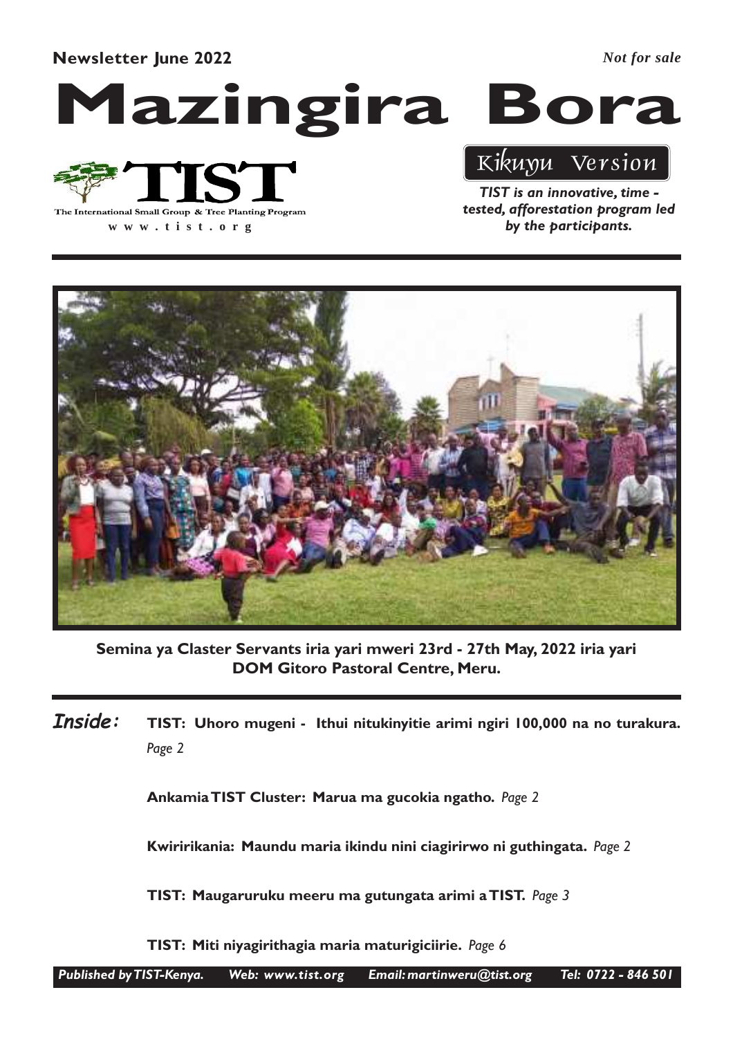**Newsletter June 2022**

*Not for sale*

# Mazingira Bora

TIST

The International Small Group & Tree Planting Program

www.tist.org

Kikuyu Version

***TIST is an innovative, time - tested, afforestation program led by the participants.***

**Semina ya Claster Servants iria yari mweri 23rd - 27th May, 2022 iria yari DOM Gitoro Pastoral Centre, Meru.**

***Inside:***

**TIST: Uhoro mugeni - Ithui nitukinyitie arimi ngiri 100,000 na no turakura.** *Page 2*

**Ankamia TIST Cluster: Marua ma gucokia ngatho.** *Page 2*

**Kwiririkania: Maundu maria ikindu nini ciagirirwo ni guthingata.** *Page 2*

**TIST: Maugaruruku meeru ma gutungata arimi a TIST.** *Page 3*

**TIST: Miti niyagirithagia maria maturigiciirie.** *Page 6*

***Published by TIST-Kenya. Web: www.tist.org Email: martinweru@tist.org Tel: 0722 - 846 501***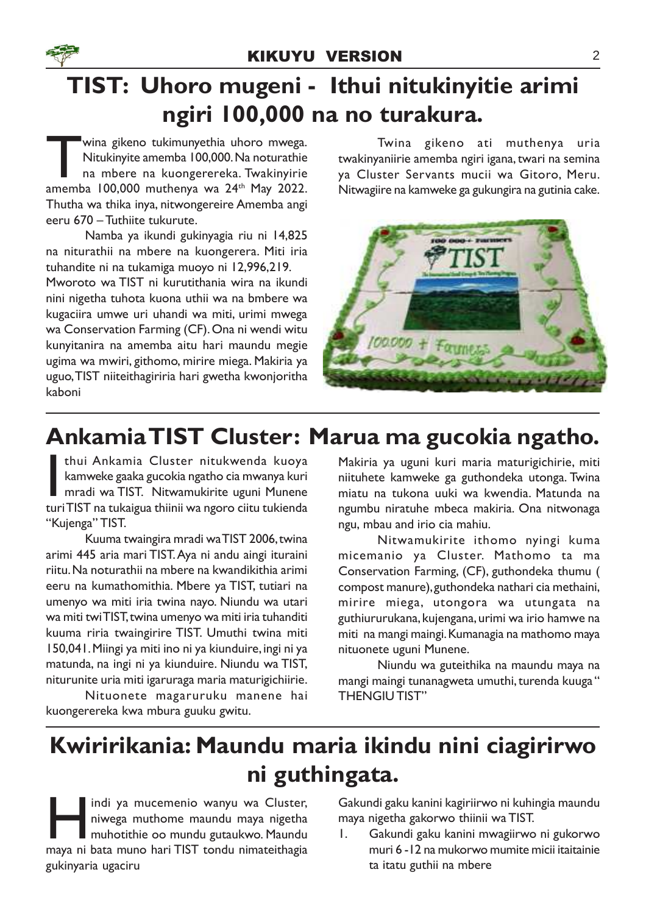# TIST: Uhoro mugeni - Ithui nitukinyitie arimi ngiri 100,000 na no turakura.

Twina gikeno tukimunyethia uhoro mwega. Nitukinyite amemba 100,000. Na noturathie na mbere na kuongerereka. Twakinyirie amemba 100,000 muthenya wa 24th May 2022. Thutha wa thika inya, nitwongereire Amemba angi eeru 670 – Tuthiite tukurute.

Namba ya ikundi gukinyagia riu ni 14,825 na niturathii na mbere na kuongerera. Miti iria tuhandite ni na tukamiga muoyo ni 12,996,219.

Mworoto wa TIST ni kurutithania wira na ikundi nini nigetha tuhota kuona uthii wa na bmbere wa kugaciira umwe uri uhandi wa miti, urimi mwega wa Conservation Farming (CF). Ona ni wendi witu kunyitanira na amemba aitu hari maundu megie ugima wa mwiri, githomo, mirire miega. Makiria ya uguo, TIST niiteithagiriria hari gwetha kwonjoritha kaboni

Twina gikeno ati muthenya uria twakinyaniirie amemba ngiri igana, twari na semina ya Cluster Servants mucii wa Gitoro, Meru. Nitwagiire na kamweke ga gukungira na gutinia cake.

## Ankamia TIST Cluster: Marua ma gucokia ngatho.

Ithui Ankamia Cluster nitukwenda kuoya kamweke gaaka gucokia ngatho cia mwanya kuri mradi wa TIST. Nitwamukirite uguni Munene turi TIST na tukaigua thiinii wa ngoro ciitu tukienda "Kujenga" TIST.

Kuuma twaingira mradi wa TIST 2006, twina arimi 445 aria mari TIST. Aya ni andu aingi ituraini riitu. Na noturathii na mbere na kwandikithia arimi eeru na kumathomithia. Mbere ya TIST, tutiari na umenyo wa miti iria twina nayo. Niundu wa utari wa miti twi TIST, twina umenyo wa miti iria tuhanditi kuuma riria twaingirire TIST. Umuthi twina miti 150,041. Miingi ya miti ino ni ya kiunduire, ingi ni ya matunda, na ingi ni ya kiunduire. Niundu wa TIST, niturunite uria miti igaruraga maria maturigichiirie.

Nituonete magaruruku manene hai kuongerereka kwa mbura guuku gwitu.

Makiria ya uguni kuri maria maturigichirie, miti niituhete kamweke ga guthondeka utonga. Twina miatu na tukona uuki wa kwendia. Matunda na ngumbu niratuhe mbeca makiria. Ona nitwonaga ngu, mbau and irio cia mahiu.

Nitwamukirite ithomo nyingi kuma micemanio ya Cluster. Mathomo ta ma Conservation Farming, (CF), guthondeka thumu ( compost manure), guthondeka nathari cia methaini, mirire miega, utongora wa utungata na guthiururukana, kujengana, urimi wa irio hamwe na miti na mangi maingi. Kumanagia na mathomo maya nituonete uguni Munene.

Niundu wa guteithika na maundu maya na mangi maingi tunanagweta umuthi, turenda kuuga " THENGIU TIST"

## Kwiririkania: Maundu maria ikindu nini ciagirirwo ni guthingata.

Hindi ya mucemenio wanyu wa Cluster, niwega muthome maundu maya nigetha muhotithie oo mundu gutaukwo. Maundu maya ni bata muno hari TIST tondu nimateithagia gukinyaria ugaciru

Gakundi gaku kanini kagiriirwo ni kuhingia maundu maya nigetha gakorwo thiinii wa TIST.

1. Gakundi gaku kanini mwagiirwo ni gukorwo muri 6 -12 na mukorwo mumite micii itaitainie ta itatu guthii na mbere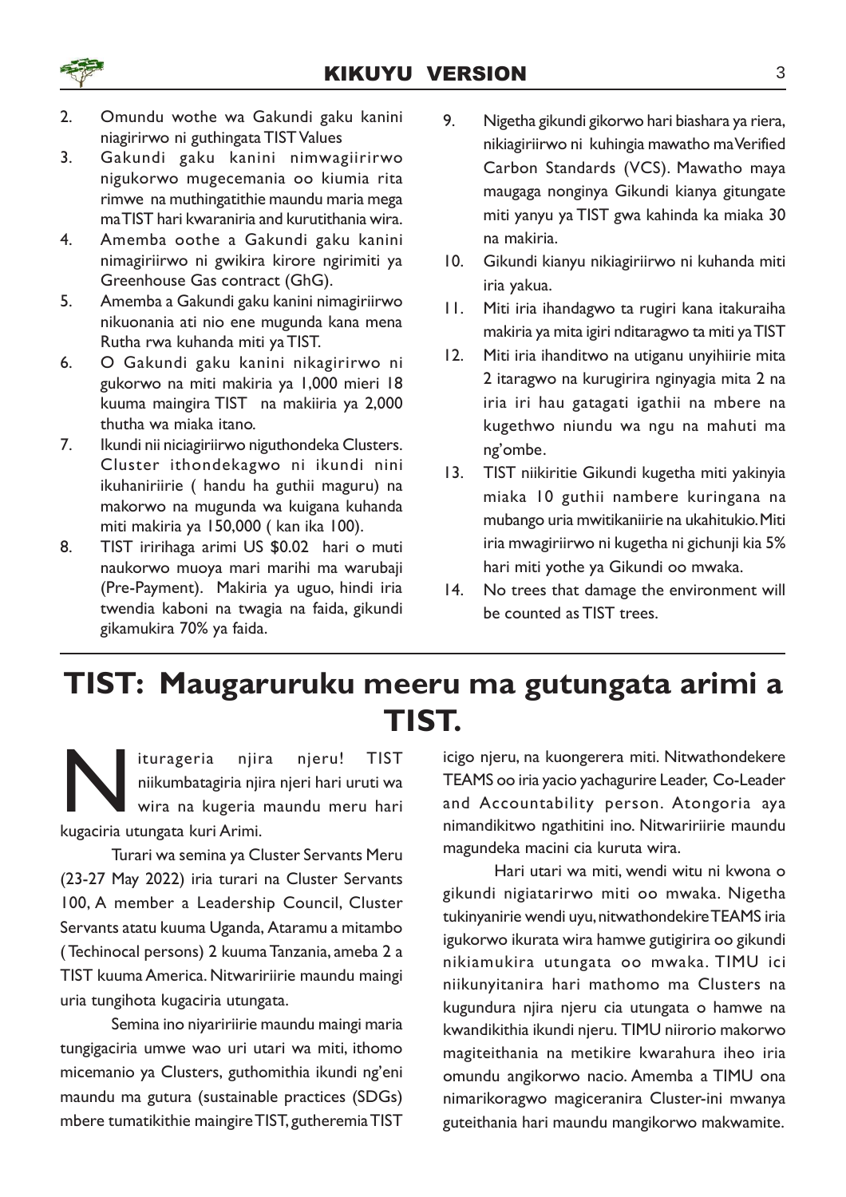2. Omundu wothe wa Gakundi gaku kanini niagirirwo ni guthingata TIST Values
3. Gakundi gaku kanini nimwagiirirwo nigukorwo mugecemania oo kiumia rita rimwe na muthingatithie maundu maria mega ma TIST hari kwaraniria and kurutithania wira.
4. Amemba oothe a Gakundi gaku kanini nimagiriirwo ni gwikira kirore ngirimiti ya Greenhouse Gas contract (GhG).
5. Amemba a Gakundi gaku kanini nimagiriirwo nikuonania ati nio ene mugunda kana mena Rutha rwa kuhanda miti ya TIST.
6. O Gakundi gaku kanini nikagirirwo ni gukorwo na miti makiria ya 1,000 mieri 18 kuuma maingira TIST na makiiria ya 2,000 thutha wa miaka itano.
7. Ikundi nii niciagiriirwo niguthondeka Clusters. Cluster ithondekagwo ni ikundi nini ikuhaniriirie ( handu ha guthii maguru) na makorwo na mugunda wa kuigana kuhanda miti makiria ya 150,000 ( kan ika 100).
8. TIST iririhaga arimi US $0.02 hari o muti naukorwo muoya mari marihi ma warubaji (Pre-Payment). Makiria ya uguo, hindi iria twendia kaboni na twagia na faida, gikundi gikamukira 70% ya faida.
9. Nigetha gikundi gikorwo hari biashara ya riera, nikiagiriirwo ni kuhingia mawatho ma Verified Carbon Standards (VCS). Mawatho maya maugaga nonginya Gikundi kianya gitungate miti yanyu ya TIST gwa kahinda ka miaka 30 na makiria.
10. Gikundi kianyu nikiagiriirwo ni kuhanda miti iria yakua.
11. Miti iria ihandagwo ta rugiri kana itakuraiha makiria ya mita igiri nditaragwo ta miti ya TIST
12. Miti iria ihanditwo na utiganu unyihiirie mita 2 itaragwo na kurugirira nginyagia mita 2 na iria iri hau gatagati igathii na mbere na kugethwo niundu wa ngu na mahuti ma ng'ombe.
13. TIST niikiritie Gikundi kugetha miti yakinyia miaka 10 guthii nambere kuringana na mubango uria mwitikaniirie na ukahitukio. Miti iria mwagiriirwo ni kugetha ni gichunji kia 5% hari miti yothe ya Gikundi oo mwaka.
14. No trees that damage the environment will be counted as TIST trees.

# TIST: Maugaruruku meeru ma gutungata arimi a TIST.

Niturageria njira njeru! TIST niikumbatagiria njira njeri hari uruti wa wira na kugeria maundu meru hari kugaciria utungata kuri Arimi.

Turari wa semina ya Cluster Servants Meru (23-27 May 2022) iria turari na Cluster Servants 100, A member a Leadership Council, Cluster Servants atatu kuuma Uganda, Ataramu a mitambo ( Techinocal persons) 2 kuuma Tanzania, ameba 2 a TIST kuuma America. Nitwariiriirie maundu maingi uria tungihota kugaciria utungata.

Semina ino niyariiriirie maundu maingi maria tungigaciria umwe wao uri utari wa miti, ithomo micemanio ya Clusters, guthomithia ikundi ng'eni maundu ma gutura (sustainable practices (SDGs) mbere tumatikithie maingire TIST, gutheremia TIST icigo njeru, na kuongerera miti. Nitwathondekere TEAMS oo iria yacio yachagurire Leader, Co-Leader and Accountability person. Atongoria aya nimandikitwo ngathitini ino. Nitwariiriirie maundu magundeka macini cia kuruta wira.

Hari utari wa miti, wendi witu ni kwona o gikundi nigiatarirwo miti oo mwaka. Nigetha tukinyanirie wendi uyu, nitwathondekire TEAMS iria igukorwo ikurata wira hamwe gutigirira oo gikundi nikiamukira utungata oo mwaka. TIMU ici niikunyitanira hari mathomo ma Clusters na kugundura njira njeru cia utungata o hamwe na kwandikithia ikundi njeru. TIMU niirorio makorwo magiteithania na metikire kwarahura iheo iria omundu angikorwo nacio. Amemba a TIMU ona nimarikoragwo magiceranira Cluster-ini mwanya guteithania hari maundu mangikorwo makwamite.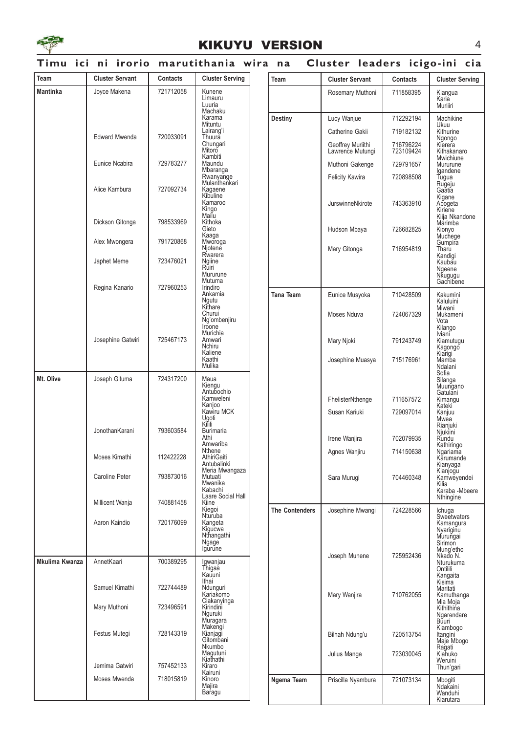## KIKUYU VERSION

### Timu ici ni irorio marutithania wira na Cluster leaders icigo-ini cia

| Team | Cluster Servant | Contacts | Cluster Serving |
|---|---|---|---|
| Mantinka | Joyce Makena | 721712058 | Kunene Limauru Luuria Machaku Karama Mituntu Lairang'i |
| | Edward Mwenda | 720033091 | Thuura Chungari Mitoro Kambiti |
| | Eunice Ncabira | 729783277 | Maundu Mbaranga Rwanyange Mulanthankari |
| | Alice Kambura | 727092734 | Kagaene Kibuline Kamaroo Kingo Mailu |
| | Dickson Gitonga | 798533969 | Kithoka Gieto Kaaga |
| | Alex Mwongera | 791720868 | Mworoga Njotene Rwarera |
| | Japhet Meme | 723476021 | Ngiine Ruiri Mururune Mutuma |
| | Regina Kanario | 727960253 | Irindiro Ankamia Ngutu Kithare Churui Ng'ombenjiru Iroone Murichia |
| | Josephine Gatwiri | 725467173 | Amwari Nchiru Kaliene Kaathi Mulika |
| Mt. Olive | Joseph Gituma | 724317200 | Maua Kiengu Antubochio Kamweleni Kanjoo Kawiru MCK Ugoti Kiili |
| | JonothanKarani | 793603584 | Burimaria Athi Amwariba Nthene |
| | Moses Kimathi | 112422228 | AthiriGaiti Antubalinki Meria Mwangaza |
| | Caroline Peter | 793873016 | Mutuati Mwanika Kabachi Laare Social Hall |
| | Millicent Wanja | 740881458 | Kiine Kiegoi Nturuba |
| | Aaron Kaindio | 720176099 | Kangeta Kigucwa Nthangathi Ngage Igurune |
| Mkulima Kwanza | AnnetKaari | 700389295 | Igwanjau Thigaa Kauuni Ithai |
| | Samuel Kimathi | 722744489 | Ndunguri Kariakomo Ciakanyinga |
| | Mary Muthoni | 723496591 | Kirindini Nguruki Muragara Makengi |
| | Festus Mutegi | 728143319 | Kianjagi Gitombani Nkumbo Magutuni Kiathathi |
| | Jemima Gatwiri | 757452133 | Kiraro Kairuni |
| | Moses Mwenda | 718015819 | Kinoro Majira Baragu |
| | Rosemary Muthoni | 711858395 | Kiangua Karia Muriiri |
| Destiny | Lucy Wanjue | 712292194 | Machikine Ukuu |
| | Catherine Gakii | 719182132 | Kithurine Ngongo |
| | Geoffrey Muriithi Lawrence Mutungi | 716796224 723109424 | Kierera Kithakanaro Mwichiune |
| | Muthoni Gakenge | 729791657 | Mururune Igandene |
| | Felicity Kawira | 720898508 | Tugua Rugeju Gaatia Kigane |
| | JurswinneNkirote | 743363910 | Abogeta Kiriene Kiija Nkandone Marimba |
| | Hudson Mbaya | 726682825 | Kionyo Muchege Gumpira |
| | Mary Gitonga | 716954819 | Tharu Kandigi Kaubau Ngeene Nkugugu Gachibene |
| Tana Team | Eunice Musyoka | 710428509 | Kakumini Kaluluini Miwani |
| | Moses Nduva | 724067329 | Mukameni Vota Kilango Iviani |
| | Mary Njoki | 791243749 | Kiamutugu Kagongo Kiarigi |
| | Josephine Muasya | 715176961 | Mamba Ndalani Sofia Silanga Muungano Gatulani |
| | FhelisterNthenge | 711657572 | Kimangu Kateki |
| | Susan Kariuki | 729097014 | Kanjuu Mwea Rianjuki Njukiini |
| | Irene Wanjira | 702079935 | Rundu Kathiringo |
| | Agnes Wanjiru | 714150638 | Ngariama Karumande Kianyaga Kianjogu |
| | Sara Murugi | 704460348 | Kamweyendei Kilia Karaba -Mbeere Nthingine |
| The Contenders | Josephine Mwangi | 724228566 | Ichuga Sweetwaters Kamangura Nyariginu Murungai Sirimon Mung'etho |
| | Joseph Munene | 725952436 | Nkado N. Nturukuma Ontilili Kangaita Kisima Maritati |
| | Mary Wanjira | 710762055 | Kamuthanga Mia Moja Kithithina Ngarendare Buuri Kiambogo |
| | Bilhah Ndung'u | 720513754 | Itangini Maje Mbogo Ragati |
| | Julius Manga | 723030045 | Kiahuko Weruini Thun'gari |
| Ngema Team | Priscilla Nyambura | 721073134 | Mbogiti Ndakaini Wanduhi Kiarutara |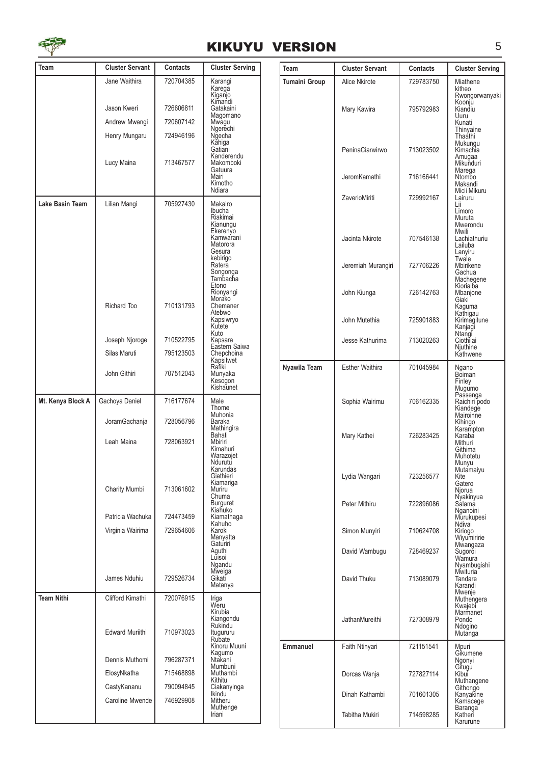# KIKUYU VERSION

| Team | Cluster Servant | Contacts | Cluster Serving |
|---|---|---|---|
| | Jane Waithira | 720704385 | Karangi, Karega, Kiganjo, Kimandi |
| | Jason Kweri | 726606811 | Gatakaini, Magomano |
| | Andrew Mwangi | 720607142 | Mwagu, Ngerechi |
| | Henry Mungaru | 724946196 | Ngecha, Kahiga, Gatiani, Kanderendu |
| | Lucy Maina | 713467577 | Makomboki, Gatuura, Mairi, Kimotho, Ndiara |
| **Lake Basin Team** | Lilian Mangi | 705927430 | Makairo, Ibucha, Riakimai, Kianungu, Ekerenyo, Kamwarani, Matorora, Gesura, kebirigo, Ratera, Songonga, Tambacha, Etono, Rionyangi, Morako |
| | Richard Too | 710131793 | Chemaner, Atebwo, Kapsiwryo, Kutete, Kuto |
| | Joseph Njoroge | 710522795 | Kapsara, Eastern Saiwa |
| | Silas Maruti | 795123503 | Chepchoina, Kapsitwet, Rafiki |
| | John Githiri | 707512043 | Munyaka, Kesogon, Kishaunet |
| **Mt. Kenya Block A** | Gachoya Daniel | 716177674 | Male, Thome, Muhonia |
| | JoramGachanja | 728056796 | Baraka, Mathingira, Bahati |
| | Leah Maina | 728063921 | Mbiriri, Kimahuri, Warazojet, Ndurutu, Karundas, Giathieri, Kiamariga |
| | Charity Mumbi | 713061602 | Muriru, Chuma, Burguret, Kiahuko |
| | Patricia Wachuka | 724473459 | Kiamathaga, Kahuho |
| | Virginia Wairima | 729654606 | Karoki, Manyatta, Gaturiri, Aguthi, Luisoi, Ngandu, Mweiga |
| | James Nduhiu | 729526734 | Gikati, Matanya |
| **Team Nithi** | Clifford Kimathi | 720076915 | Iriga, Weru, Kirubia, Kiangondu, Rukindu |
| | Edward Muriithi | 710973023 | Itugururu, Rubate, Kinoru Muuni, Kagumo |
| | Dennis Muthomi | 796287371 | Ntakani, Mumbuni |
| | ElosyNkatha | 715468898 | Muthambi, Kithitu |
| | CastyKananu | 790094845 | Ciakanyinga, Ikindu |
| | Caroline Mwende | 746929908 | Mitheru, Muthenge, Iriani |
| **Tumaini Group** | Alice Nkirote | 729783750 | Miathene, kitheo, Rwongorwanyaki, Koonju |
| | Mary Kawira | 795792983 | Kiandiu, Uuru, Kunati, Thinyaine, Thaathi, Mukungu |
| | PeninaCiarwirwo | 713023502 | Kimachia, Amugaa, Mikunduri, Marega |
| | JeromKamathi | 716166441 | Ntombo, Makandi, Micii Mikuru |
| | ZaverioMiriti | 729992167 | Lairuru, Lii, Limoro, Muruta, Mwerondu, Mwili |
| | Jacinta Nkirote | 707546138 | Lachiathuriu, Lailuba, Lanyiru, Twale |
| | Jeremiah Murangiri | 727706226 | Mbirikene, Gachua, Machegene, Kioriaiba |
| | John Kiunga | 726142763 | Mbanjone, Giaki, Kaguma, Kathigau |
| | John Mutethia | 725901883 | Kirimagitune, Kanjagi, Ntangi |
| | Jesse Kathurima | 713020263 | Ciothilai, Njuthine, Kathwene |
| **Nyawila Team** | Esther Waithira | 701045984 | Ngano, Boiman, Finley, Mugumo, Passenga |
| | Sophia Wairimu | 706162335 | Raichiri podo, Kiandege, Mairoinne, Kihingo, Karampton |
| | Mary Kathei | 726283425 | Karaba, Mithuri, Githima, Muhotetu, Munyu, Mutamaiyu |
| | Lydia Wangari | 723256577 | Kite, Gatero, Njorua, Nyakinyua |
| | Peter Mithiru | 722896086 | Salama, Nganoini, Murukupesi, Ndivai |
| | Simon Munyiri | 710624708 | Kiriogo, Wiyumiririe, Mwangaza |
| | David Wambugu | 728469237 | Sugoroi, Wamura, Nyambugishi, Mwituria |
| | David Thuku | 713089079 | Tandare, Karandi, Mwenje, Muthengera, Kwajebi, Marmanet |
| | JathanMureithi | 727308979 | Pondo, Ndogino, Mutanga |
| **Emmanuel** | Faith Ntinyari | 721151541 | Mpuri, Gikumene, Ngonyi, Gitugu |
| | Dorcas Wanja | 727827114 | Kibui, Muthangene, Githongo |
| | Dinah Kathambi | 701601305 | Kanyakine, Kamacege, Baranga |
| | Tabitha Mukiri | 714598285 | Katheri, Karurune |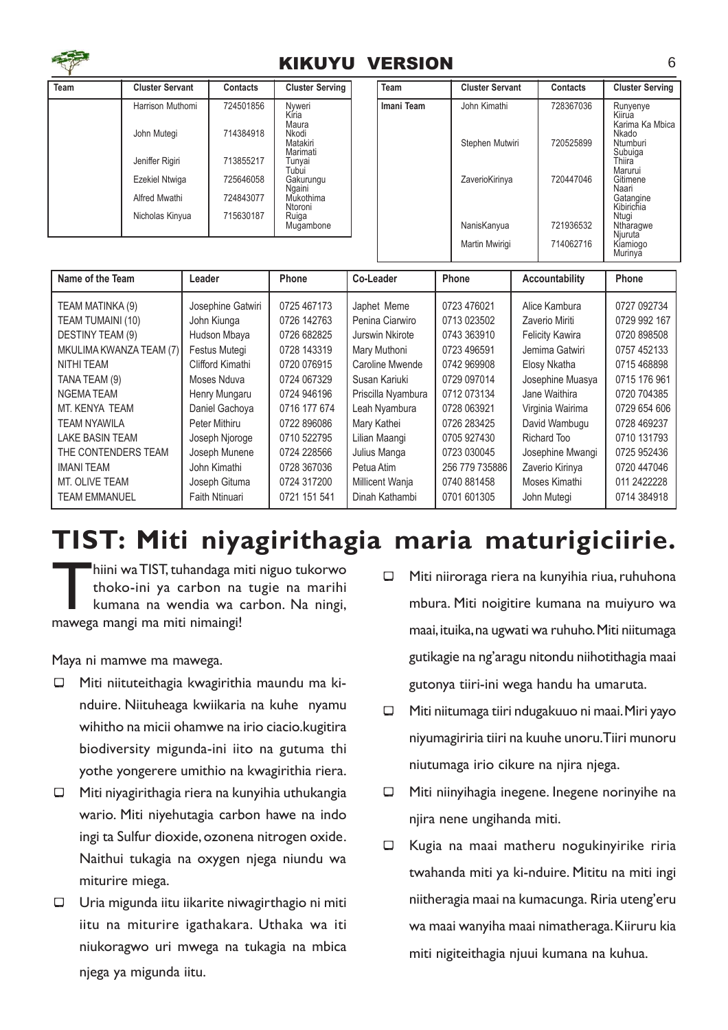# KIKUYU VERSION

| Team | Cluster Servant | Contacts | Cluster Serving |
|---|---|---|---|
| | Harrison Muthomi | 724501856 | Nyweri Kiria Maura |
| | John Mutegi | 714384918 | Nkodi Matakiri Marimati |
| | Jeniffer Rigiri | 713855217 | Tunyai Tubui |
| | Ezekiel Ntwiga | 725646058 | Gakurungu Ngaini |
| | Alfred Mwathi | 724843077 | Mukothima Ntoroni |
| | Nicholas Kinyua | 715630187 | Ruiga Mugambone |

| Team | Cluster Servant | Contacts | Cluster Serving |
|---|---|---|---|
| Imani Team | John Kimathi | 728367036 | Runyenye Kiirua Karima Ka Mbica Nkado |
| | Stephen Mutwiri | 720525899 | Ntumburi Subuiga Thiira Marurui |
| | ZaverioKirinya | 720447046 | Gitimene Naari Gatangine Kibirichia Ntugi |
| | NanisKanyua | 721936532 | Ntharagwe Njuruta |
| | Martin Mwirigi | 714062716 | Kiamiogo Murinya |

| Name of the Team | Leader | Phone | Co-Leader | Phone | Accountability | Phone |
|---|---|---|---|---|---|---|
| TEAM MATINKA (9) | Josephine Gatwiri | 0725 467173 | Japhet Meme | 0723 476021 | Alice Kambura | 0727 092734 |
| TEAM TUMAINI (10) | John Kiunga | 0726 142763 | Penina Ciarwiro | 0713 023502 | Zaverio Miriti | 0729 992 167 |
| DESTINY TEAM (9) | Hudson Mbaya | 0726 682825 | Jurswin Nkirote | 0743 363910 | Felicity Kawira | 0720 898508 |
| MKULIMA KWANZA TEAM (7) | Festus Mutegi | 0728 143319 | Mary Muthoni | 0723 496591 | Jemima Gatwiri | 0757 452133 |
| NITHI TEAM | Clifford Kimathi | 0720 076915 | Caroline Mwende | 0742 969908 | Elosy Nkatha | 0715 468898 |
| TANA TEAM (9) | Moses Nduva | 0724 067329 | Susan Kariuki | 0729 097014 | Josephine Muasya | 0715 176 961 |
| NGEMA TEAM | Henry Mungaru | 0724 946196 | Priscilla Nyambura | 0712 073134 | Jane Waithira | 0720 704385 |
| MT. KENYA TEAM | Daniel Gachoya | 0716 177 674 | Leah Nyambura | 0728 063921 | Virginia Wairima | 0729 654 606 |
| TEAM NYAWILA | Peter Mithiru | 0722 896086 | Mary Kathei | 0726 283425 | David Wambugu | 0728 469237 |
| LAKE BASIN TEAM | Joseph Njoroge | 0710 522795 | Lilian Maangi | 0705 927430 | Richard Too | 0710 131793 |
| THE CONTENDERS TEAM | Joseph Munene | 0724 228566 | Julius Manga | 0723 030045 | Josephine Mwangi | 0725 952436 |
| IMANI TEAM | John Kimathi | 0728 367036 | Petua Atim | 256 779 735886 | Zaverio Kirinya | 0720 447046 |
| MT. OLIVE TEAM | Joseph Gituma | 0724 317200 | Millicent Wanja | 0740 881458 | Moses Kimathi | 011 2422228 |
| TEAM EMMANUEL | Faith Ntinuari | 0721 151 541 | Dinah Kathambi | 0701 601305 | John Mutegi | 0714 384918 |

# TIST: Miti niyagirithagia maria maturigiciirie.

Thiini wa TIST, tuhandaga miti niguo tukorwo thoko-ini ya carbon na tugie na marihi kumana na wendia wa carbon. Na ningi, mawega mangi ma miti nimaingi!

Maya ni mamwe ma mawega.

- Miti niituteithagia kwagirithia maundu ma ki-nduire. Niituheaga kwiikaria na kuhe nyamu wihitho na micii ohamwe na irio ciacio.kugitira biodiversity migunda-ini iito na gutuma thi yothe yongerere umithio na kwagirithia riera.
- Miti niyagirithagia riera na kunyihia uthukangia wario. Miti niyehutagia carbon hawe na indo ingi ta Sulfur dioxide, ozonena nitrogen oxide. Naithui tukagia na oxygen njega niundu wa miturire miega.
- Uria migunda iitu iikarite niwagirthagio ni miti iitu na miturire igathakara. Uthaka wa iti niukoragwo uri mwega na tukagia na mbica njega ya migunda iitu.
- Miti niiroraga riera na kunyihia riua, ruhuhona mbura. Miti noigitire kumana na muiyuro wa maai, ituika, na ugwati wa ruhuho. Miti niitumaga gutikagie na ng'aragu nitondu niihotithagia maai gutonya tiiri-ini wega handu ha umaruta.
- Miti niitumaga tiiri ndugakuuo ni maai. Miri yayo niyumagiriria tiiri na kuuhe unoru. Tiiri munoru niutumaga irio cikure na njira njega.
- Miti niinyihagia inegene. Inegene norinyihe na njira nene ungihanda miti.
- Kugia na maai matheru nogukinyirike riria twahanda miti ya ki-nduire. Mititu na miti ingi niitheragia maai na kumacunga. Riria uteng'eru wa maai wanyiha maai nimatheraga. Kiiruru kia miti nigiteithagia njuui kumana na kuhua.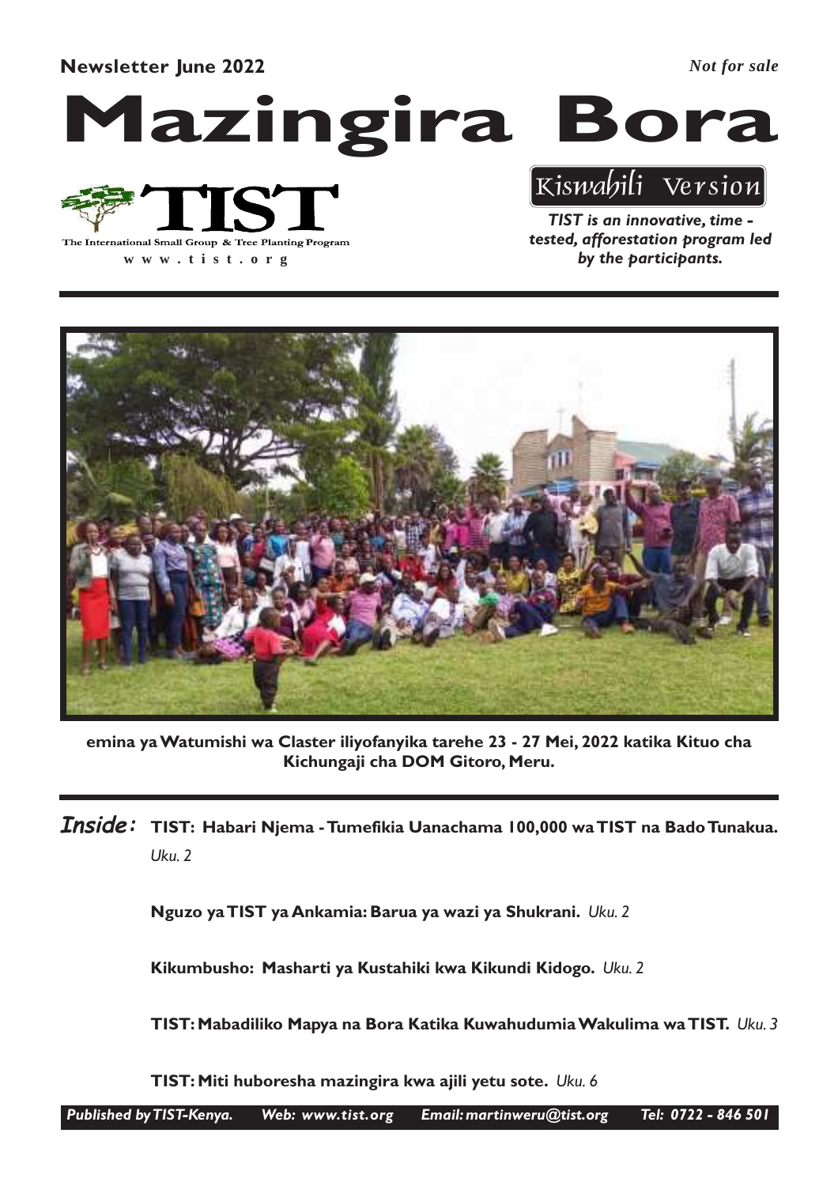**Newsletter June 2022**

*Not for sale*

# Mazingira Bora

## Kiswahili Version

The International Small Group & Tree Planting Program

www.tist.org

***TIST is an innovative, time - tested, afforestation program led by the participants.***

**emina ya Watumishi wa Claster iliyofanyika tarehe 23 - 27 Mei, 2022 katika Kituo cha Kichungaji cha DOM Gitoro, Meru.**

***Inside:***

**TIST: Habari Njema - Tumefikia Uanachama 100,000 wa TIST na Bado Tunakua.** *Uku. 2*

**Nguzo ya TIST ya Ankamia: Barua ya wazi ya Shukrani.** *Uku. 2*

**Kikumbusho: Masharti ya Kustahiki kwa Kikundi Kidogo.** *Uku. 2*

**TIST: Mabadiliko Mapya na Bora Katika Kuwahudumia Wakulima wa TIST.** *Uku. 3*

**TIST: Miti huboresha mazingira kwa ajili yetu sote.** *Uku. 6*

*Published by TIST-Kenya. Web: www.tist.org Email: martinweru@tist.org Tel: 0722 - 846 501*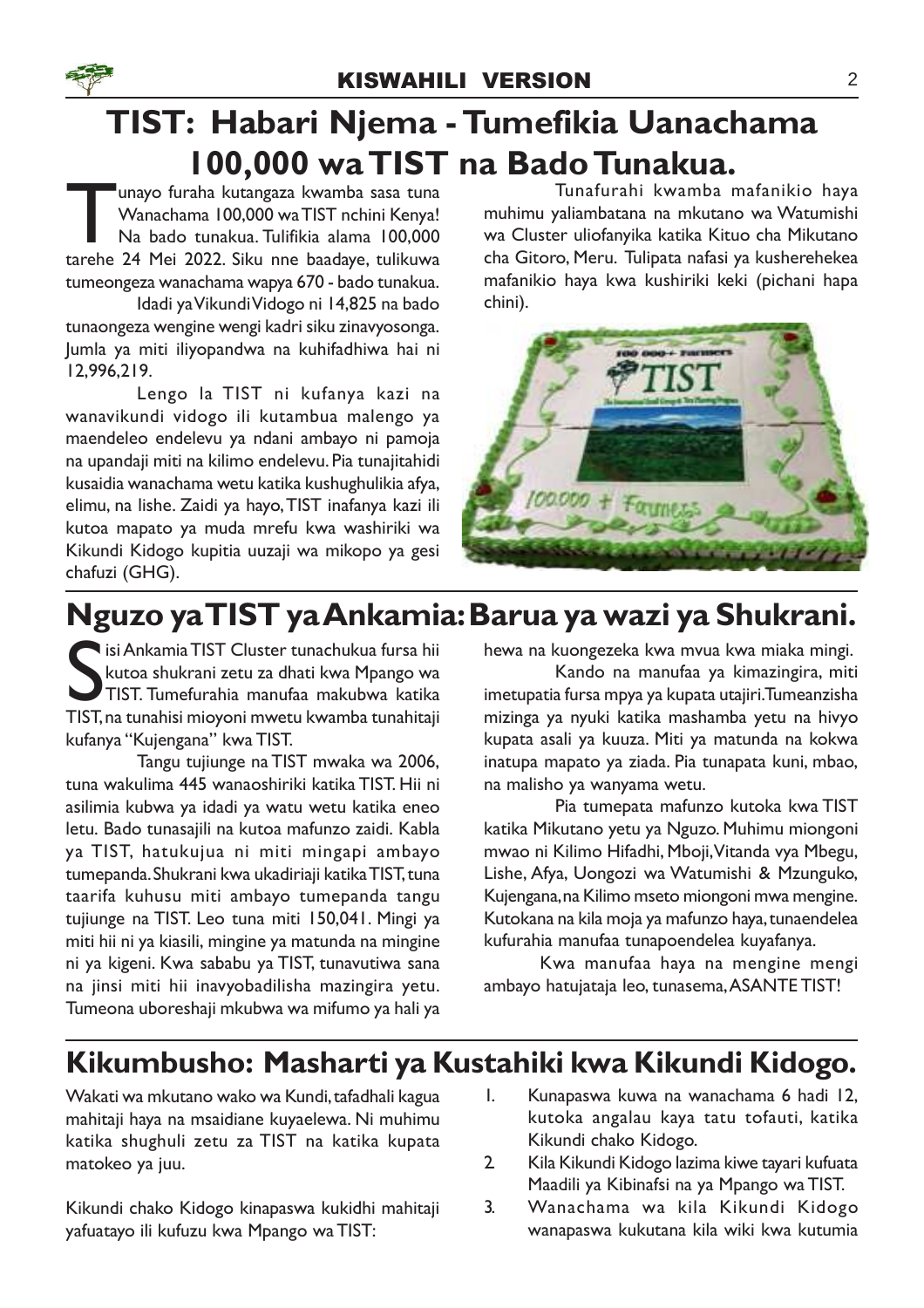KISWAHILI VERSION

# TIST: Habari Njema - Tumefikia Uanachama 100,000 wa TIST na Bado Tunakua.

Tunayo furaha kutangaza kwamba sasa tuna Wanachama 100,000 wa TIST nchini Kenya! Na bado tunakua. Tulifikia alama 100,000 tarehe 24 Mei 2022. Siku nne baadaye, tulikuwa tumeongeza wanachama wapya 670 - bado tunakua.

Idadi ya Vikundi Vidogo ni 14,825 na bado tunaongeza wengine wengi kadri siku zinavyosonga. Jumla ya miti iliyopandwa na kuhifadhiwa hai ni 12,996,219.

Lengo la TIST ni kufanya kazi na wanavikundi vidogo ili kutambua malengo ya maendeleo endelevu ya ndani ambayo ni pamoja na upandaji miti na kilimo endelevu. Pia tunajitahidi kusaidia wanachama wetu katika kushughulikia afya, elimu, na lishe. Zaidi ya hayo, TIST inafanya kazi ili kutoa mapato ya muda mrefu kwa washiriki wa Kikundi Kidogo kupitia uuzaji wa mikopo ya gesi chafuzi (GHG).

Tunafurahi kwamba mafanikio haya muhimu yaliambatana na mkutano wa Watumishi wa Cluster uliofanyika katika Kituo cha Mikutano cha Gitoro, Meru. Tulipata nafasi ya kusherehekea mafanikio haya kwa kushiriki keki (pichani hapa chini).

# Nguzo ya TIST ya Ankamia: Barua ya wazi ya Shukrani.

Sisi Ankamia TIST Cluster tunachukua fursa hii kutoa shukrani zetu za dhati kwa Mpango wa TIST. Tumefurahia manufaa makubwa katika TIST, na tunahisi mioyoni mwetu kwamba tunahitaji kufanya "Kujengana" kwa TIST.

Tangu tujiunge na TIST mwaka wa 2006, tuna wakulima 445 wanaoshiriki katika TIST. Hii ni asilimia kubwa ya idadi ya watu wetu katika eneo letu. Bado tunasajili na kutoa mafunzo zaidi. Kabla ya TIST, hatukujua ni miti mingapi ambayo tumepanda. Shukrani kwa ukadiriaji katika TIST, tuna taarifa kuhusu miti ambayo tumepanda tangu tujiunge na TIST. Leo tuna miti 150,041. Mingi ya miti hii ni ya kiasili, mingine ya matunda na mingine ni ya kigeni. Kwa sababu ya TIST, tunavutiwa sana na jinsi miti hii inavyobadilisha mazingira yetu. Tumeona uboreshaji mkubwa wa mifumo ya hali ya hewa na kuongezeka kwa mvua kwa miaka mingi.

Kando na manufaa ya kimazingira, miti imetupatia fursa mpya ya kupata utajiri. Tumeanzisha mizinga ya nyuki katika mashamba yetu na hivyo kupata asali ya kuuza. Miti ya matunda na kokwa inatupa mapato ya ziada. Pia tunapata kuni, mbao, na malisho ya wanyama wetu.

Pia tumepata mafunzo kutoka kwa TIST katika Mikutano yetu ya Nguzo. Muhimu miongoni mwao ni Kilimo Hifadhi, Mboji, Vitanda vya Mbegu, Lishe, Afya, Uongozi wa Watumishi & Mzunguko, Kujengana, na Kilimo mseto miongoni mwa mengine. Kutokana na kila moja ya mafunzo haya, tunaendelea kufurahia manufaa tunapoendelea kuyafanya.

Kwa manufaa haya na mengine mengi ambayo hatujataja leo, tunasema, ASANTE TIST!

# Kikumbusho: Masharti ya Kustahiki kwa Kikundi Kidogo.

Wakati wa mkutano wako wa Kundi, tafadhali kagua mahitaji haya na msaidiane kuyaelewa. Ni muhimu katika shughuli zetu za TIST na katika kupata matokeo ya juu.

Kikundi chako Kidogo kinapaswa kukidhi mahitaji yafuatayo ili kufuzu kwa Mpango wa TIST:

1. Kunapaswa kuwa na wanachama 6 hadi 12, kutoka angalau kaya tatu tofauti, katika Kikundi chako Kidogo.
2. Kila Kikundi Kidogo lazima kiwe tayari kufuata Maadili ya Kibinafsi na ya Mpango wa TIST.
3. Wanachama wa kila Kikundi Kidogo wanapaswa kukutana kila wiki kwa kutumia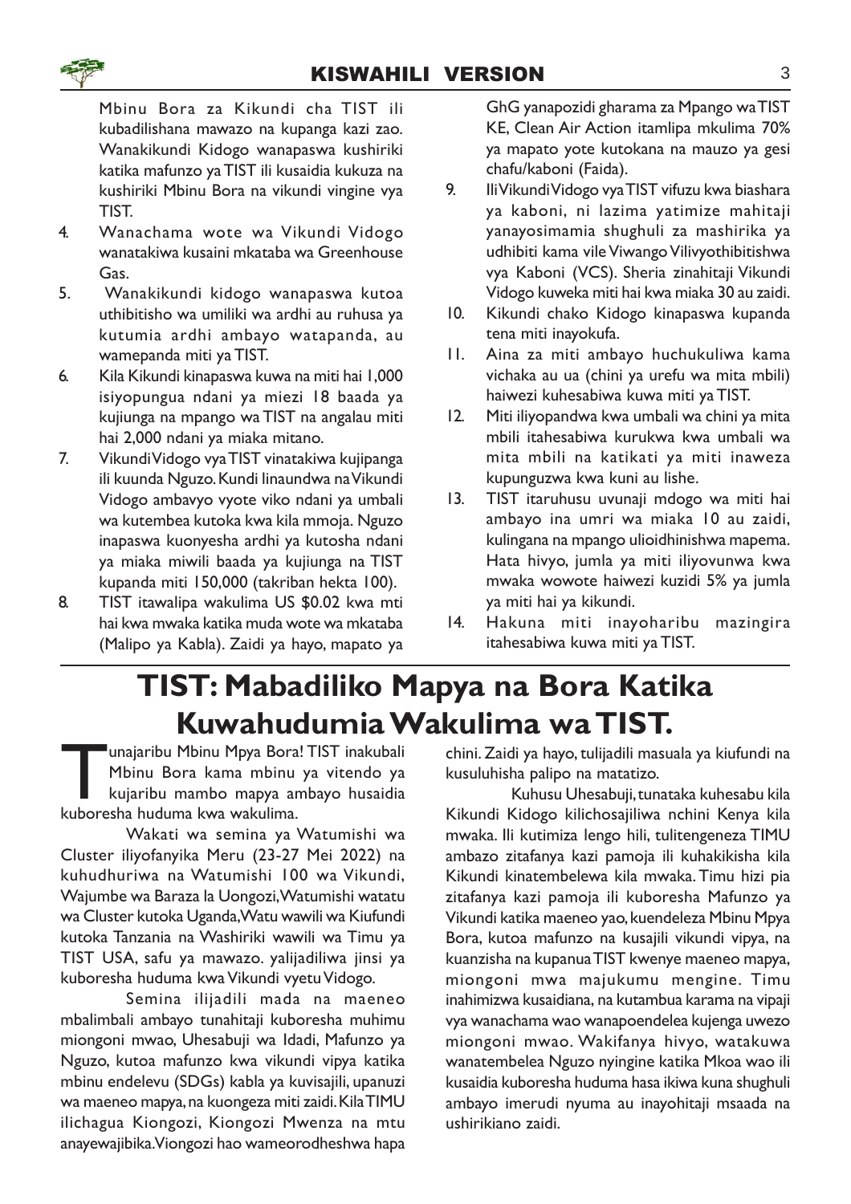Mbinu Bora za Kikundi cha TIST ili kubadilishana mawazo na kupanga kazi zao. Wanakikundi Kidogo wanapaswa kushiriki katika mafunzo ya TIST ili kusaidia kukuza na kushiriki Mbinu Bora na vikundi vingine vya TIST.

4. Wanachama wote wa Vikundi Vidogo wanatakiwa kusaini mkataba wa Greenhouse Gas.
5. Wanakikundi kidogo wanapaswa kutoa uthibitisho wa umiliki wa ardhi au ruhusa ya kutumia ardhi ambayo watapanda, au wamepanda miti ya TIST.
6. Kila Kikundi kinapaswa kuwa na miti hai 1,000 isiyopungua ndani ya miezi 18 baada ya kujiunga na mpango wa TIST na angalau miti hai 2,000 ndani ya miaka mitano.
7. Vikundi Vidogo vya TIST vinatakiwa kujipanga ili kuunda Nguzo. Kundi linaundwa na Vikundi Vidogo ambavyo vyote viko ndani ya umbali wa kutembea kutoka kwa kila mmoja. Nguzo inapaswa kuonyesha ardhi ya kutosha ndani ya miaka miwili baada ya kujiunga na TIST kupanda miti 150,000 (takriban hekta 100).
8. TIST itawalipa wakulima US $0.02 kwa mti hai kwa mwaka katika muda wote wa mkataba (Malipo ya Kabla). Zaidi ya hayo, mapato ya GhG yanapozidi gharama za Mpango wa TIST KE, Clean Air Action itamlipa mkulima 70% ya mapato yote kutokana na mauzo ya gesi chafu/kaboni (Faida).
9. Ili Vikundi Vidogo vya TIST vifuzu kwa biashara ya kaboni, ni lazima yatimize mahitaji yanayosimamia shughuli za mashirika ya udhibiti kama vile Viwango Vilivyothibitishwa vya Kaboni (VCS). Sheria zinahitaji Vikundi Vidogo kuweka miti hai kwa miaka 30 au zaidi.
10. Kikundi chako Kidogo kinapaswa kupanda tena miti inayokufa.
11. Aina za miti ambayo huchukuliwa kama vichaka au ua (chini ya urefu wa mita mbili) haiwezi kuhesabiwa kuwa miti ya TIST.
12. Miti iliyopandwa kwa umbali wa chini ya mita mbili itahesabiwa kurukwa kwa umbali wa mita mbili na katikati ya miti inaweza kupunguzwa kwa kuni au lishe.
13. TIST itaruhusu uvunaji mdogo wa miti hai ambayo ina umri wa miaka 10 au zaidi, kulingana na mpango ulioidhinishwa mapema. Hata hivyo, jumla ya miti iliyovunwa kwa mwaka wowote haiwezi kuzidi 5% ya jumla ya miti hai ya kikundi.
14. Hakuna miti inayoharibu mazingira itahesabiwa kuwa miti ya TIST.

# TIST: Mabadiliko Mapya na Bora Katika Kuwahudumia Wakulima wa TIST.

Tunajaribu Mbinu Mpya Bora! TIST inakubali Mbinu Bora kama mbinu ya vitendo ya kujaribu mambo mapya ambayo husaidia kuboresha huduma kwa wakulima.

Wakati wa semina ya Watumishi wa Cluster iliyofanyika Meru (23-27 Mei 2022) na kuhudhuriwa na Watumishi 100 wa Vikundi, Wajumbe wa Baraza la Uongozi, Watumishi watatu wa Cluster kutoka Uganda, Watu wawili wa Kiufundi kutoka Tanzania na Washiriki wawili wa Timu ya TIST USA, safu ya mawazo. yalijadiliwa jinsi ya kuboresha huduma kwa Vikundi vyetu Vidogo.

Semina ilijadili mada na maeneo mbalimbali ambayo tunahitaji kuboresha muhimu miongoni mwao, Uhesabuji wa Idadi, Mafunzo ya Nguzo, kutoa mafunzo kwa vikundi vipya katika mbinu endelevu (SDGs) kabla ya kuvisajili, upanuzi wa maeneo mapya, na kuongeza miti zaidi. Kila TIMU ilichagua Kiongozi, Kiongozi Mwenza na mtu anayewajibika. Viongozi hao wameorodheshwa hapa chini. Zaidi ya hayo, tulijadili masuala ya kiufundi na kusuluhisha palipo na matatizo.

Kuhusu Uhesabuji, tunataka kuhesabu kila Kikundi Kidogo kilichosajiliwa nchini Kenya kila mwaka. Ili kutimiza lengo hili, tulitengeneza TIMU ambazo zitafanya kazi pamoja ili kuhakikisha kila Kikundi kinatembelewa kila mwaka. Timu hizi pia zitafanya kazi pamoja ili kuboresha Mafunzo ya Vikundi katika maeneo yao, kuendeleza Mbinu Mpya Bora, kutoa mafunzo na kusajili vikundi vipya, na kuanzisha na kupanua TIST kwenye maeneo mapya, miongoni mwa majukumu mengine. Timu inahimizwa kusaidiana, na kutambua karama na vipaji vya wanachama wao wanapoendelea kujenga uwezo miongoni mwao. Wakifanya hivyo, watakuwa wanatembelea Nguzo nyingine katika Mkoa wao ili kusaidia kuboresha huduma hasa ikiwa kuna shughuli ambayo imerudi nyuma au inayohitaji msaada na ushirikiano zaidi.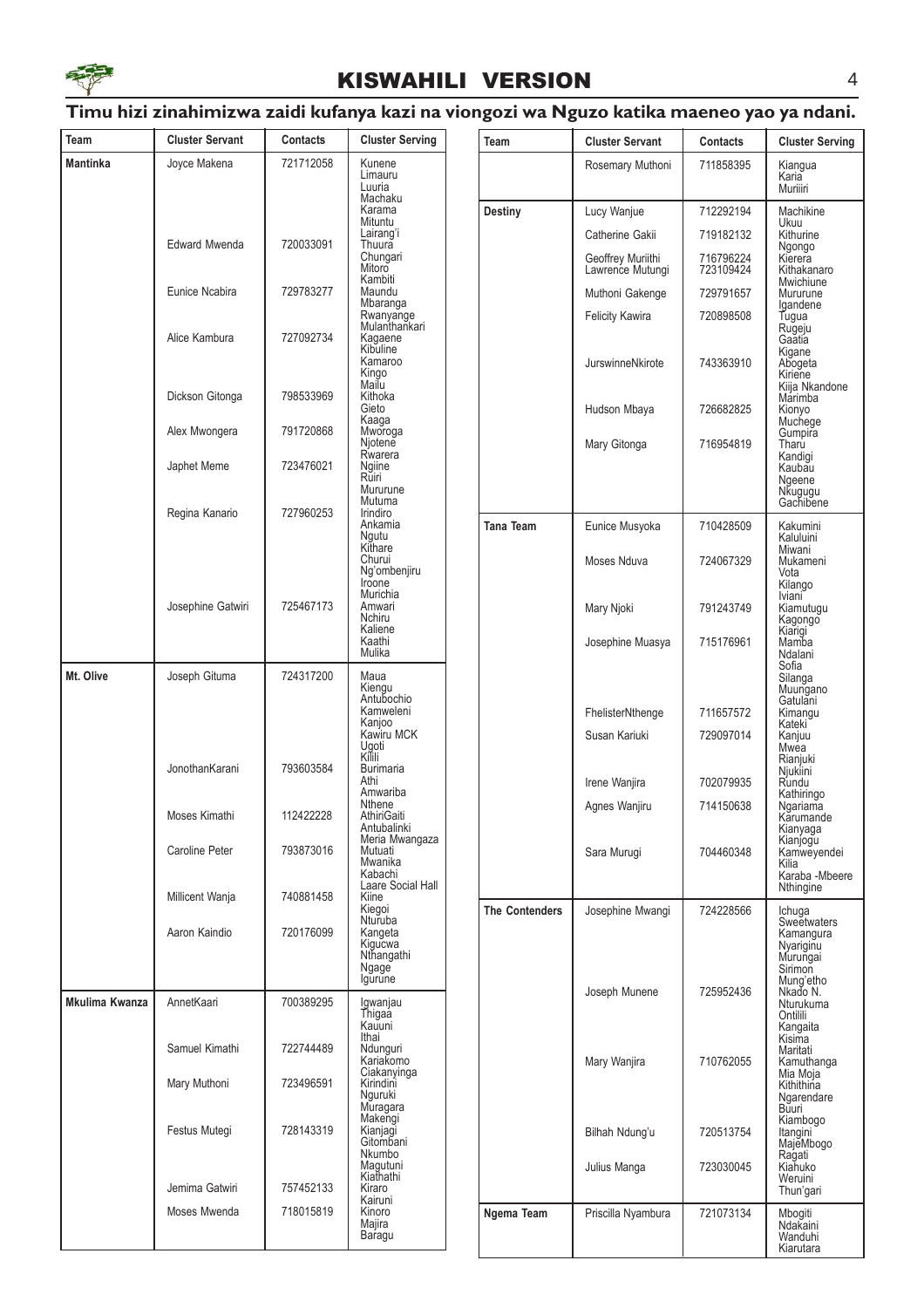# KISWAHILI VERSION

## Timu hizi zinahimizwa zaidi kufanya kazi na viongozi wa Nguzo katika maeneo yao ya ndani.

| Team | Cluster Servant | Contacts | Cluster Serving |
|---|---|---|---|
| Mantinka | Joyce Makena | 721712058 | Kunene, Limauru, Luuria, Machaku, Karama, Mituntu, Lairang'i |
| | Edward Mwenda | 720033091 | Thuura, Chungari, Mitoro, Kambiti |
| | Eunice Ncabira | 729783277 | Maundu, Mbaranga, Rwanyange, Mulanthankari |
| | Alice Kambura | 727092734 | Kagaene, Kibuline, Kamaroo, Kingo, Mailu |
| | Dickson Gitonga | 798533969 | Kithoka, Gieto, Kaaga |
| | Alex Mwongera | 791720868 | Mworoga, Njotene, Rwarera |
| | Japhet Meme | 723476021 | Ngiine, Ruiri, Mururune, Mutuma |
| | Regina Kanario | 727960253 | Irindiro, Ankamia, Ngutu, Kithare, Churui, Ng'ombenjiru, Iroone, Murichia |
| | Josephine Gatwiri | 725467173 | Amwari, Nchiru, Kaliene, Kaathi, Mulika |
| Mt. Olive | Joseph Gituma | 724317200 | Maua, Kiengu, Antubochio, Kamweleni, Kanjoo, Kawiru MCK, Ugoti, Kilili |
| | JonothanKarani | 793603584 | Burimaria, Athi, Amwariba, Nthene |
| | Moses Kimathi | 112422228 | AthiriGaiti, Antubalinki, Meria Mwangaza |
| | Caroline Peter | 793873016 | Mutuati, Mwanika, Kabachi, Laare Social Hall |
| | Millicent Wanja | 740881458 | Kiine, Kiegoi, Nturuba |
| | Aaron Kaindio | 720176099 | Kangeta, Kigucwa, Nthangathi, Ngage, Igurune |
| Mkulima Kwanza | AnnetKaari | 700389295 | Igwanjau, Thigaa, Kauuni, Ithai |
| | Samuel Kimathi | 722744489 | Ndunguri, Kariakomo, Ciakanyinga |
| | Mary Muthoni | 723496591 | Kirindini, Nguruki, Muragara, Makengi |
| | Festus Mutegi | 728143319 | Kianjagi, Gitombani, Nkumbo, Magutuni, Kiathathi |
| | Jemima Gatwiri | 757452133 | Kiraro, Kairuni |
| | Moses Mwenda | 718015819 | Kinoro, Majira, Baragu |
| | Rosemary Muthoni | 711858395 | Kiangua, Karia, Muriiri |
| Destiny | Lucy Wanjue | 712292194 | Machikine, Ukuu |
| | Catherine Gakii | 719182132 | Kithurine, Ngongo |
| | Geoffrey Muriithi<br>Lawrence Mutungi | 716796224<br>723109424 | Kierera, Kithakanaro, Mwichiune |
| | Muthoni Gakenge | 729791657 | Mururune, Igandene |
| | Felicity Kawira | 720898508 | Tugua, Rugeju, Gaatia, Kigane |
| | JurswinneNkirote | 743363910 | Abogeta, Kiriene, Kiija Nkandone, Marimba |
| | Hudson Mbaya | 726682825 | Kionyo, Muchege, Gumpira |
| | Mary Gitonga | 716954819 | Tharu, Kandigi, Kaubau, Ngeene, Nkugugu, Gachibene |
| Tana Team | Eunice Musyoka | 710428509 | Kakumini, Kaluluini, Miwani |
| | Moses Nduva | 724067329 | Mukameni, Vota, Kilango, Iviani |
| | Mary Njoki | 791243749 | Kiamutugu, Kagongo, Kiarigi |
| | Josephine Muasya | 715176961 | Mamba, Ndalani, Sofia, Silanga, Muungano, Gatulani |
| | FhelisterNthenge | 711657572 | Kimangu, Kateki |
| | Susan Kariuki | 729097014 | Kanjuu, Mwea, Rianjuki, Njukiini |
| | Irene Wanjira | 702079935 | Rundu, Kathiringo |
| | Agnes Wanjiru | 714150638 | Ngariama, Karumande, Kianyaga, Kianjogu |
| | Sara Murugi | 704460348 | Kamweyendei, Kilia, Karaba -Mbeere, Nthingine |
| The Contenders | Josephine Mwangi | 724228566 | Ichuga, Sweetwaters, Kamangura, Nyariginu, Murungai, Sirimon, Mung'etho |
| | Joseph Munene | 725952436 | Nkado N., Nturukuma, Ontilili, Kangaita, Kisima, Maritati |
| | Mary Wanjira | 710762055 | Kamuthanga, Mia Moja, Kithithina, Ngarendare, Buuri, Kiambogo |
| | Bilhah Ndung'u | 720513754 | Itangini, MajeMbogo, Ragati |
| | Julius Manga | 723030045 | Kiahuko, Weruini, Thun'gari |
| Ngema Team | Priscilla Nyambura | 721073134 | Mbogiti, Ndakaini, Wanduhi, Kiarutara |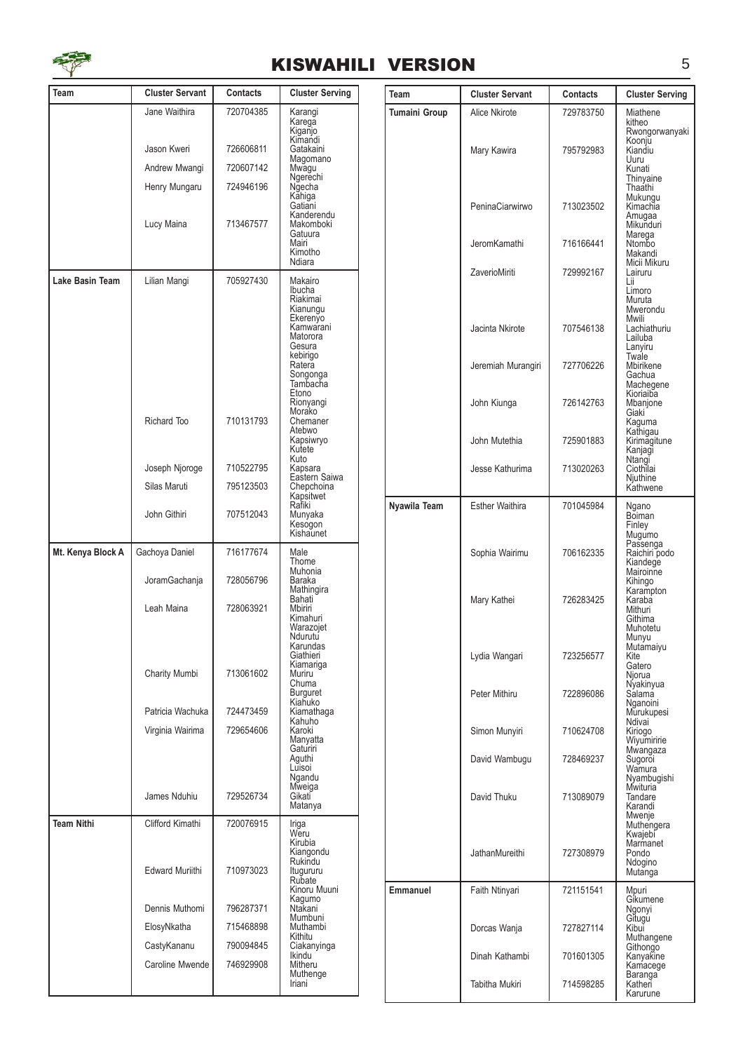| Team | Cluster Servant | Contacts | Cluster Serving |
|---|---|---|---|
| | Jane Waithira | 720704385 | Karangi, Karega, Kiganjo, Kimandi |
| | Jason Kweri | 726606811 | Gatakaini, Magomano |
| | Andrew Mwangi | 720607142 | Mwagu, Ngerechi |
| | Henry Mungaru | 724946196 | Ngecha, Kahiga, Gatiani, Kanderendu |
| | Lucy Maina | 713467577 | Makomboki, Gatuura, Mairi, Kimotho, Ndiara |
| **Lake Basin Team** | Lilian Mangi | 705927430 | Makairo, Ibucha, Riakimai, Kianungu, Ekerenyo, Kamwarani, Matorora, Gesura, kebirigo, Ratera, Songonga, Tambacha, Etono, Rionyangi, Morako |
| | Richard Too | 710131793 | Chemaner, Atebwo, Kapsiwryo, Kutete, Kuto |
| | Joseph Njoroge | 710522795 | Kapsara, Eastern Saiwa |
| | Silas Maruti | 795123503 | Chepchoina, Kapsitwet, Rafiki |
| | John Githiri | 707512043 | Munyaka, Kesogon, Kishaunet |
| **Mt. Kenya Block A** | Gachoya Daniel | 716177674 | Male, Thome, Muhonia |
| | JoramGachanja | 728056796 | Baraka, Mathingira, Bahati |
| | Leah Maina | 728063921 | Mbiriri, Kimahuri, Warazojet, Ndurutu, Karundas, Giathieri, Kiamariga |
| | Charity Mumbi | 713061602 | Muriru, Chuma, Burguret, Kiahuko |
| | Patricia Wachuka | 724473459 | Kiamathaga, Kahuho |
| | Virginia Wairima | 729654606 | Karoki, Manyatta, Gaturiri, Aguthi, Luisoi, Ngandu, Mweiga |
| | James Nduhiu | 729526734 | Gikati, Matanya |
| **Team Nithi** | Clifford Kimathi | 720076915 | Iriga, Weru, Kirubia, Kiangondu, Rukindu |
| | Edward Muriithi | 710973023 | Itugururu, Rubate, Kinoru Muuni, Kagumo |
| | Dennis Muthomi | 796287371 | Ntakani, Mumbuni |
| | ElosyNkatha | 715468898 | Muthambi, Kithitu |
| | CastyKananu | 790094845 | Ciakanyinga, Ikindu |
| | Caroline Mwende | 746929908 | Mitheru, Muthenge, Iriani |
| **Tumaini Group** | Alice Nkirote | 729783750 | Miathene, kitheo, Rwongorwanyaki, Koonju |
| | Mary Kawira | 795792983 | Kiandiu, Uuru, Kunati, Thinyaine, Thaathi, Mukungu |
| | PeninaCiarwirwo | 713023502 | Kimachia, Amugaa, Mikunduri, Marega |
| | JeromKamathi | 716166441 | Ntombo, Makandi, Micii Mikuru |
| | ZaverioMiriti | 729992167 | Lairuru, Lii, Limoro, Muruta, Mwerondu, Mwili |
| | Jacinta Nkirote | 707546138 | Lachiathuriu, Lailuba, Lanyiru, Twale |
| | Jeremiah Murangiri | 727706226 | Mbirikene, Gachua, Machegene, Kioriaiba |
| | John Kiunga | 726142763 | Mbanjone, Giaki, Kaguma, Kathigau |
| | John Mutethia | 725901883 | Kirimagitune, Kanjagi, Ntangi |
| | Jesse Kathurima | 713020263 | Ciothilai, Njuthine, Kathwene |
| **Nyawila Team** | Esther Waithira | 701045984 | Ngano, Boiman, Finley, Mugumo, Passenga |
| | Sophia Wairimu | 706162335 | Raichiri podo, Kiandege, Mairoinne, Kihingo, Karampton |
| | Mary Kathei | 726283425 | Karaba, Mithuri, Githima, Muhotetu, Munyu, Mutamaiyu |
| | Lydia Wangari | 723256577 | Kite, Gatero, Njorua, Nyakinyua |
| | Peter Mithiru | 722896086 | Salama, Nganoini, Murukupesi, Ndivai |
| | Simon Munyiri | 710624708 | Kiriogo, Wiyumiririe, Mwangaza |
| | David Wambugu | 728469237 | Sugoroi, Wamura, Nyambugishi, Mwituria |
| | David Thuku | 713089079 | Tandare, Karandi, Mwenje, Muthengera, Kwajebi, Marmanet |
| | JathanMureithi | 727308979 | Pondo, Ndogino, Mutanga |
| **Emmanuel** | Faith Ntinyari | 721151541 | Mpuri, Gikumene, Ngonyi, Gitugu |
| | Dorcas Wanja | 727827114 | Kibui, Muthangene, Githongo |
| | Dinah Kathambi | 701601305 | Kanyakine, Kamacege, Baranga |
| | Tabitha Mukiri | 714598285 | Katheri, Karurune |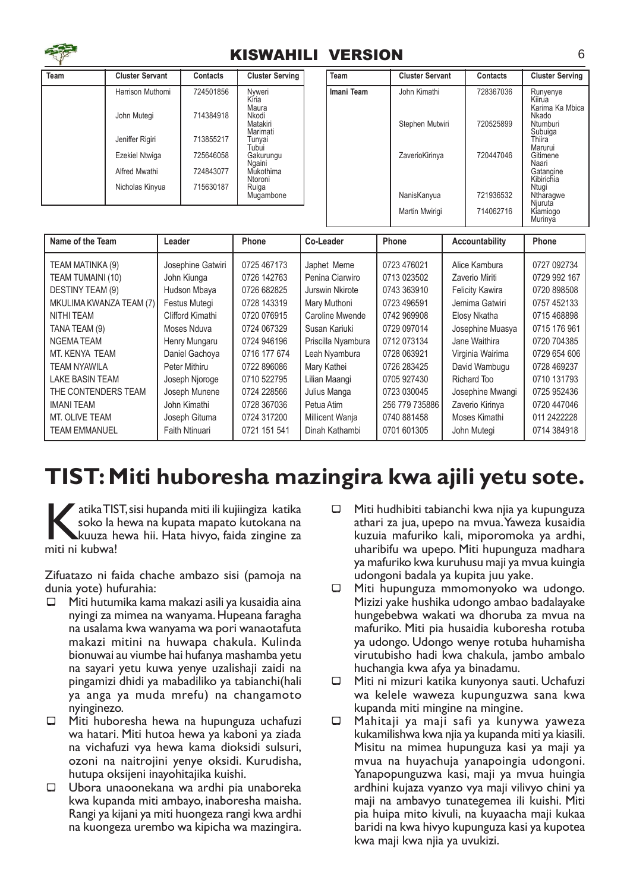## KISWAHILI VERSION

| Team | Cluster Servant | Contacts | Cluster Serving |
|---|---|---|---|
| | Harrison Muthomi | 724501856 | Nyweri Kiria Maura |
| | John Mutegi | 714384918 | Nkodi Matakiri Marimati |
| | Jeniffer Rigiri | 713855217 | Tunyai Tubui |
| | Ezekiel Ntwiga | 725646058 | Gakurungu Ngaini |
| | Alfred Mwathi | 724843077 | Mukothima Ntoroni |
| | Nicholas Kinyua | 715630187 | Ruiga Mugambone |

| Team | Cluster Servant | Contacts | Cluster Serving |
|---|---|---|---|
| Imani Team | John Kimathi | 728367036 | Runyenye Kiirua Karima Ka Mbica Nkado |
| | Stephen Mutwiri | 720525899 | Ntumburi Subuiga Thiira Marurui |
| | ZaverioKirinya | 720447046 | Gitimene Naari Gatangine Kibirichia Ntugi |
| | NanisKanyua | 721936532 | Ntharagwe Njuruta |
| | Martin Mwirigi | 714062716 | Kiamiogo Murinya |

| Name of the Team | Leader | Phone | Co-Leader | Phone | Accountability | Phone |
|---|---|---|---|---|---|---|
| TEAM MATINKA (9) | Josephine Gatwiri | 0725 467173 | Japhet Meme | 0723 476021 | Alice Kambura | 0727 092734 |
| TEAM TUMAINI (10) | John Kiunga | 0726 142763 | Penina Ciarwiro | 0713 023502 | Zaverio Miriti | 0729 992 167 |
| DESTINY TEAM (9) | Hudson Mbaya | 0726 682825 | Jurswin Nkirote | 0743 363910 | Felicity Kawira | 0720 898508 |
| MKULIMA KWANZA TEAM (7) | Festus Mutegi | 0728 143319 | Mary Muthoni | 0723 496591 | Jemima Gatwiri | 0757 452133 |
| NITHI TEAM | Clifford Kimathi | 0720 076915 | Caroline Mwende | 0742 969908 | Elosy Nkatha | 0715 468898 |
| TANA TEAM (9) | Moses Nduva | 0724 067329 | Susan Kariuki | 0729 097014 | Josephine Muasya | 0715 176 961 |
| NGEMA TEAM | Henry Mungaru | 0724 946196 | Priscilla Nyambura | 0712 073134 | Jane Waithira | 0720 704385 |
| MT. KENYA TEAM | Daniel Gachoya | 0716 177 674 | Leah Nyambura | 0728 063921 | Virginia Wairima | 0729 654 606 |
| TEAM NYAWILA | Peter Mithiru | 0722 896086 | Mary Kathei | 0726 283425 | David Wambugu | 0728 469237 |
| LAKE BASIN TEAM | Joseph Njoroge | 0710 522795 | Lilian Maangi | 0705 927430 | Richard Too | 0710 131793 |
| THE CONTENDERS TEAM | Joseph Munene | 0724 228566 | Julius Manga | 0723 030045 | Josephine Mwangi | 0725 952436 |
| IMANI TEAM | John Kimathi | 0728 367036 | Petua Atim | 256 779 735886 | Zaverio Kirinya | 0720 447046 |
| MT. OLIVE TEAM | Joseph Gituma | 0724 317200 | Millicent Wanja | 0740 881458 | Moses Kimathi | 011 2422228 |
| TEAM EMMANUEL | Faith Ntinuari | 0721 151 541 | Dinah Kathambi | 0701 601305 | John Mutegi | 0714 384918 |

# TIST: Miti huboresha mazingira kwa ajili yetu sote.

Katika TIST, sisi hupanda miti ili kujiingiza katika soko la hewa na kupata mapato kutokana na kuuza hewa hii. Hata hivyo, faida zingine za miti ni kubwa!

Zifuatazo ni faida chache ambazo sisi (pamoja na dunia yote) hufurahia:

- Miti hutumika kama makazi asili ya kusaidia aina nyingi za mimea na wanyama. Hupeana faragha na usalama kwa wanyama wa pori wanaotafuta makazi mitini na huwapa chakula. Kulinda bionuwai au viumbe hai hufanya mashamba yetu na sayari yetu kuwa yenye uzalishaji zaidi na pingamizi dhidi ya mabadiliko ya tabianchi(hali ya anga ya muda mrefu) na changamoto nyinginezo.
- Miti huboresha hewa na hupunguza uchafuzi wa hatari. Miti hutoa hewa ya kaboni ya ziada na vichafuzi vya hewa kama dioksidi sulsuri, ozoni na naitrojini yenye oksidi. Kurudisha, hutupa oksijeni inayohitajika kuishi.
- Ubora unaoonekana wa ardhi pia unaboreka kwa kupanda miti ambayo, inaboresha maisha. Rangi ya kijani ya miti huongeza rangi kwa ardhi na kuongeza urembo wa kipicha wa mazingira.
- Miti hudhibiti tabianchi kwa njia ya kupunguza athari za jua, upepo na mvua. Yaweza kusaidia kuzuia mafuriko kali, miporomoka ya ardhi, uharibifu wa upepo. Miti hupunguza madhara ya mafuriko kwa kuruhusu maji ya mvua kuingia udongoni badala ya kupita juu yake.
- Miti hupunguza mmomonyoko wa udongo. Mizizi yake hushika udongo ambao badalayake hungebebwa wakati wa dhoruba za mvua na mafuriko. Miti pia husaidia kuboresha rotuba ya udongo. Udongo wenye rotuba huhamisha virutubisho hadi kwa chakula, jambo ambalo huchangia kwa afya ya binadamu.
- Miti ni mizuri katika kunyonya sauti. Uchafuzi wa kelele waweza kupunguzwa sana kwa kupanda miti mingine na mingine.
- Mahitaji ya maji safi ya kunywa yaweza kukamilishwa kwa njia ya kupanda miti ya kiasili. Misitu na mimea hupunguza kasi ya maji ya mvua na huyachuja yanapoingia udongoni. Yanapopunguzwa kasi, maji ya mvua huingia ardhini kujaza vyanzo vya maji vilivyo chini ya maji na ambavyo tunategemea ili kuishi. Miti pia huipa mito kivuli, na kuyaacha maji kukaa baridi na kwa hivyo kupunguza kasi ya kupotea kwa maji kwa njia ya uvukizi.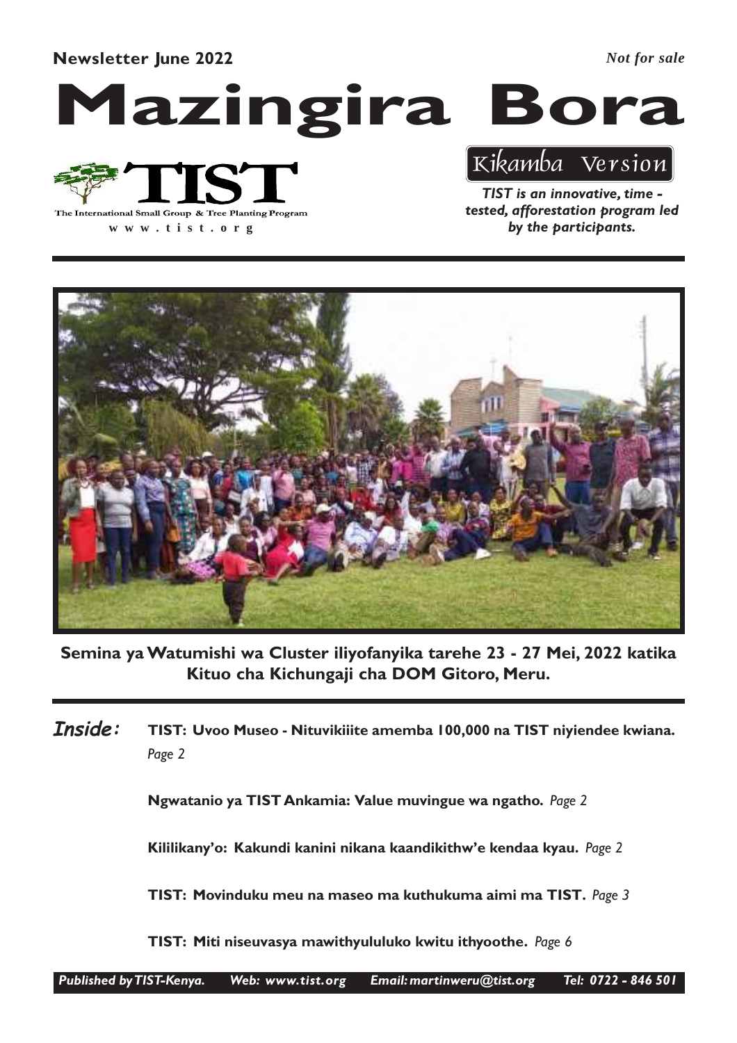**Newsletter June 2022**

*Not for sale*

# Mazingira Bora

The International Small Group & Tree Planting Program

www.tist.org

Kikamba Version

***TIST is an innovative, time - tested, afforestation program led by the participants.***

**Semina ya Watumishi wa Cluster iliyofanyika tarehe 23 - 27 Mei, 2022 katika Kituo cha Kichungaji cha DOM Gitoro, Meru.**

***Inside:***

**TIST: Uvoo Museo - Nituvikiiite amemba 100,000 na TIST niyiendee kwiana.** *Page 2*

**Ngwatanio ya TIST Ankamia: Value muvingue wa ngatho.** *Page 2*

**Kililikany'o: Kakundi kanini nikana kaandikithw'e kendaa kyau.** *Page 2*

**TIST: Movinduku meu na maseo ma kuthukuma aimi ma TIST.** *Page 3*

**TIST: Miti niseuvasya mawithyulukо kwitu ithyoothe.** *Page 6*

*Published by TIST-Kenya. Web: www.tist.org Email: martinweru@tist.org Tel: 0722 - 846 501*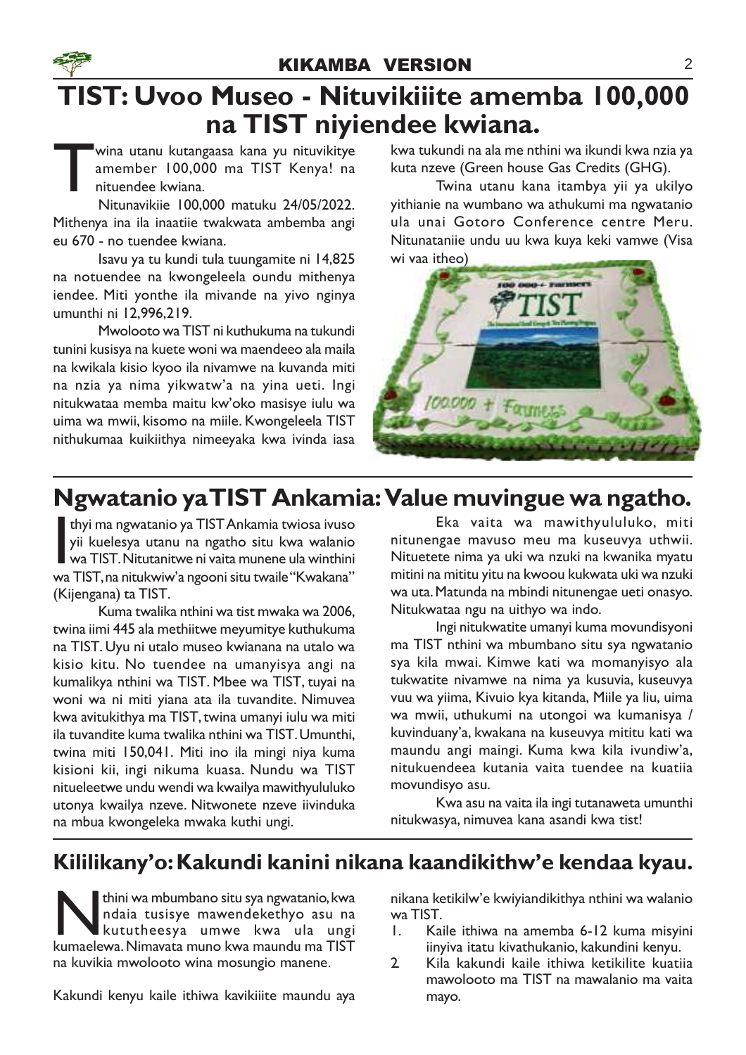KIKAMBA VERSION

# TIST: Uvoo Museo - Nituvikiiite amemba 100,000 na TIST niyiendee kwiana.

Twina utanu kutangaasa kana yu nituvikitye amember 100,000 ma TIST Kenya! na nituendee kwiana.

Nitunavikiie 100,000 matuku 24/05/2022. Mithenya ina ila inaatiie twakwata ambemba angi eu 670 - no tuendee kwiana.

Isavu ya tu kundi tula tuungamite ni 14,825 na notuendee na kwongeleela oundu mithenya iendee. Miti yonthe ila mivande na yivo nginya umunthi ni 12,996,219.

Mwolooto wa TIST ni kuthukuma na tukundi tunini kusisya na kuete woni wa maendeeo ala maila na kwikala kisio kyoo ila nivamwe na kuvanda miti na nzia ya nima yikwatw'a na yina ueti. Ingi nitukwataa memba maitu kw'oko masisye iulu wa uima wa mwii, kisomo na miile. Kwongeleela TIST nithukumaa kuikiithya nimeeyaka kwa ivinda iasa kwa tukundi na ala me nthini wa ikundi kwa nzia ya kuta nzeve (Green house Gas Credits (GHG).

Twina utanu kana itambya yii ya ukilyo yithianie na wumbano wa athukumi ma ngwatanio ula unai Gotoro Conference centre Meru. Nitunataniie undu uu kwa kuya keki vamwe (Visa wi vaa itheo)

# Ngwatanio ya TIST Ankamia: Value muvingue wa ngatho.

Ithyi ma ngwatanio ya TIST Ankamia twiosa ivuso yii kuelesya utanu na ngatho situ kwa walanio wa TIST. Nitutanitwe ni vaita munene ula winthini wa TIST, na nitukwiw'a ngooni situ twaile "Kwakana" (Kijengana) ta TIST.

Kuma twalika nthini wa tist mwaka wa 2006, twina iimi 445 ala methiitwe meyumitye kuthukuma na TIST. Uyu ni utalo museo kwianana na utalo wa kisio kitu. No tuendee na umanyisya angi na kumalikya nthini wa TIST. Mbee wa TIST, tuyai na woni wa ni miti yiana ata ila tuvandite. Nimuvea kwa avitukithya ma TIST, twina umanyi iulu wa miti ila tuvandite kuma twalika nthini wa TIST. Umunthi, twina miti 150,041. Miti ino ila mingi niya kuma kisioni kii, ingi nikuma kuasa. Nundu wa TIST nitueleetwe undu wendi wa kwailya mawithyululuko utonya kwailya nzeve. Nitwonete nzeve iivinduka na mbua kwongeleka mwaka kuthi ungi.

Eka vaita wa mawithyululuko, miti nitunengae mavuso meu ma kuseuvya uthwii. Nituetete nima ya uki wa nzuki na kwanika myatu mitini na mititu yitu na kwoou kukwata uki wa nzuki wa uta. Matunda na mbindi nitunengae ueti onasyo. Nitukwataa ngu na uithyo wa indo.

Ingi nitukwatite umanyi kuma movundisyoni ma TIST nthini wa mbumbano situ sya ngwatanio sya kila mwai. Kimwe kati wa momanyisyo ala tukwatite nivamwe na nima ya kusuvia, kuseuvya vuu wa yiima, Kivuio kya kitanda, Miile ya liu, uima wa mwii, uthukumi na utongoi wa kumanisya / kuvinduany'a, kwakana na kuseuvya mititu kati wa maundu angi maingi. Kuma kwa kila ivundiw'a, nitukuendeea kutania vaita tuendee na kuatiia movundisyo asu.

Kwa asu na vaita ila ingi tutanaweta umunthi nitukwasya, nimuvea kana asandi kwa tist!

# Kililikany'o: Kakundi kanini nikana kaandikithw'e kendaa kyau.

Nthini wa mbumbano situ sya ngwatanio, kwa ndaia tusisye mawendekethyo asu na kututheesya umwe kwa ula ungi kumaelewa. Nimavata muno kwa maundu ma TIST na kuvikia mwolooto wina mosungio manene.

Kakundi kenyu kaile ithiwa kavikiiite maundu aya nikana ketikilw'e kwiyiandikithya nthini wa walanio wa TIST.

1. Kaile ithiwa na amemba 6-12 kuma misyini iinyiva itatu kivathukanio, kakundini kenyu.
2. Kila kakundi kaile ithiwa ketikilite kuatiia mawolooto ma TIST na mawalanio ma vaita mayo.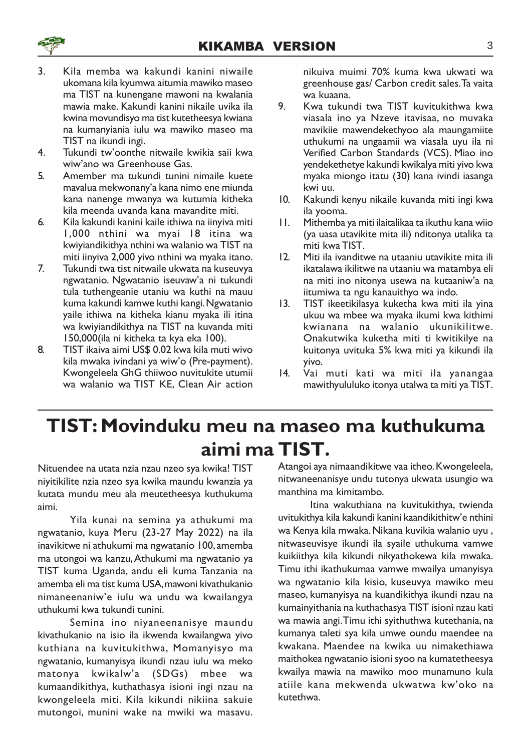3. Kila memba wa kakundi kanini niwaile ukomana kila kyumwa aitumia mawiko maseo ma TIST na kunengane mawoni na kwalania mawia make. Kakundi kanini nikaile uvika ila kwina movundisyo ma tist kutetheesya kwiana na kumanyiania iulu wa mawiko maseo ma TIST na ikundi ingi.
4. Tukundi tw'oonthe nitwaile kwikia saii kwa wiw'ano wa Greenhouse Gas.
5. Amember ma tukundi tunini nimaile kuete mavalua mekwonany'a kana nimo ene miunda kana nanenge mwanya wa kutumia kitheka kila meenda uvanda kana mavandite miti.
6. Kila kakundi kanini kaile ithiwa na iinyiva miti 1,000 nthini wa myai 18 itina wa kwiyiandikithya nthini wa walanio wa TIST na miti iinyiva 2,000 yivo nthini wa myaka itano.
7. Tukundi twa tist nitwaile ukwata na kuseuvya ngwatanio. Ngwatanio iseuvaw'a ni tukundi tula tuthengeanie utaniu wa kuthi na mauu kuma kakundi kamwe kuthi kangi. Ngwatanio yaile ithiwa na kitheka kianu myaka ili itina wa kwiyiandikithya na TIST na kuvanda miti 150,000(ila ni kitheka ta kya eka 100).
8. TIST ikaiva aimi US$ 0.02 kwa kila muti wivo kila mwaka ivindani ya wiw'o (Pre-payment). Kwongeleela GhG thiiwoo nuvitukite utumii wa walanio wa TIST KE, Clean Air action nikuiva muimi 70% kuma kwa ukwati wa greenhouse gas/ Carbon credit sales. Ta vaita wa kuaana.
9. Kwa tukundi twa TIST kuvitukithwa kwa viasala ino ya Nzeve itavisaa, no muvaka mavikiie mawendekethyoo ala maungamiite uthukumi na ungaamii wa viasala uyu ila ni Verified Carbon Standards (VCS). Miao ino yendekethetye kakundi kwikalya miti yivo kwa myaka miongo itatu (30) kana ivindi iasanga kwi uu.
10. Kakundi kenyu nikaile kuvanda miti ingi kwa ila yooma.
11. Mithemba ya miti ilaitalikaa ta ikuthu kana wiio (ya uasa utavikite mita ili) nditonya utalika ta miti kwa TIST.
12. Miti ila ivanditwe na utaaniu utavikite mita ili ikatalawa ikilitwe na utaaniu wa matambya eli na miti ino nitonya usewa na kutaaniw'a na iitumiwa ta ngu kanauithyo wa indo.
13. TIST ikeetikilasya kuketha kwa miti ila yina ukuu wa mbee wa myaka ikumi kwa kithimi kwianana na walanio ukunikilitwe. Onakutwika kuketha miti ti kwitikilye na kuitonya uvituka 5% kwa miti ya kikundi ila yivo.
14. Vai muti kati wa miti ila yanangaa mawithyululuko itonya utalwa ta miti ya TIST.

# TIST: Movinduku meu na maseo ma kuthukuma aimi ma TIST.

Nituendee na utata nzia nzau nzeo sya kwika! TIST niyitikilite nzia nzeo sya kwika maundu kwanzia ya kutata mundu meu ala meutetheesya kuthukuma aimi.

Yila kunai na semina ya athukumi ma ngwatanio, kuya Meru (23-27 May 2022) na ila inavikitwe ni athukumi ma ngwatanio 100, amemba ma utongoi wa kanzu, Athukumi ma ngwatanio ya TIST kuma Uganda, andu eli kuma Tanzania na amemba eli ma tist kuma USA, mawoni kivathukanio nimaneenaniw'e iulu wa undu wa kwailangya uthukumi kwa tukundi tunini.

Semina ino niyaneenanisye maundu kivathukanio na isio ila ikwenda kwailangwa yivo kuthiana na kuvitukithwa, Momanyisyo ma ngwatanio, kumanyisya ikundi nzau iulu wa meko matonya kwikalw'a (SDGs) mbee wa kumaandikithya, kuthathasya isioni ingi nzau na kwongeleela miti. Kila kikundi nikiina sakuie mutongoi, munini wake na mwiki wa masavu. Atangoi aya nimaandikitwe vaa itheo. Kwongeleela, nitwaneenanisye undu tutonya ukwata usungio wa manthina ma kimitambo.

Itina wakuthiana na kuvitukithya, twienda uvitukithya kila kakundi kanini kaandikithitw'e nthini wa Kenya kila mwaka. Nikana kuvikia walanio uyu , nitwaseuvisye ikundi ila syaile uthukuma vamwe kuikiithya kila kikundi nikyathokewa kila mwaka. Timu ithi ikathukumaa vamwe mwailya umanyisya wa ngwatanio kila kisio, kuseuvya mawiko meu maseo, kumanyisya na kuandikithya ikundi nzau na kumainyithania na kuthathasya TIST isioni nzau kati wa mawia angi. Timu ithi syithuthwa kutethania, na kumanya taleti sya kila umwe oundu maendee na kwakana. Maendee na kwika uu nimakethiawa maithokea ngwatanio isioni syoo na kumatetheesya kwailya mawia na mawiko moo munamuno kula atiile kana mekwenda ukwatwa kw'oko na kutethwa.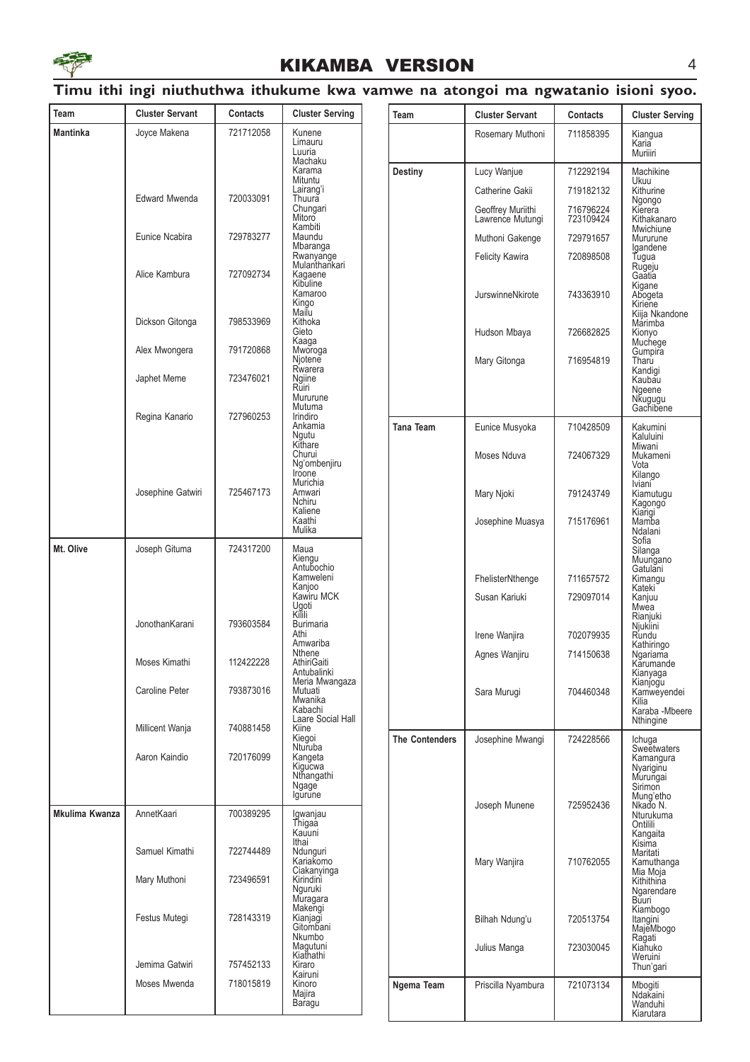## KIKAMBA VERSION

**Timu ithi ingi niuthuthwa ithukume kwa vamwe na atongoi ma ngwatanio isioni syoo.**

| Team | Cluster Servant | Contacts | Cluster Serving |
|---|---|---|---|
| **Mantinka** | Joyce Makena | 721712058 | Kunene Limauru Luuria Machaku Karama Mituntu Lairang'i |
| | Edward Mwenda | 720033091 | Thuura Chungari Mitoro Kambiti |
| | Eunice Ncabira | 729783277 | Maundu Mbaranga Rwanyange Mulanthankari |
| | Alice Kambura | 727092734 | Kagaene Kibuline Kamaroo Kingo Mailu |
| | Dickson Gitonga | 798533969 | Kithoka Gieto Kaaga |
| | Alex Mwongera | 791720868 | Mworoga Njotene Rwarera |
| | Japhet Meme | 723476021 | Ngiine Ruiri Mururune Mutuma |
| | Regina Kanario | 727960253 | Irindiro Ankamia Ngutu Kithare Churui Ng'ombenjiru Iroone Murichia |
| | Josephine Gatwiri | 725467173 | Amwari Nchiru Kaliene Kaathi Mulika |
| **Mt. Olive** | Joseph Gituma | 724317200 | Maua Kiengu Antubochio Kamweleni Kanjoo Kawiru MCK Ugoti Kilili |
| | JonothanKarani | 793603584 | Burimaria Athi Amwariba Nthene |
| | Moses Kimathi | 112422228 | AthiriGaiti Antubalinki Meria Mwangaza |
| | Caroline Peter | 793873016 | Mutuati Mwanika Kabachi Laare Social Hall |
| | Millicent Wanja | 740881458 | Kiine Kiegoi Nturuba |
| | Aaron Kaindio | 720176099 | Kangeta Kigucwa Nthangathi Ngage Igurune |
| **Mkulima Kwanza** | AnnetKaari | 700389295 | Igwanjau Thigaa Kauuni Ithai |
| | Samuel Kimathi | 722744489 | Ndunguri Kariakomo Ciakanyinga |
| | Mary Muthoni | 723496591 | Kirindini Nguruki Muragara Makengi |
| | Festus Mutegi | 728143319 | Kianjagi Gitombani Nkumbo Magutuni Kiathathi |
| | Jemima Gatwiri | 757452133 | Kiraro Kairuni |
| | Moses Mwenda | 718015819 | Kinoro Majira Baragu |
| | Rosemary Muthoni | 711858395 | Kiangua Karia Muriiri |
| **Destiny** | Lucy Wanjue | 712292194 | Machikine Ukuu |
| | Catherine Gakii | 719182132 | Kithurine Ngongo |
| | Geoffrey Muriithi Lawrence Mutungi | 716796224 723109424 | Kierera Kithakanaro Mwichiune |
| | Muthoni Gakenge | 729791657 | Mururune Igandene |
| | Felicity Kawira | 720898508 | Tugua Rugeju Gaatia Kigane |
| | JurswinneNkirote | 743363910 | Abogeta Kiriene Kiija Nkandone Marimba |
| | Hudson Mbaya | 726682825 | Kionyo Muchege Gumpira |
| | Mary Gitonga | 716954819 | Tharu Kandigi Kaubau Ngeene Nkugugu Gachibene |
| **Tana Team** | Eunice Musyoka | 710428509 | Kakumini Kaluluini Miwani |
| | Moses Nduva | 724067329 | Mukameni Vota Kilango Iviani |
| | Mary Njoki | 791243749 | Kiamutugu Kagongo Kiarigi |
| | Josephine Muasya | 715176961 | Mamba Ndalani Sofia Silanga Muungano Gatulani |
| | FhelisterNthenge | 711657572 | Kimangu Kateki |
| | Susan Kariuki | 729097014 | Kanjuu Mwea Rianjuki Njukiini |
| | Irene Wanjira | 702079935 | Rundu Kathiringo |
| | Agnes Wanjiru | 714150638 | Ngariama Karumande Kianyaga Kianjogu |
| | Sara Murugi | 704460348 | Kamweyendei Kilia Karaba -Mbeere Nthingine |
| **The Contenders** | Josephine Mwangi | 724228566 | Ichuga Sweetwaters Kamangura Nyariginu Murungai Sirimon Mung'etho |
| | Joseph Munene | 725952436 | Nkado N. Nturukuma Ontilili Kangaita Kisima Maritati |
| | Mary Wanjira | 710762055 | Kamuthanga Mia Moja Kithithina Ngarendare Buuri Kiambogo |
| | Bilhah Ndung'u | 720513754 | Itangini MajeMbogo Ragati |
| | Julius Manga | 723030045 | Kiahuko Weruini Thun'gari |
| **Ngema Team** | Priscilla Nyambura | 721073134 | Mbogiti Ndakaini Wanduhi Kiarutara |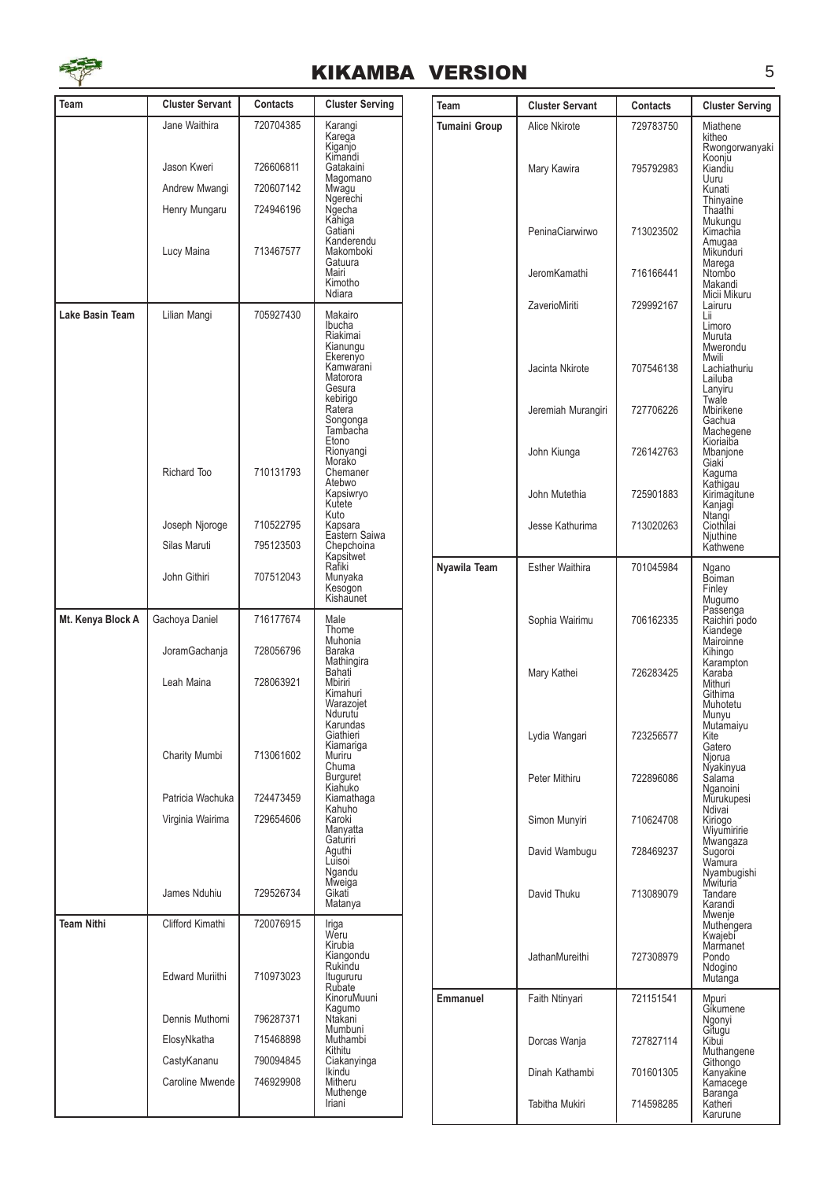# KIKAMBA VERSION

| Team | Cluster Servant | Contacts | Cluster Serving |
|---|---|---|---|
| | Jane Waithira | 720704385 | Karangi Karega Kiganjo Kimandi |
| | Jason Kweri | 726606811 | Gatakaini Magomano |
| | Andrew Mwangi | 720607142 | Mwagu Ngerechi |
| | Henry Mungaru | 724946196 | Ngecha Kahiga Gatiani Kanderendu |
| | Lucy Maina | 713467577 | Makomboki Gatuura Mairi Kimotho Ndiara |
| **Lake Basin Team** | Lilian Mangi | 705927430 | Makairo Ibucha Riakimai Kianungu Ekerenyo Kamwarani Matorora Gesura kebirigo Ratera Songonga Tambacha Etono Rionyangi Morako |
| | Richard Too | 710131793 | Chemaner Atebwo Kapsiwryo Kutete Kuto |
| | Joseph Njoroge | 710522795 | Kapsara Eastern Saiwa |
| | Silas Maruti | 795123503 | Chepchoina Kapsitwet Rafiki |
| | John Githiri | 707512043 | Munyaka Kesogon Kishaunet |
| **Mt. Kenya Block A** | Gachoya Daniel | 716177674 | Male Thome Muhonia |
| | JoramGachanja | 728056796 | Baraka Mathingira Bahati |
| | Leah Maina | 728063921 | Mbiriri Kimahuri Warazojet Ndurutu Karundas Giathieri Kiamariga |
| | Charity Mumbi | 713061602 | Muriru Chuma Burguret Kiahuko |
| | Patricia Wachuka | 724473459 | Kiamathaga Kahuho |
| | Virginia Wairima | 729654606 | Karoki Manyatta Gaturiri Aguthi Luisoi Ngandu Mweiga |
| | James Nduhiu | 729526734 | Gikati Matanya |
| **Team Nithi** | Clifford Kimathi | 720076915 | Iriga Weru Kirubia Kiangondu Rukindu |
| | Edward Muriithi | 710973023 | Itugururu Rubate KinoruMuuni Kagumo |
| | Dennis Muthomi | 796287371 | Ntakani Mumbuni |
| | ElosyNkatha | 715468898 | Muthambi Kithitu |
| | CastyKananu | 790094845 | Ciakanyinga Ikindu |
| | Caroline Mwende | 746929908 | Mitheru Muthenge Iriani |
| **Tumaini Group** | Alice Nkirote | 729783750 | Miathene kitheo Rwongorwanyaki Koonju |
| | Mary Kawira | 795792983 | Kiandiu Uuru Kunati Thinyaine Thaathi Mukungu |
| | PeninaCiarwirwo | 713023502 | Kimachia Amugaa Mikunduri Marega |
| | JeromKamathi | 716166441 | Ntombo Makandi Micii Mikuru |
| | ZaverioMiriti | 729992167 | Lairuru Lii Limoro Muruta Mwerondu Mwili |
| | Jacinta Nkirote | 707546138 | Lachiathuriu Lailuba Lanyiru Twale |
| | Jeremiah Murangiri | 727706226 | Mbirikene Gachua Machegene Kioriaiba |
| | John Kiunga | 726142763 | Mbanjone Giaki Kaguma Kathigau |
| | John Mutethia | 725901883 | Kirimagitune Kanjagi Ntangi |
| | Jesse Kathurima | 713020263 | Ciothilai Njuthine Kathwene |
| **Nyawila Team** | Esther Waithira | 701045984 | Ngano Boiman Finley Mugumo Passenga |
| | Sophia Wairimu | 706162335 | Raichiri podo Kiandege Mairoinne Kihingo Karampton |
| | Mary Kathei | 726283425 | Karaba Mithuri Githima Muhotetu Munyu Mutamaiyu |
| | Lydia Wangari | 723256577 | Kite Gatero Njorua Nyakinyua |
| | Peter Mithiru | 722896086 | Salama Nganoini Murukupesi Ndivai |
| | Simon Munyiri | 710624708 | Kiriogo Wiyumiririe Mwangaza |
| | David Wambugu | 728469237 | Sugoroi Wamura Nyambugishi Mwituria |
| | David Thuku | 713089079 | Tandare Karandi Mwenje Muthengera Kwajebi Marmanet |
| | JathanMureithi | 727308979 | Pondo Ndogino Mutanga |
| **Emmanuel** | Faith Ntinyari | 721151541 | Mpuri Gikumene Ngonyi Gitugu |
| | Dorcas Wanja | 727827114 | Kibui Muthangene Githongo |
| | Dinah Kathambi | 701601305 | Kanyakine Kamacege Baranga |
| | Tabitha Mukiri | 714598285 | Katheri Karurune |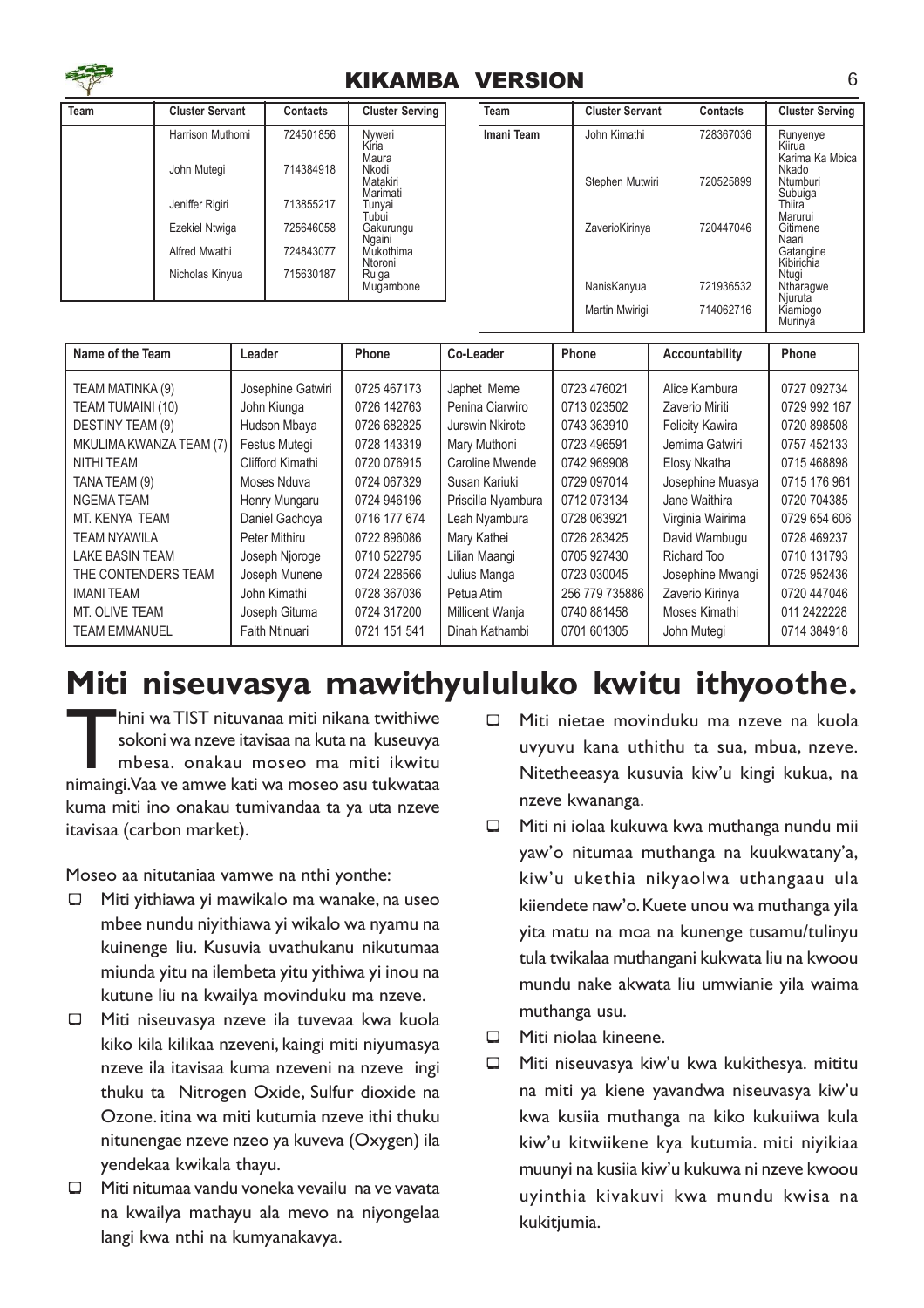## KIKAMBA VERSION

| Team | Cluster Servant | Contacts | Cluster Serving |
|---|---|---|---|
| | Harrison Muthomi | 724501856 | Nyweri Kiria Maura |
| | John Mutegi | 714384918 | Nkodi Matakiri Marimati |
| | Jeniffer Rigiri | 713855217 | Tunyai Tubui |
| | Ezekiel Ntwiga | 725646058 | Gakurungu Ngaini |
| | Alfred Mwathi | 724843077 | Mukothima Ntoroni |
| | Nicholas Kinyua | 715630187 | Ruiga Mugambone |

| Team | Cluster Servant | Contacts | Cluster Serving |
|---|---|---|---|
| Imani Team | John Kimathi | 728367036 | Runyenye Kiirua Karima Ka Mbica Nkado |
| | Stephen Mutwiri | 720525899 | Ntumburi Subuiga Thiira Marurui |
| | ZaverioKirinya | 720447046 | Gitimene Naari Gatangine Kibirichia Ntugi |
| | NanisKanyua | 721936532 | Ntharagwe Njuruta |
| | Martin Mwirigi | 714062716 | Kiamiogo Murinya |

| Name of the Team | Leader | Phone | Co-Leader | Phone | Accountability | Phone |
|---|---|---|---|---|---|---|
| TEAM MATINKA (9) | Josephine Gatwiri | 0725 467173 | Japhet Meme | 0723 476021 | Alice Kambura | 0727 092734 |
| TEAM TUMAINI (10) | John Kiunga | 0726 142763 | Penina Ciarwiro | 0713 023502 | Zaverio Miriti | 0729 992 167 |
| DESTINY TEAM (9) | Hudson Mbaya | 0726 682825 | Jurswin Nkirote | 0743 363910 | Felicity Kawira | 0720 898508 |
| MKULIMA KWANZA TEAM (7) | Festus Mutegi | 0728 143319 | Mary Muthoni | 0723 496591 | Jemima Gatwiri | 0757 452133 |
| NITHI TEAM | Clifford Kimathi | 0720 076915 | Caroline Mwende | 0742 969908 | Elosy Nkatha | 0715 468898 |
| TANA TEAM (9) | Moses Nduva | 0724 067329 | Susan Kariuki | 0729 097014 | Josephine Muasya | 0715 176 961 |
| NGEMA TEAM | Henry Mungaru | 0724 946196 | Priscilla Nyambura | 0712 073134 | Jane Waithira | 0720 704385 |
| MT. KENYA TEAM | Daniel Gachoya | 0716 177 674 | Leah Nyambura | 0728 063921 | Virginia Wairima | 0729 654 606 |
| TEAM NYAWILA | Peter Mithiru | 0722 896086 | Mary Kathei | 0726 283425 | David Wambugu | 0728 469237 |
| LAKE BASIN TEAM | Joseph Njoroge | 0710 522795 | Lilian Maangi | 0705 927430 | Richard Too | 0710 131793 |
| THE CONTENDERS TEAM | Joseph Munene | 0724 228566 | Julius Manga | 0723 030045 | Josephine Mwangi | 0725 952436 |
| IMANI TEAM | John Kimathi | 0728 367036 | Petua Atim | 256 779 735886 | Zaverio Kirinya | 0720 447046 |
| MT. OLIVE TEAM | Joseph Gituma | 0724 317200 | Millicent Wanja | 0740 881458 | Moses Kimathi | 011 2422228 |
| TEAM EMMANUEL | Faith Ntinuari | 0721 151 541 | Dinah Kathambi | 0701 601305 | John Mutegi | 0714 384918 |

# Miti niseuvasya mawithyululuko kwitu ithyoothe.

Thini wa TIST nituvanaa miti nikana twithiwe sokoni wa nzeve itavisaa na kuta na kuseuvya mbesa. onakau moseo ma miti ikwitu nimaingi.Vaa ve amwe kati wa moseo asu tukwataa kuma miti ino onakau tumivandaa ta ya uta nzeve itavisaa (carbon market).

Moseo aa nitutaniaa vamwe na nthi yonthe:

- Miti yithiawa yi mawikalo ma wanake, na useo mbee nundu niyithiawa yi wikalo wa nyamu na kuinenge liu. Kusuvia uvathukanu nikutumaa miunda yitu na ilembeta yitu yithiwa yi inou na kutune liu na kwailya movinduku ma nzeve.
- Miti niseuvasya nzeve ila tuvevaa kwa kuola kiko kila kilikaa nzeveni, kaingi miti niyumasya nzeve ila itavisaa kuma nzeveni na nzeve ingi thuku ta Nitrogen Oxide, Sulfur dioxide na Ozone. itina wa miti kutumia nzeve ithi thuku nitunengae nzeve nzeo ya kuveva (Oxygen) ila yendekaa kwikala thayu.
- Miti nitumaa vandu voneka vevailu na ve vavata na kwailya mathayu ala mevo na niyongelaa langi kwa nthi na kumyanakavya.
- Miti nietae movinduku ma nzeve na kuola uvyuvu kana uthithu ta sua, mbua, nzeve. Nitetheeasya kusuvia kiw'u kingi kukua, na nzeve kwananga.
- Miti ni iolaa kukuwa kwa muthanga nundu mii yaw'o nitumaa muthanga na kuukwatany'a, kiw'u ukethia nikyaolwa uthangaau ula kiiendete naw'o. Kuete unou wa muthanga yila yita matu na moa na kunenge tusamu/tulinyu tula twikalaa muthangani kukwata liu na kwoou mundu nake akwata liu umwianie yila waima muthanga usu.
- Miti niolaa kineene.
- Miti niseuvasya kiw'u kwa kukithesya. mititu na miti ya kiene yavandwa niseuvasya kiw'u kwa kusiia muthanga na kiko kukuiiwa kula kiw'u kitwiikene kya kutumia. miti niyikiaa muunyi na kusiia kiw'u kukuwa ni nzeve kwoou uyinthia kivakuvi kwa mundu kwisa na kukitjumia.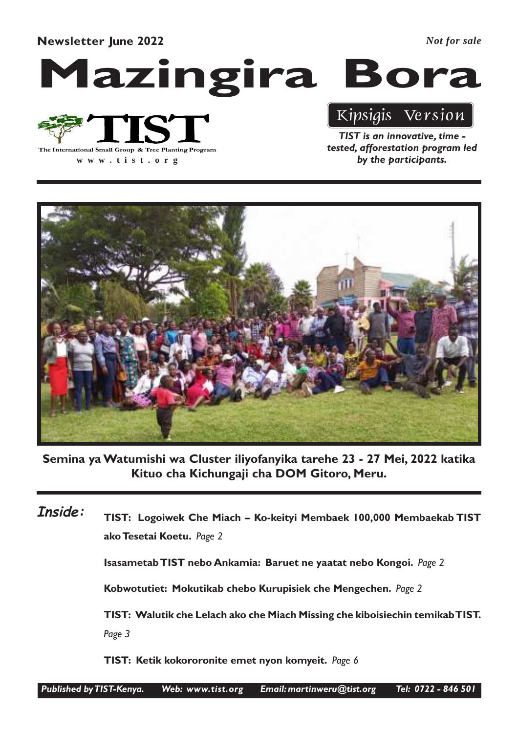**Newsletter June 2022**

*Not for sale*

# Mazingira Bora

**TIST**

The International Small Group & Tree Planting Program

www.tist.org

*Kipsigis Version*

***TIST is an innovative, time - tested, afforestation program led by the participants.***

**Semina ya Watumishi wa Cluster iliyofanyika tarehe 23 - 27 Mei, 2022 katika Kituo cha Kichungaji cha DOM Gitoro, Meru.**

## Inside:

**TIST: Logoiwek Che Miach – Ko-keityi Membaek 100,000 Membaekab TIST ako Tesetai Koetu.** *Page 2*

**Isasametab TIST nebo Ankamia: Baruet ne yaatat nebo Kongoi.** *Page 2*

**Kobwotutiet: Mokutikab chebo Kurupisiek che Mengechen.** *Page 2*

**TIST: Walutik che Lelach ako che Miach Missing che kiboisiechin temikab TIST.** *Page 3*

**TIST: Ketik kokororonite emet nyon komyeit.** *Page 6*

*Published by TIST-Kenya. Web: www.tist.org Email: martinweru@tist.org Tel: 0722 - 846 501*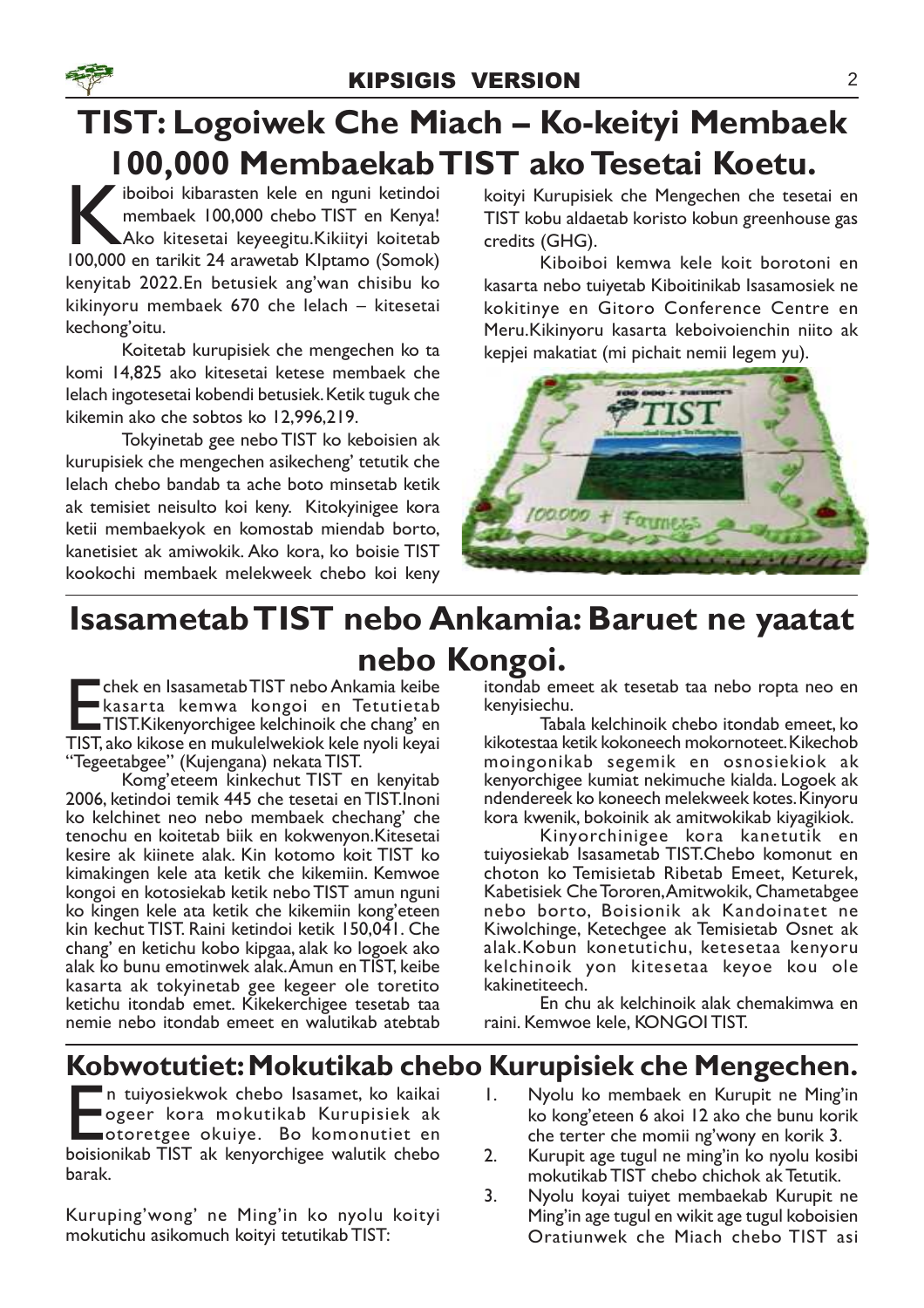# TIST: Logoiwek Che Miach – Ko-keityi Membaek 100,000 Membaekab TIST ako Tesetai Koetu.

Kiboiboi kibarasten kele en nguni ketindoi membaek 100,000 chebo TIST en Kenya! Ako kitesetai keyeegitu.Kikiityi koitetab 100,000 en tarikit 24 arawetab KIptamo (Somok) kenyitab 2022.En betusiek ang'wan chisibu ko kikinyoru membaek 670 che lelach – kitesetai kechong'oitu.

Koitetab kurupisiek che mengechen ko ta komi 14,825 ako kitesetai ketese membaek che lelach ingotesetai kobendi betusiek. Ketik tuguk che kikemin ako che sobtos ko 12,996,219.

Tokyinetab gee nebo TIST ko keboisien ak kurupisiek che mengechen asikecheng' tetutik che lelach chebo bandab ta ache boto minsetab ketik ak temisiet neisulto koi keny. Kitokyinigee kora ketii membaekyok en komostab miendab borto, kanetisiet ak amiwokik. Ako kora, ko boisie TIST kookochi membaek melekweek chebo koi keny koityi Kurupisiek che Mengechen che tesetai en TIST kobu aldaetab koristo kobun greenhouse gas credits (GHG).

Kiboiboi kemwa kele koit borotoni en kasarta nebo tuiyetab Kiboitinikab Isasamosiek ne kokitinye en Gitoro Conference Centre en Meru.Kikinyoru kasarta keboivoienchin niito ak kepjei makatiat (mi pichait nemii legem yu).

# Isasametab TIST nebo Ankamia: Baruet ne yaatat nebo Kongoi.

Echek en Isasametab TIST nebo Ankamia keibe kasarta kemwa kongoi en Tetutietab TIST.Kikenyorchigee kelchinoik che chang' en TIST, ako kikose en mukulelwekiok kele nyoli keyai "Tegeetabgee" (Kujengana) nekata TIST.

Komg'eteem kinkechut TIST en kenyitab 2006, ketindoi temik 445 che tesetai en TIST.Inoni ko kelchinet neo nebo membaek chechang' che tenochu en koitetab biik en kokwenyon.Kitesetai kesire ak kiinete alak. Kin kotomo koit TIST ko kimakingen kele ata ketik che kikemiin. Kemwoe kongoi en kotosiekab ketik nebo TIST amun nguni ko kingen kele ata ketik che kikemiin kong'eteen kin kechut TIST. Raini ketindoi ketik 150,041. Che chang' en ketichu kobo kipgaa, alak ko logoek ako alak ko bunu emotinwek alak.Amun en TIST, keibe kasarta ak tokyinetab gee kegeer ole toretito ketichu itondab emet. Kikekerchigee tesetab taa nemie nebo itondab emeet en walutikab atebtab itondab emeet ak tesetab taa nebo ropta neo en kenyisiechu.

Tabala kelchinoik chebo itondab emeet, ko kikotestaa ketik kokoneech mokornoteet. Kikechob moingonikab segemik en osnosiekiok ak kenyorchigee kumiat nekimuche kialda. Logoek ak ndendereek ko koneech melekweek kotes. Kinyoru kora kwenik, bokoinik ak amitwokikab kiyagikiok.

Kinyorchinigee kora kanetutik en tuiyosiekab Isasametab TIST.Chebo komonut en choton ko Temisietab Ribetab Emeet, Keturek, Kabetisiek Che Tororen, Amitwokik, Chametabgee nebo borto, Boisionik ak Kandoinatet ne Kiwolchinge, Ketechgee ak Temisietab Osnet ak alak.Kobun konetutichu, ketesetaa kenyoru kelchinoik yon kitesetaa keyoe kou ole kakinetiteech.

En chu ak kelchinoik alak chemakimwa en raini. Kemwoe kele, KONGOI TIST.

## Kobwotutiet: Mokutikab chebo Kurupisiek che Mengechen.

En tuiyosiekwok chebo Isasamet, ko kaikai ogeer kora mokutikab Kurupisiek ak otoretgee okuiye. Bo komonutiet en boisionikab TIST ak kenyorchigee walutik chebo barak.

Kuruping'wong' ne Ming'in ko nyolu koityi mokutichu asikomuch koityi tetutikab TIST:

1. Nyolu ko membaek en Kurupit ne Ming'in ko kong'eteen 6 akoi 12 ako che bunu korik che terter che momii ng'wony en korik 3.
2. Kurupit age tugul ne ming'in ko nyolu kosibi mokutikab TIST chebo chichok ak Tetutik.
3. Nyolu koyai tuiyet membaekab Kurupit ne Ming'in age tugul en wikit age tugul koboisien Oratiunwek che Miach chebo TIST asi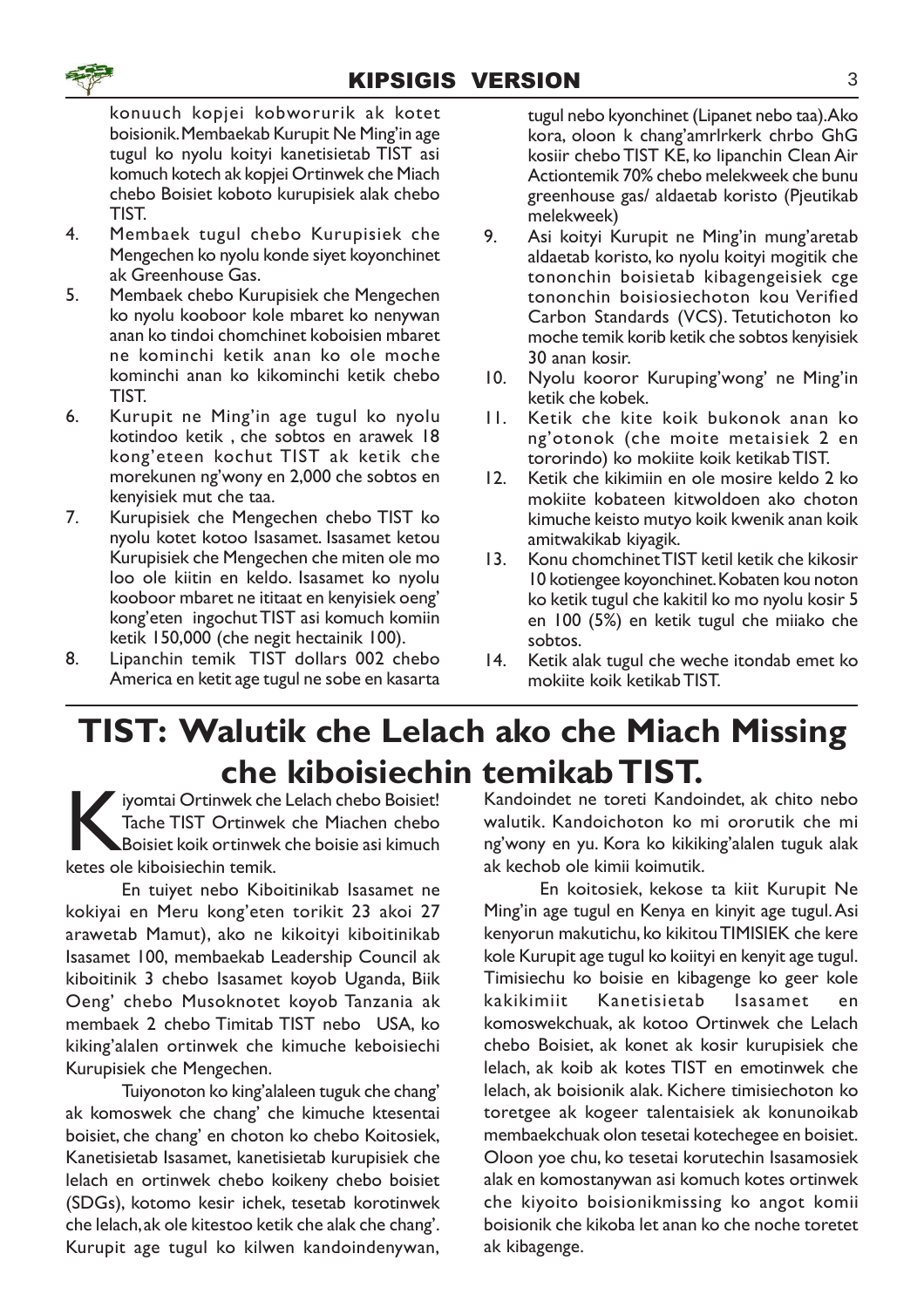konuuch kopjei kobworurik ak kotet boisionik. Membaekab Kurupit Ne Ming'in age tugul ko nyolu koityi kanetisietab TIST asi komuch kotech ak kopjei Ortinwek che Miach chebo Boisiet koboto kurupisiek alak chebo TIST.

4. Membaek tugul chebo Kurupisiek che Mengechen ko nyolu konde siyet koyonchinet ak Greenhouse Gas.
5. Membaek chebo Kurupisiek che Mengechen ko nyolu kooboor kole mbaret ko nenywan anan ko tindoi chomchinet koboisien mbaret ne kominchi ketik anan ko ole moche kominchi anan ko kikominchi ketik chebo TIST.
6. Kurupit ne Ming'in age tugul ko nyolu kotindoo ketik , che sobtos en arawek 18 kong'eteen kochut TIST ak ketik che morekunen ng'wony en 2,000 che sobtos en kenyisiek mut che taa.
7. Kurupisiek che Mengechen chebo TIST ko nyolu kotet kotoo Isasamet. Isasamet ketou Kurupisiek che Mengechen che miten ole mo loo ole kiitin en keldo. Isasamet ko nyolu kooboor mbaret ne ititaat en kenyisiek oeng' kong'eten ingochut TIST asi komuch komiin ketik 150,000 (che negit hectainik 100).
8. Lipanchin temik TIST dollars 002 chebo America en ketit age tugul ne sobe en kasarta tugul nebo kyonchinet (Lipanet nebo taa). Ako kora, oloon k chang'amrlrkerk chrbo GhG kosiir chebo TIST KE, ko lipanchin Clean Air Actiontemik 70% chebo melekweek che bunu greenhouse gas/ aldaetab koristo (Pjeutikab melekweek)
9. Asi koityi Kurupit ne Ming'in mung'aretab aldaetab koristo, ko nyolu koityi mogitik che tononchin boisietab kibagengeisiek cge tononchin boisiosiechoton kou Verified Carbon Standards (VCS). Tetutichoton ko moche temik korib ketik che sobtos kenyisiek 30 anan kosir.
10. Nyolu kooror Kuruping'wong' ne Ming'in ketik che kobek.
11. Ketik che kite koik bukonok anan ko ng'otonok (che moite metaisiek 2 en tororindo) ko mokiite koik ketikab TIST.
12. Ketik che kikimiin en ole mosire keldo 2 ko mokiite kobateen kitwoldoen ako choton kimuche keisto mutyo koik kwenik anan koik amitwakikab kiyagik.
13. Konu chomchinet TIST ketil ketik che kikosir 10 kotiengee koyonchinet. Kobaten kou noton ko ketik tugul che kakitil ko mo nyolu kosir 5 en 100 (5%) en ketik tugul che miiako che sobtos.
14. Ketik alak tugul che weche itondab emet ko mokiite koik ketikab TIST.

# TIST: Walutik che Lelach ako che Miach Missing che kiboisiechin temikab TIST.

Kiyomtai Ortinwek che Lelach chebo Boisiet! Tache TIST Ortinwek che Miachen chebo Boisiet koik ortinwek che boisie asi kimuch ketes ole kiboisiechin temik.

En tuiyet nebo Kiboitinikab Isasamet ne kokiyai en Meru kong'eten torikit 23 akoi 27 arawetab Mamut), ako ne kikoityi kiboitinikab Isasamet 100, membaekab Leadership Council ak kiboitinik 3 chebo Isasamet koyob Uganda, Biik Oeng' chebo Musoknotet koyob Tanzania ak membaek 2 chebo Timitab TIST nebo USA, ko kiking'alalen ortinwek che kimuche keboisiechi Kurupisiek che Mengechen.

Tuiyonoton ko king'alaleen tuguk che chang' ak komoswek che chang' che kimuche ktesentai boisiet, che chang' en choton ko chebo Koitosiek, Kanetisietab Isasamet, kanetisietab kurupisiek che lelach en ortinwek chebo koikeny chebo boisiet (SDGs), kotomo kesir ichek, tesetab korotinwek che lelach, ak ole kitestoo ketik che alak che chang'. Kurupit age tugul ko kilwen kandoindenywan, Kandoindet ne toreti Kandoindet, ak chito nebo walutik. Kandoichoton ko mi ororutik che mi ng'wony en yu. Kora ko kikiking'alalen tuguk alak ak kechob ole kimii koimutik.

En koitosiek, kekose ta kiit Kurupit Ne Ming'in age tugul en Kenya en kinyit age tugul. Asi kenyorun makutichu, ko kikitou TIMISIEK che kere kole Kurupit age tugul ko koiityi en kenyit age tugul. Timisiechu ko boisie en kibagenge ko geer kole kakikimiit Kanetisietab Isasamet en komoswekchuak, ak kotoo Ortinwek che Lelach chebo Boisiet, ak konet ak kosir kurupisiek che lelach, ak koib ak kotes TIST en emotinwek che lelach, ak boisionik alak. Kichere timisiechoton ko toretgee ak kogeer talentaisiek ak konunoikab membaekchuak olon tesetai kotechegee en boisiet. Oloon yoe chu, ko tesetai korutechin Isasamosiek alak en komostanywan asi komuch kotes ortinwek che kiyoito boisionikmissing ko angot komii boisionik che kikoba let anan ko che noche toretet ak kibagenge.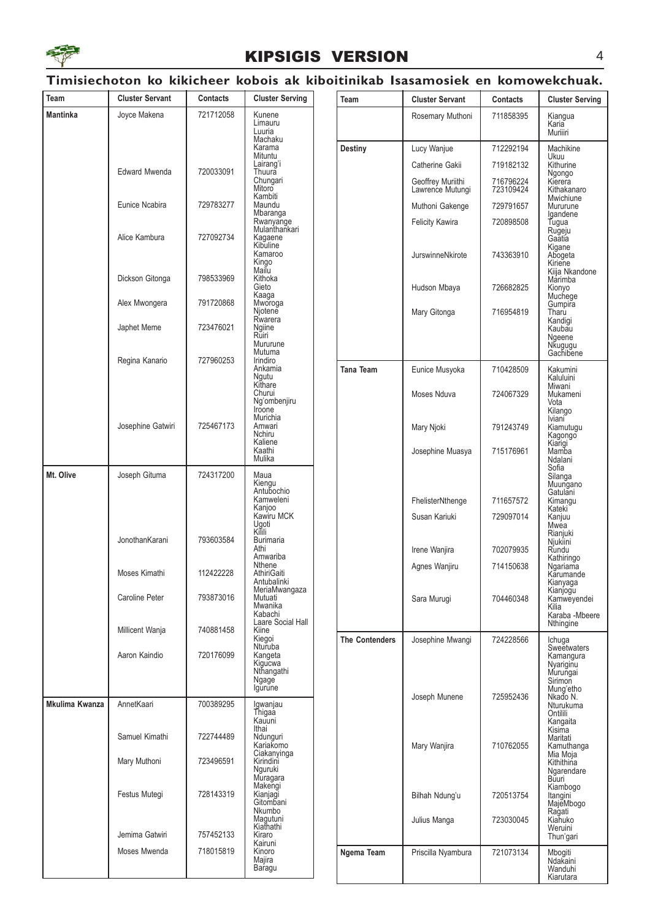## KIPSIGIS VERSION

**Timisiechoton ko kikicheer kobois ak kiboitinikab Isasamosiek en komowekchuak.**

| Team | Cluster Servant | Contacts | Cluster Serving |
|---|---|---|---|
| Mantinka | Joyce Makena | 721712058 | Kunene Limauru Luuria Machaku Karama Mituntu Lairang'i |
| | Edward Mwenda | 720033091 | Thuura Chungari Mitoro Kambiti |
| | Eunice Ncabira | 729783277 | Maundu Mbaranga Rwanyange Mulanthankari |
| | Alice Kambura | 727092734 | Kagaene Kibuline Kamaroo Kingo Mailu |
| | Dickson Gitonga | 798533969 | Kithoka Gieto Kaaga |
| | Alex Mwongera | 791720868 | Mworoga Njotene Rwarera |
| | Japhet Meme | 723476021 | Ngiine Ruiri Mururune Mutuma |
| | Regina Kanario | 727960253 | Irindiro Ankamia Ngutu Kithare Churui Ng'ombenjiru Iroone Murichia |
| | Josephine Gatwiri | 725467173 | Amwari Nchiru Kaliene Kaathi Mulika |
| Mt. Olive | Joseph Gituma | 724317200 | Maua Kiengu Antubochio Kamweleni Kanjoo Kawiru MCK Ugoti Kilili |
| | JonothanKarani | 793603584 | Burimaria Athi Amwariba Nthene |
| | Moses Kimathi | 112422228 | AthiriGaiti Antubalinki MeriaMwangaza |
| | Caroline Peter | 793873016 | Mutuati Mwanika Kabachi Laare Social Hall |
| | Millicent Wanja | 740881458 | Kiine Kiegoi Nturuba |
| | Aaron Kaindio | 720176099 | Kangeta Kigucwa Nthangathi Ngage Igurune |
| Mkulima Kwanza | AnnetKaari | 700389295 | Igwanjau Thigaa Kauuni Ithai |
| | Samuel Kimathi | 722744489 | Ndunguri Kariakomo Ciakanyinga |
| | Mary Muthoni | 723496591 | Kirindini Nguruki Muragara Makengi |
| | Festus Mutegi | 728143319 | Kianjagi Gitombani Nkumbo Magutuni Kiathathi |
| | Jemima Gatwiri | 757452133 | Kiraro Kairuni |
| | Moses Mwenda | 718015819 | Kinoro Majira Baragu |
| | Rosemary Muthoni | 711858395 | Kiangua Karia Muriiri |
| Destiny | Lucy Wanjue | 712292194 | Machikine Ukuu |
| | Catherine Gakii | 719182132 | Kithurine Ngongo |
| | Geoffrey Muriithi Lawrence Mutungi | 716796224 723109424 | Kierera Kithakanaro Mwichiune |
| | Muthoni Gakenge | 729791657 | Mururune Igandene |
| | Felicity Kawira | 720898508 | Tugua Rugeju Gaatia Kigane |
| | JurswinneNkirote | 743363910 | Abogeta Kiriene Kiija Nkandone Marimba |
| | Hudson Mbaya | 726682825 | Kionyo Muchege Gumpira |
| | Mary Gitonga | 716954819 | Tharu Kandigi Kaubau Ngeene Nkugugu Gachibene |
| Tana Team | Eunice Musyoka | 710428509 | Kakumini Kaluluini Miwani |
| | Moses Nduva | 724067329 | Mukameni Vota Kilango Iviani |
| | Mary Njoki | 791243749 | Kiamutugu Kagongo Kiarigi |
| | Josephine Muasya | 715176961 | Mamba Ndalani Sofia Silanga Muungano Gatulani |
| | FhelisterNthenge | 711657572 | Kimangu Kateki |
| | Susan Kariuki | 729097014 | Kanjuu Mwea Rianjuki Njukiini |
| | Irene Wanjira | 702079935 | Rundu Kathiringo |
| | Agnes Wanjiru | 714150638 | Ngariama Karumande Kianyaga Kianjogu |
| | Sara Murugi | 704460348 | Kamweyendei Kilia Karaba -Mbeere Nthingine |
| The Contenders | Josephine Mwangi | 724228566 | Ichuga Sweetwaters Kamangura Nyariginu Murungai Sirimon Mung'etho |
| | Joseph Munene | 725952436 | Nkado N. Nturukuma Ontilili Kangaita Kisima Maritati |
| | Mary Wanjira | 710762055 | Kamuthanga Mia Moja Kithithina Ngarendare Buuri Kiambogo |
| | Bilhah Ndung'u | 720513754 | Itangini MajeMbogo Ragati |
| | Julius Manga | 723030045 | Kiahuko Weruini Thun'gari |
| Ngema Team | Priscilla Nyambura | 721073134 | Mbogiti Ndakaini Wanduhi Kiarutara |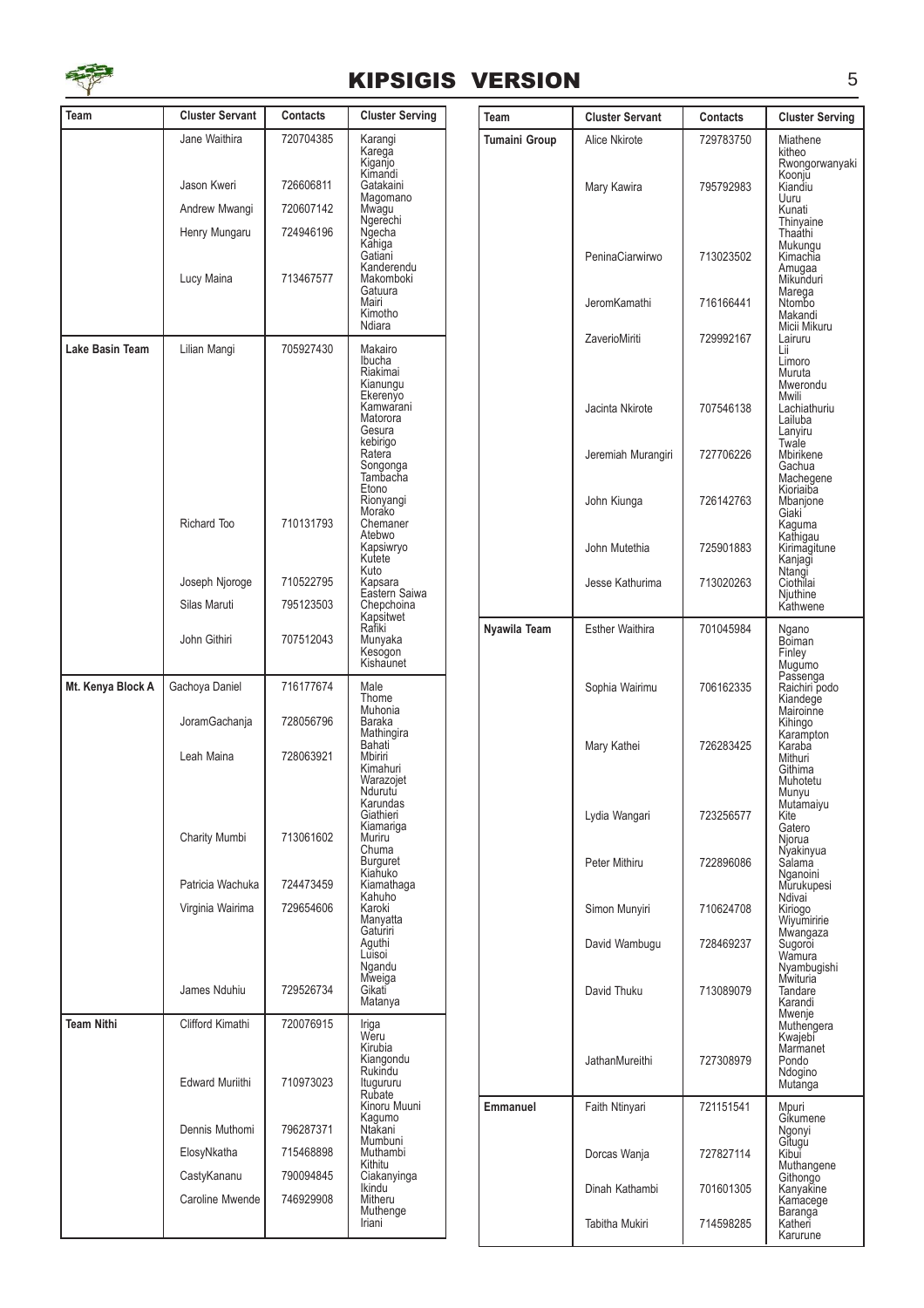| Team | Cluster Servant | Contacts | Cluster Serving |
|---|---|---|---|
| | Jane Waithira | 720704385 | Karangi Karega Kiganjo Kimandi |
| | Jason Kweri | 726606811 | Gatakaini Magomano |
| | Andrew Mwangi | 720607142 | Mwagu Ngerechi |
| | Henry Mungaru | 724946196 | Ngecha Kahiga Gatiani Kanderendu |
| | Lucy Maina | 713467577 | Makomboki Gatuura Mairi Kimotho Ndiara |
| **Lake Basin Team** | Lilian Mangi | 705927430 | Makairo Ibucha Riakimai Kianungu Ekerenyo Kamwarani Matorora Gesura kebirigo Ratera Songonga Tambacha Etono Rionyangi Morako |
| | Richard Too | 710131793 | Chemaner Atebwo Kapsiwryo Kutete Kuto |
| | Joseph Njoroge | 710522795 | Kapsara Eastern Saiwa |
| | Silas Maruti | 795123503 | Chepchoina Kapsitwet Rafiki |
| | John Githiri | 707512043 | Munyaka Kesogon Kishaunet |
| **Mt. Kenya Block A** | Gachoya Daniel | 716177674 | Male Thome Muhonia |
| | JoramGachanja | 728056796 | Baraka Mathingira Bahati |
| | Leah Maina | 728063921 | Mbiriri Kimahuri Warazojet Ndurutu Karundas Giathieri Kiamariga |
| | Charity Mumbi | 713061602 | Muriru Chuma Burguret Kiahuko |
| | Patricia Wachuka | 724473459 | Kiamathaga Kahuho |
| | Virginia Wairima | 729654606 | Karoki Manyatta Gaturiri Aguthi Luisoi Ngandu Mweiga |
| | James Nduhiu | 729526734 | Gikati Matanya |
| **Team Nithi** | Clifford Kimathi | 720076915 | Iriga Weru Kirubia Kiangondu Rukindu |
| | Edward Muriithi | 710973023 | Itugururu Rubate Kinoru Muuni Kagumo |
| | Dennis Muthomi | 796287371 | Ntakani Mumbuni |
| | ElosyNkatha | 715468898 | Muthambi Kithitu |
| | CastyKananu | 790094845 | Ciakanyinga Ikindu |
| | Caroline Mwende | 746929908 | Mitheru Muthenge Iriani |
| **Tumaini Group** | Alice Nkirote | 729783750 | Miathene kitheo Rwongorwanyaki Koonju |
| | Mary Kawira | 795792983 | Kiandiu Uuru Kunati Thinyaine Thaathi Mukungu |
| | PeninaCiarwirwo | 713023502 | Kimachia Amugaa Mikunduri Marega |
| | JeromKamathi | 716166441 | Ntombo Makandi Micii Mikuru |
| | ZaverioMiriti | 729992167 | Lairuru Lii Limoro Muruta Mwerondu Mwili |
| | Jacinta Nkirote | 707546138 | Lachiathuriu Lailuba Lanyiru Twale |
| | Jeremiah Murangiri | 727706226 | Mbirikene Gachua Machegene Kioriaiba |
| | John Kiunga | 726142763 | Mbanjone Giaki Kaguma Kathigau |
| | John Mutethia | 725901883 | Kirimagitune Kanjagi Ntangi |
| | Jesse Kathurima | 713020263 | Ciothilai Njuthine Kathwene |
| **Nyawila Team** | Esther Waithira | 701045984 | Ngano Boiman Finley Mugumo Passenga |
| | Sophia Wairimu | 706162335 | Raichiri podo Kiandege Mairoinne Kihingo Karampton |
| | Mary Kathei | 726283425 | Karaba Mithuri Githima Muhotetu Munyu Mutamaiyu |
| | Lydia Wangari | 723256577 | Kite Gatero Njorua Nyakinyua |
| | Peter Mithiru | 722896086 | Salama Nganoini Murukupesi Ndivai |
| | Simon Munyiri | 710624708 | Kiriogo Wiyumiririe Mwangaza |
| | David Wambugu | 728469237 | Sugoroi Wamura Nyambugishi Mwituria |
| | David Thuku | 713089079 | Tandare Karandi Mwenje Muthengera Kwajebi Marmanet |
| | JathanMureithi | 727308979 | Pondo Ndogino Mutanga |
| **Emmanuel** | Faith Ntinyari | 721151541 | Mpuri Gikumene Ngonyi Gitugu |
| | Dorcas Wanja | 727827114 | Kibui Muthangene Githongo |
| | Dinah Kathambi | 701601305 | Kanyakine Kamacege Baranga |
| | Tabitha Mukiri | 714598285 | Katheri Karurune |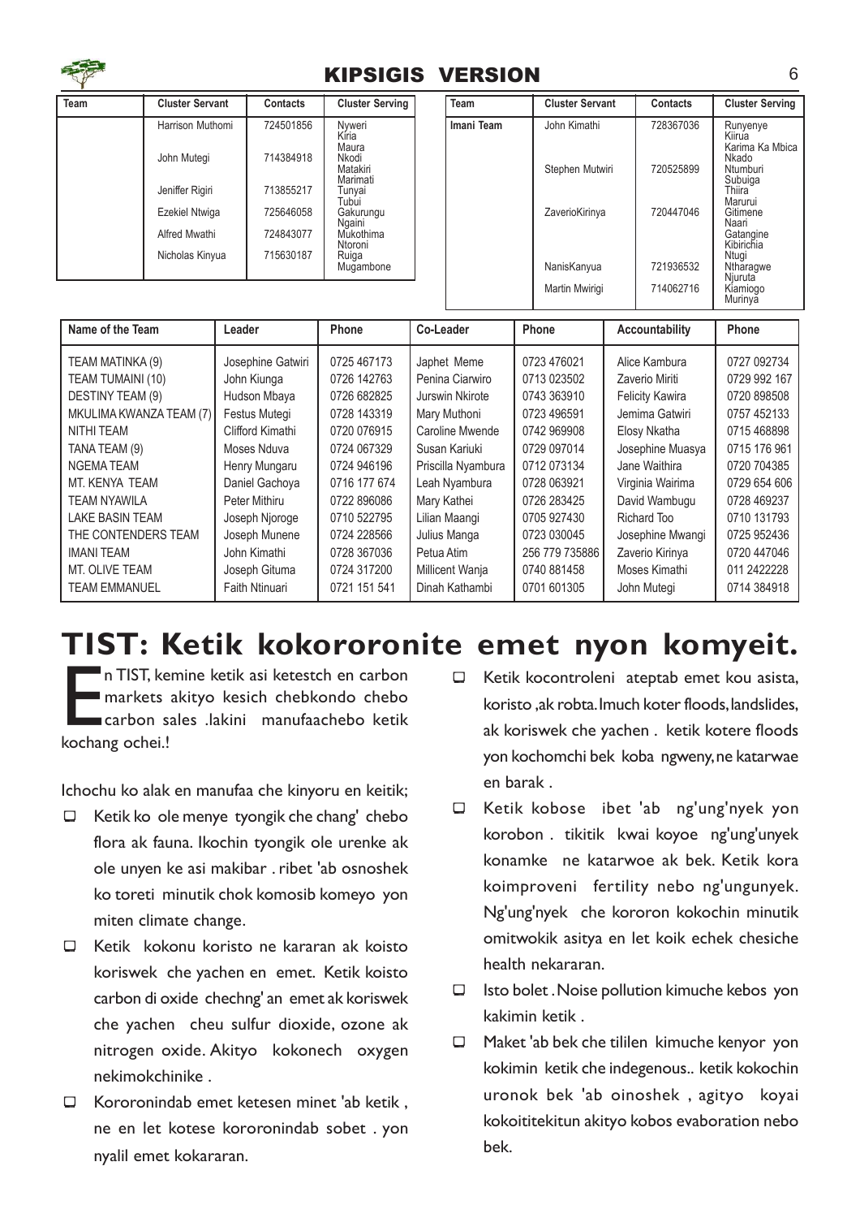## KIPSIGIS VERSION

| Team | Cluster Servant | Contacts | Cluster Serving |
|---|---|---|---|
| | Harrison Muthomi | 724501856 | Nyweri<br>Kiria<br>Maura |
| | John Mutegi | 714384918 | Nkodi<br>Matakiri<br>Marimati |
| | Jeniffer Rigiri | 713855217 | Tunyai<br>Tubui |
| | Ezekiel Ntwiga | 725646058 | Gakurungu<br>Ngaini |
| | Alfred Mwathi | 724843077 | Mukothima<br>Ntoroni |
| | Nicholas Kinyua | 715630187 | Ruiga<br>Mugambone |

| Team | Cluster Servant | Contacts | Cluster Serving |
|---|---|---|---|
| Imani Team | John Kimathi | 728367036 | Runyenye<br>Kiirua<br>Karima Ka Mbica<br>Nkado |
| | Stephen Mutwiri | 720525899 | Ntumburi<br>Subuiga<br>Thiira<br>Marurui |
| | ZaverioKirinya | 720447046 | Gitimene<br>Naari<br>Gatangine<br>Kibirichia<br>Ntugi |
| | NanisKanyua | 721936532 | Ntharagwe<br>Njuruta |
| | Martin Mwirigi | 714062716 | Kiamiogo<br>Murinya |

| Name of the Team | Leader | Phone | Co-Leader | Phone | Accountability | Phone |
|---|---|---|---|---|---|---|
| TEAM MATINKA (9) | Josephine Gatwiri | 0725 467173 | Japhet Meme | 0723 476021 | Alice Kambura | 0727 092734 |
| TEAM TUMAINI (10) | John Kiunga | 0726 142763 | Penina Ciarwiro | 0713 023502 | Zaverio Miriti | 0729 992 167 |
| DESTINY TEAM (9) | Hudson Mbaya | 0726 682825 | Jurswin Nkirote | 0743 363910 | Felicity Kawira | 0720 898508 |
| MKULIMA KWANZA TEAM (7) | Festus Mutegi | 0728 143319 | Mary Muthoni | 0723 496591 | Jemima Gatwiri | 0757 452133 |
| NITHI TEAM | Clifford Kimathi | 0720 076915 | Caroline Mwende | 0742 969908 | Elosy Nkatha | 0715 468898 |
| TANA TEAM (9) | Moses Nduva | 0724 067329 | Susan Kariuki | 0729 097014 | Josephine Muasya | 0715 176 961 |
| NGEMA TEAM | Henry Mungaru | 0724 946196 | Priscilla Nyambura | 0712 073134 | Jane Waithira | 0720 704385 |
| MT. KENYA TEAM | Daniel Gachoya | 0716 177 674 | Leah Nyambura | 0728 063921 | Virginia Wairima | 0729 654 606 |
| TEAM NYAWILA | Peter Mithiru | 0722 896086 | Mary Kathei | 0726 283425 | David Wambugu | 0728 469237 |
| LAKE BASIN TEAM | Joseph Njoroge | 0710 522795 | Lilian Maangi | 0705 927430 | Richard Too | 0710 131793 |
| THE CONTENDERS TEAM | Joseph Munene | 0724 228566 | Julius Manga | 0723 030045 | Josephine Mwangi | 0725 952436 |
| IMANI TEAM | John Kimathi | 0728 367036 | Petua Atim | 256 779 735886 | Zaverio Kirinya | 0720 447046 |
| MT. OLIVE TEAM | Joseph Gituma | 0724 317200 | Millicent Wanja | 0740 881458 | Moses Kimathi | 011 2422228 |
| TEAM EMMANUEL | Faith Ntinuari | 0721 151 541 | Dinah Kathambi | 0701 601305 | John Mutegi | 0714 384918 |

# TIST: Ketik kokororonite emet nyon komyeit.

En TIST, kemine ketik asi ketestch en carbon markets akityo kesich chebkondo chebo carbon sales .lakini manufaachebo ketik kochang ochei.!

Ichochu ko alak en manufaa che kinyoru en keitik;

- Ketik ko ole menye tyongik che chang' chebo flora ak fauna. Ikochin tyongik ole urenke ak ole unyen ke asi makibar . ribet 'ab osnoshek ko toreti minutik chok komosib komeyo yon miten climate change.
- Ketik kokonu koristo ne kararan ak koisto koriswek che yachen en emet. Ketik koisto carbon di oxide chechng' an emet ak koriswek che yachen cheu sulfur dioxide, ozone ak nitrogen oxide. Akityo kokonech oxygen nekimokchinike .
- Kororonindab emet ketesen minet 'ab ketik , ne en let kotese kororonindab sobet . yon nyalil emet kokararan.
- Ketik kocontroleni ateptab emet kou asista, koristo ,ak robta.Imuch koter floods,landslides, ak koriswek che yachen . ketik kotere floods yon kochomchi bek koba ngweny,ne katarwae en barak .
- Ketik kobose ibet 'ab ng'ung'nyek yon korobon . tikitik kwai koyoe ng'ung'unyek konamke ne katarwoe ak bek. Ketik kora koimproveni fertility nebo ng'ungunyek. Ng'ung'nyek che kororon kokochin minutik omitwokik asitya en let koik echek chesiche health nekararan.
- Isto bolet . Noise pollution kimuche kebos yon kakimin ketik .
- Maket 'ab bek che tililen kimuche kenyor yon kokimin ketik che indegenous.. ketik kokochin uronok bek 'ab oinoshek , agityo koyai kokoititekitun akityo kobos evaboration nebo bek.